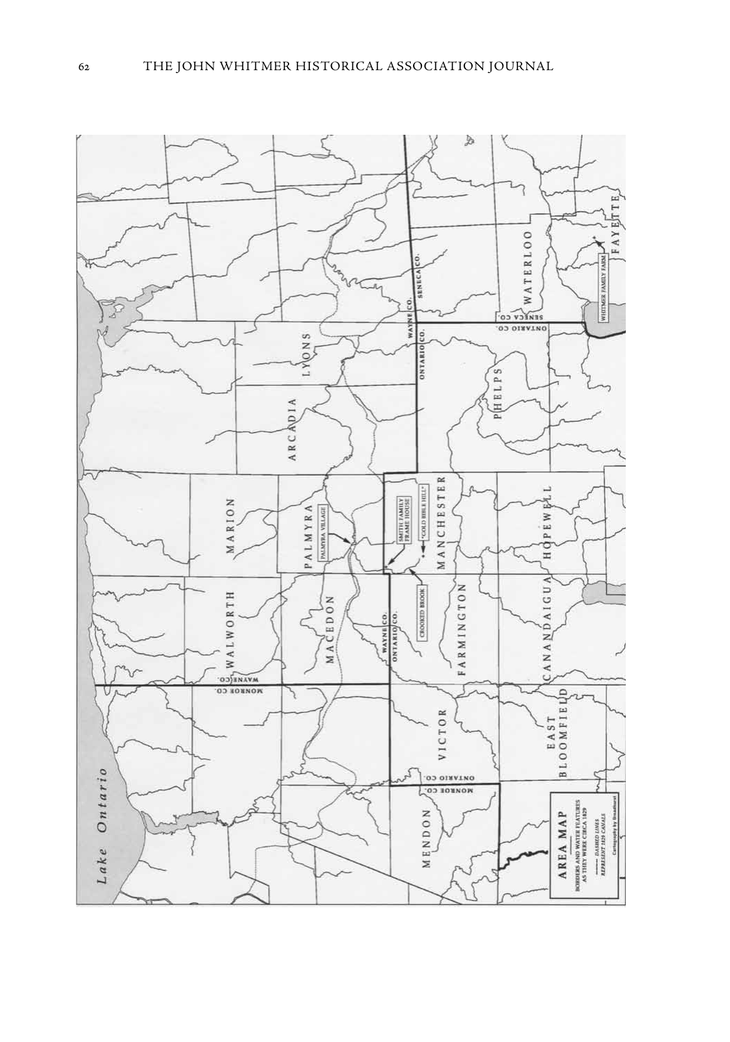**AREA MAP**

BORDERS AND WATER FEATURES AS THEY WERE CIRCA 1829

DASHED LINES REPRESENT 1829 CANALS

Cartography by Broadhurst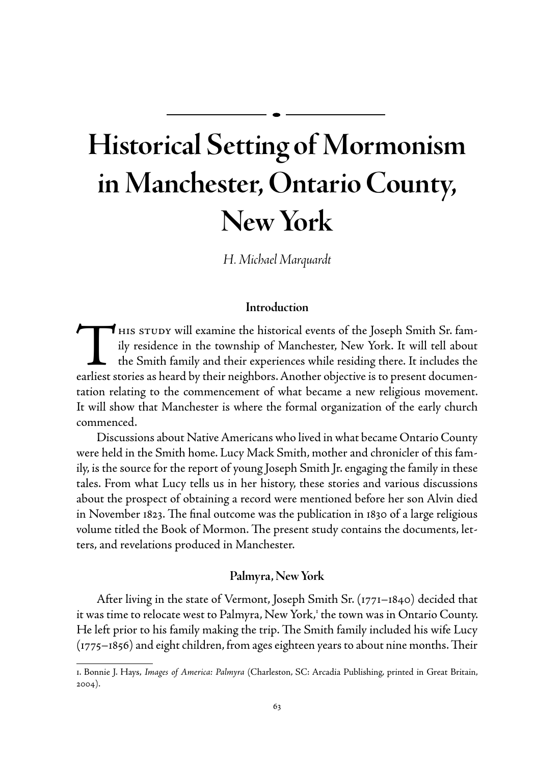# Historical Setting of Mormonism in Manchester, Ontario County, New York

*H. Michael Marquardt*

## Introduction

This study will examine the historical events of the Joseph Smith Sr. family residence in the township of Manchester, New York. It will tell about the Smith family and their experiences while residing there. It includes the earliest stories as heard by their neighbors. Another objective is to present documentation relating to the commencement of what became a new religious movement. It will show that Manchester is where the formal organization of the early church commenced.

Discussions about Native Americans who lived in what became Ontario County were held in the Smith home. Lucy Mack Smith, mother and chronicler of this family, is the source for the report of young Joseph Smith Jr. engaging the family in these tales. From what Lucy tells us in her history, these stories and various discussions about the prospect of obtaining a record were mentioned before her son Alvin died in November 1823. The final outcome was the publication in 1830 of a large religious volume titled the Book of Mormon. The present study contains the documents, letters, and revelations produced in Manchester.

## Palmyra, New York

After living in the state of Vermont, Joseph Smith Sr. (1771–1840) decided that it was time to relocate west to Palmyra, New York,[1] the town was in Ontario County. He left prior to his family making the trip. The Smith family included his wife Lucy (1775–1856) and eight children, from ages eighteen years to about nine months. Their

1. Bonnie J. Hays, *Images of America: Palmyra* (Charleston, SC: Arcadia Publishing, printed in Great Britain, 2004).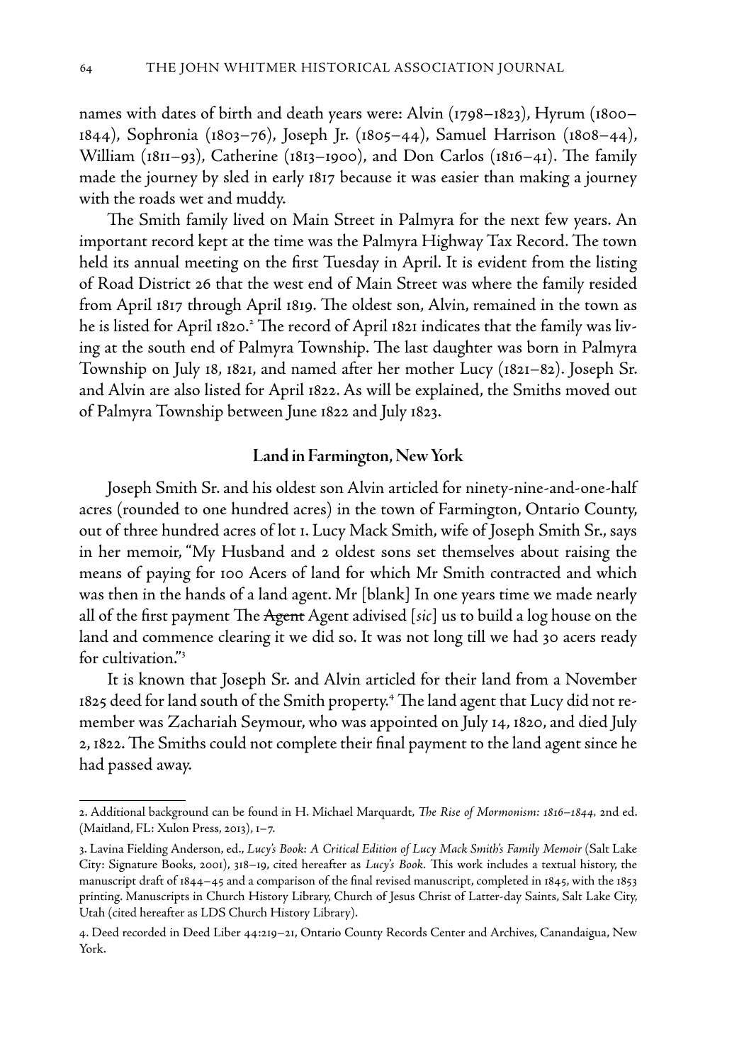names with dates of birth and death years were: Alvin (1798–1823), Hyrum (1800–1844), Sophronia (1803–76), Joseph Jr. (1805–44), Samuel Harrison (1808–44), William (1811–93), Catherine (1813–1900), and Don Carlos (1816–41). The family made the journey by sled in early 1817 because it was easier than making a journey with the roads wet and muddy.

The Smith family lived on Main Street in Palmyra for the next few years. An important record kept at the time was the Palmyra Highway Tax Record. The town held its annual meeting on the first Tuesday in April. It is evident from the listing of Road District 26 that the west end of Main Street was where the family resided from April 1817 through April 1819. The oldest son, Alvin, remained in the town as he is listed for April 1820.[2] The record of April 1821 indicates that the family was living at the south end of Palmyra Township. The last daughter was born in Palmyra Township on July 18, 1821, and named after her mother Lucy (1821–82). Joseph Sr. and Alvin are also listed for April 1822. As will be explained, the Smiths moved out of Palmyra Township between June 1822 and July 1823.

## Land in Farmington, New York

Joseph Smith Sr. and his oldest son Alvin articled for ninety-nine-and-one-half acres (rounded to one hundred acres) in the town of Farmington, Ontario County, out of three hundred acres of lot 1. Lucy Mack Smith, wife of Joseph Smith Sr., says in her memoir, "My Husband and 2 oldest sons set themselves about raising the means of paying for 100 Acers of land for which Mr Smith contracted and which was then in the hands of a land agent. Mr [blank] In one years time we made nearly all of the first payment The ~~Agent~~ Agent adivised [*sic*] us to build a log house on the land and commence clearing it we did so. It was not long till we had 30 acers ready for cultivation."[3]

It is known that Joseph Sr. and Alvin articled for their land from a November 1825 deed for land south of the Smith property.[4] The land agent that Lucy did not remember was Zachariah Seymour, who was appointed on July 14, 1820, and died July 2, 1822. The Smiths could not complete their final payment to the land agent since he had passed away.

---

2. Additional background can be found in H. Michael Marquardt, *The Rise of Mormonism: 1816–1844*, 2nd ed. (Maitland, FL: Xulon Press, 2013), 1–7.

3. Lavina Fielding Anderson, ed., *Lucy's Book: A Critical Edition of Lucy Mack Smith's Family Memoir* (Salt Lake City: Signature Books, 2001), 318–19, cited hereafter as *Lucy's Book*. This work includes a textual history, the manuscript draft of 1844–45 and a comparison of the final revised manuscript, completed in 1845, with the 1853 printing. Manuscripts in Church History Library, Church of Jesus Christ of Latter-day Saints, Salt Lake City, Utah (cited hereafter as LDS Church History Library).

4. Deed recorded in Deed Liber 44:219–21, Ontario County Records Center and Archives, Canandaigua, New York.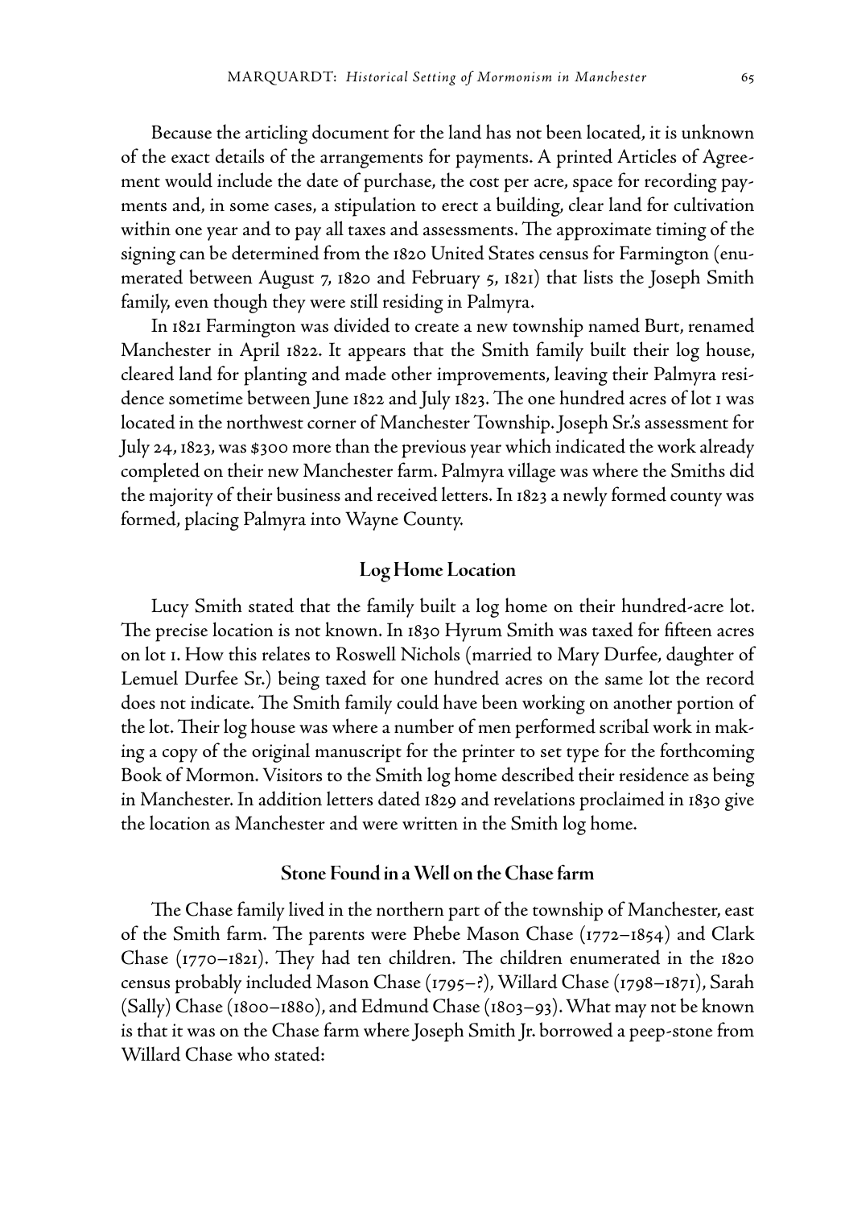Because the articling document for the land has not been located, it is unknown of the exact details of the arrangements for payments. A printed Articles of Agreement would include the date of purchase, the cost per acre, space for recording payments and, in some cases, a stipulation to erect a building, clear land for cultivation within one year and to pay all taxes and assessments. The approximate timing of the signing can be determined from the 1820 United States census for Farmington (enumerated between August 7, 1820 and February 5, 1821) that lists the Joseph Smith family, even though they were still residing in Palmyra.

In 1821 Farmington was divided to create a new township named Burt, renamed Manchester in April 1822. It appears that the Smith family built their log house, cleared land for planting and made other improvements, leaving their Palmyra residence sometime between June 1822 and July 1823. The one hundred acres of lot 1 was located in the northwest corner of Manchester Township. Joseph Sr.'s assessment for July 24, 1823, was $300 more than the previous year which indicated the work already completed on their new Manchester farm. Palmyra village was where the Smiths did the majority of their business and received letters. In 1823 a newly formed county was formed, placing Palmyra into Wayne County.

### Log Home Location

Lucy Smith stated that the family built a log home on their hundred-acre lot. The precise location is not known. In 1830 Hyrum Smith was taxed for fifteen acres on lot 1. How this relates to Roswell Nichols (married to Mary Durfee, daughter of Lemuel Durfee Sr.) being taxed for one hundred acres on the same lot the record does not indicate. The Smith family could have been working on another portion of the lot. Their log house was where a number of men performed scribal work in making a copy of the original manuscript for the printer to set type for the forthcoming Book of Mormon. Visitors to the Smith log home described their residence as being in Manchester. In addition letters dated 1829 and revelations proclaimed in 1830 give the location as Manchester and were written in the Smith log home.

### Stone Found in a Well on the Chase farm

The Chase family lived in the northern part of the township of Manchester, east of the Smith farm. The parents were Phebe Mason Chase (1772–1854) and Clark Chase (1770–1821). They had ten children. The children enumerated in the 1820 census probably included Mason Chase (1795–?), Willard Chase (1798–1871), Sarah (Sally) Chase (1800–1880), and Edmund Chase (1803–93). What may not be known is that it was on the Chase farm where Joseph Smith Jr. borrowed a peep-stone from Willard Chase who stated: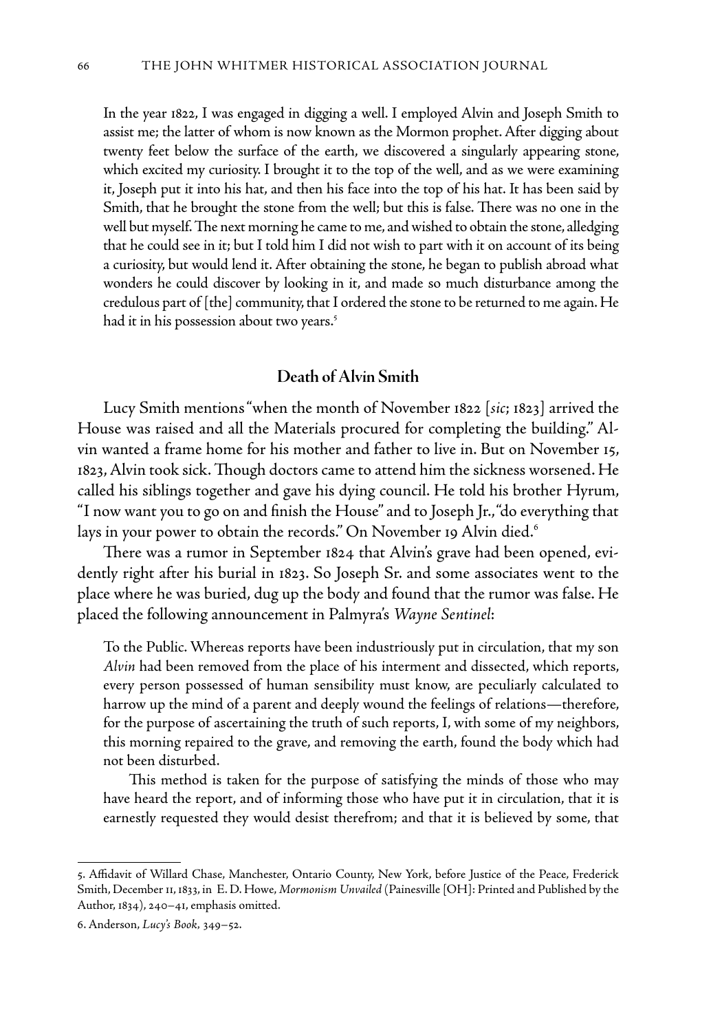> In the year 1822, I was engaged in digging a well. I employed Alvin and Joseph Smith to assist me; the latter of whom is now known as the Mormon prophet. After digging about twenty feet below the surface of the earth, we discovered a singularly appearing stone, which excited my curiosity. I brought it to the top of the well, and as we were examining it, Joseph put it into his hat, and then his face into the top of his hat. It has been said by Smith, that he brought the stone from the well; but this is false. There was no one in the well but myself. The next morning he came to me, and wished to obtain the stone, alledging that he could see in it; but I told him I did not wish to part with it on account of its being a curiosity, but would lend it. After obtaining the stone, he began to publish abroad what wonders he could discover by looking in it, and made so much disturbance among the credulous part of [the] community, that I ordered the stone to be returned to me again. He had it in his possession about two years.[5]

## Death of Alvin Smith

Lucy Smith mentions "when the month of November 1822 [*sic*; 1823] arrived the House was raised and all the Materials procured for completing the building." Alvin wanted a frame home for his mother and father to live in. But on November 15, 1823, Alvin took sick. Though doctors came to attend him the sickness worsened. He called his siblings together and gave his dying council. He told his brother Hyrum, "I now want you to go on and finish the House" and to Joseph Jr., "do everything that lays in your power to obtain the records." On November 19 Alvin died.[6]

There was a rumor in September 1824 that Alvin's grave had been opened, evidently right after his burial in 1823. So Joseph Sr. and some associates went to the place where he was buried, dug up the body and found that the rumor was false. He placed the following announcement in Palmyra's *Wayne Sentinel*:

> To the Public. Whereas reports have been industriously put in circulation, that my son *Alvin* had been removed from the place of his interment and dissected, which reports, every person possessed of human sensibility must know, are peculiarly calculated to harrow up the mind of a parent and deeply wound the feelings of relations—therefore, for the purpose of ascertaining the truth of such reports, I, with some of my neighbors, this morning repaired to the grave, and removing the earth, found the body which had not been disturbed.
>
> This method is taken for the purpose of satisfying the minds of those who may have heard the report, and of informing those who have put it in circulation, that it is earnestly requested they would desist therefrom; and that it is believed by some, that

---

5. Affidavit of Willard Chase, Manchester, Ontario County, New York, before Justice of the Peace, Frederick Smith, December 11, 1833, in E. D. Howe, *Mormonism Unvailed* (Painesville [OH]: Printed and Published by the Author, 1834), 240–41, emphasis omitted.

6. Anderson, *Lucy's Book*, 349–52.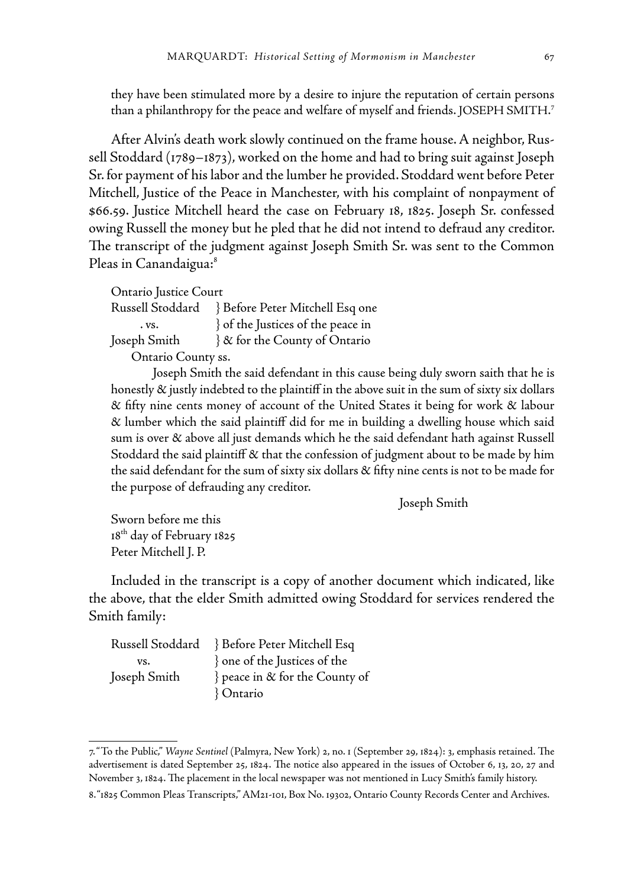they have been stimulated more by a desire to injure the reputation of certain persons than a philanthropy for the peace and welfare of myself and friends. JOSEPH SMITH.[7]

After Alvin's death work slowly continued on the frame house. A neighbor, Russell Stoddard (1789–1873), worked on the home and had to bring suit against Joseph Sr. for payment of his labor and the lumber he provided. Stoddard went before Peter Mitchell, Justice of the Peace in Manchester, with his complaint of nonpayment of $66.59. Justice Mitchell heard the case on February 18, 1825. Joseph Sr. confessed owing Russell the money but he pled that he did not intend to defraud any creditor. The transcript of the judgment against Joseph Smith Sr. was sent to the Common Pleas in Canandaigua:[8]

> Ontario Justice Court
> Russell Stoddard } Before Peter Mitchell Esq one
> . vs. } of the Justices of the peace in
> Joseph Smith } & for the County of Ontario
> Ontario County ss.
>
> Joseph Smith the said defendant in this cause being duly sworn saith that he is honestly & justly indebted to the plaintiff in the above suit in the sum of sixty six dollars & fifty nine cents money of account of the United States it being for work & labour & lumber which the said plaintiff did for me in building a dwelling house which said sum is over & above all just demands which he the said defendant hath against Russell Stoddard the said plaintiff & that the confession of judgment about to be made by him the said defendant for the sum of sixty six dollars & fifty nine cents is not to be made for the purpose of defrauding any creditor.
>
> Joseph Smith
>
> Sworn before me this
> 18th day of February 1825
> Peter Mitchell J. P.

Included in the transcript is a copy of another document which indicated, like the above, that the elder Smith admitted owing Stoddard for services rendered the Smith family:

> Russell Stoddard } Before Peter Mitchell Esq
> vs. } one of the Justices of the
> Joseph Smith } peace in & for the County of
> } Ontario

---

7. "To the Public," *Wayne Sentinel* (Palmyra, New York) 2, no. 1 (September 29, 1824): 3, emphasis retained. The advertisement is dated September 25, 1824. The notice also appeared in the issues of October 6, 13, 20, 27 and November 3, 1824. The placement in the local newspaper was not mentioned in Lucy Smith's family history.

8. "1825 Common Pleas Transcripts," AM21-101, Box No. 19302, Ontario County Records Center and Archives.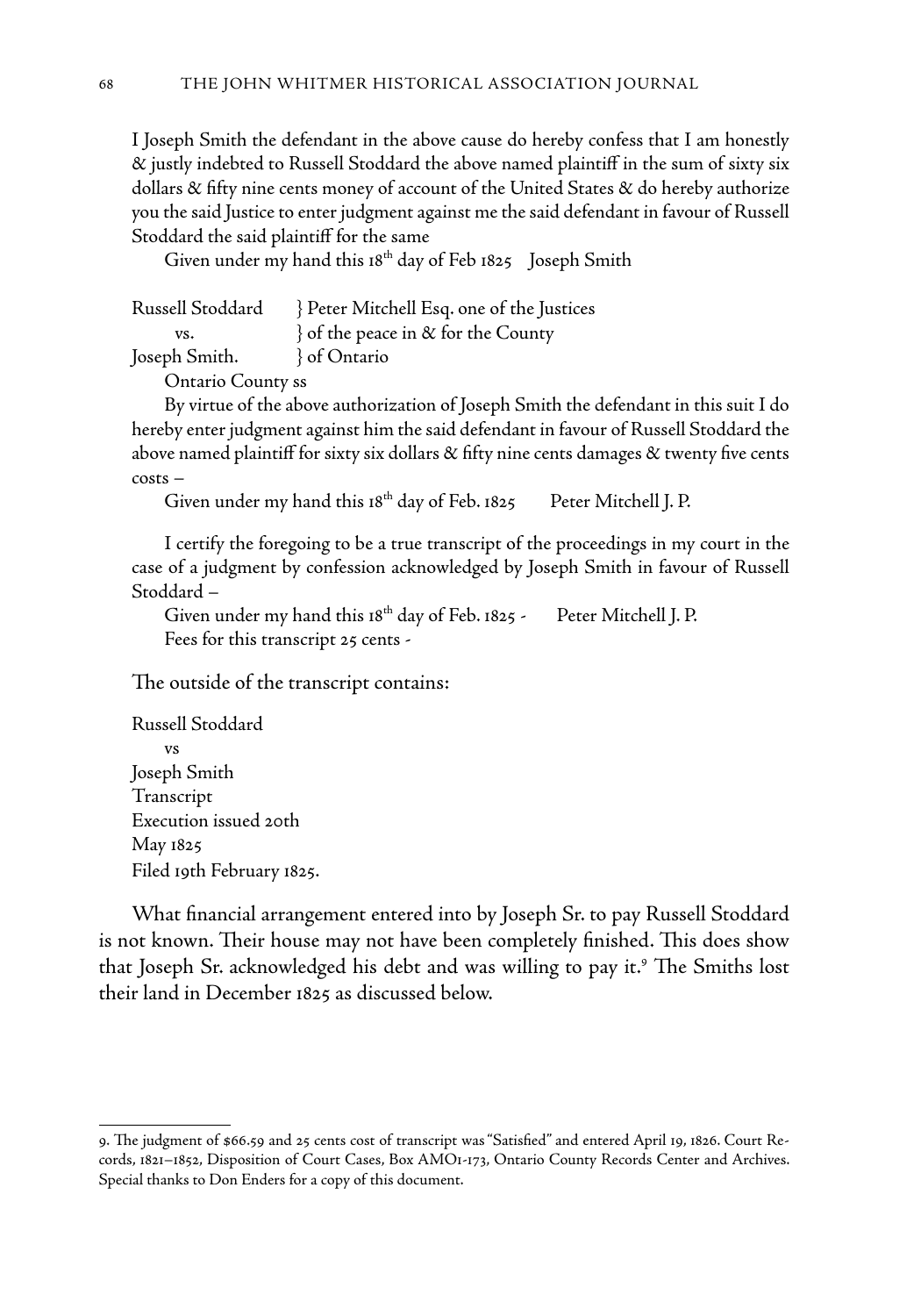I Joseph Smith the defendant in the above cause do hereby confess that I am honestly & justly indebted to Russell Stoddard the above named plaintiff in the sum of sixty six dollars & fifty nine cents money of account of the United States & do hereby authorize you the said Justice to enter judgment against me the said defendant in favour of Russell Stoddard the said plaintiff for the same

Given under my hand this 18th day of Feb 1825 Joseph Smith

Russell Stoddard } Peter Mitchell Esq. one of the Justices
vs. } of the peace in & for the County
Joseph Smith. } of Ontario

Ontario County ss

By virtue of the above authorization of Joseph Smith the defendant in this suit I do hereby enter judgment against him the said defendant in favour of Russell Stoddard the above named plaintiff for sixty six dollars & fifty nine cents damages & twenty five cents costs –

Given under my hand this 18th day of Feb. 1825 Peter Mitchell J. P.

I certify the foregoing to be a true transcript of the proceedings in my court in the case of a judgment by confession acknowledged by Joseph Smith in favour of Russell Stoddard –

Given under my hand this 18th day of Feb. 1825 - Peter Mitchell J. P.
Fees for this transcript 25 cents -

The outside of the transcript contains:

Russell Stoddard
vs
Joseph Smith
Transcript
Execution issued 20th
May 1825
Filed 19th February 1825.

What financial arrangement entered into by Joseph Sr. to pay Russell Stoddard is not known. Their house may not have been completely finished. This does show that Joseph Sr. acknowledged his debt and was willing to pay it.[9] The Smiths lost their land in December 1825 as discussed below.

---

9. The judgment of $66.59 and 25 cents cost of transcript was "Satisfied" and entered April 19, 1826. Court Records, 1821–1852, Disposition of Court Cases, Box AMO1-173, Ontario County Records Center and Archives. Special thanks to Don Enders for a copy of this document.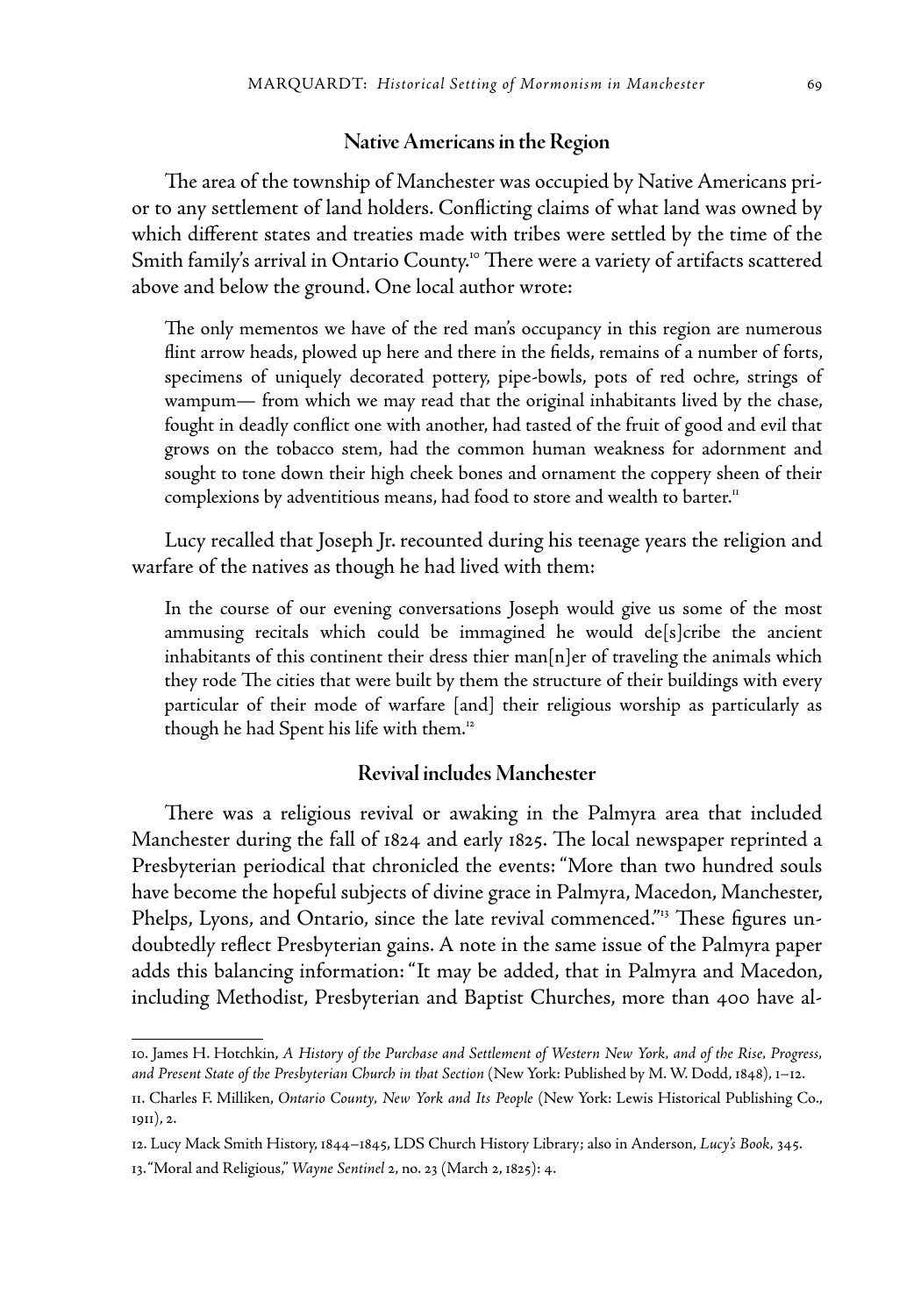## Native Americans in the Region

The area of the township of Manchester was occupied by Native Americans prior to any settlement of land holders. Conflicting claims of what land was owned by which different states and treaties made with tribes were settled by the time of the Smith family's arrival in Ontario County.[10] There were a variety of artifacts scattered above and below the ground. One local author wrote:

> The only mementos we have of the red man's occupancy in this region are numerous flint arrow heads, plowed up here and there in the fields, remains of a number of forts, specimens of uniquely decorated pottery, pipe-bowls, pots of red ochre, strings of wampum— from which we may read that the original inhabitants lived by the chase, fought in deadly conflict one with another, had tasted of the fruit of good and evil that grows on the tobacco stem, had the common human weakness for adornment and sought to tone down their high cheek bones and ornament the coppery sheen of their complexions by adventitious means, had food to store and wealth to barter.[11]

Lucy recalled that Joseph Jr. recounted during his teenage years the religion and warfare of the natives as though he had lived with them:

> In the course of our evening conversations Joseph would give us some of the most ammusing recitals which could be immagined he would de[s]cribe the ancient inhabitants of this continent their dress thier man[n]er of traveling the animals which they rode The cities that were built by them the structure of their buildings with every particular of their mode of warfare [and] their religious worship as particularly as though he had Spent his life with them.[12]

## Revival includes Manchester

There was a religious revival or awaking in the Palmyra area that included Manchester during the fall of 1824 and early 1825. The local newspaper reprinted a Presbyterian periodical that chronicled the events: "More than two hundred souls have become the hopeful subjects of divine grace in Palmyra, Macedon, Manchester, Phelps, Lyons, and Ontario, since the late revival commenced."[13] These figures undoubtedly reflect Presbyterian gains. A note in the same issue of the Palmyra paper adds this balancing information: "It may be added, that in Palmyra and Macedon, including Methodist, Presbyterian and Baptist Churches, more than 400 have al-

---

10. James H. Hotchkin, *A History of the Purchase and Settlement of Western New York, and of the Rise, Progress, and Present State of the Presbyterian Church in that Section* (New York: Published by M. W. Dodd, 1848), 1–12.

11. Charles F. Milliken, *Ontario County, New York and Its People* (New York: Lewis Historical Publishing Co., 1911), 2.

12. Lucy Mack Smith History, 1844–1845, LDS Church History Library; also in Anderson, *Lucy's Book*, 345.

13. "Moral and Religious," *Wayne Sentinel* 2, no. 23 (March 2, 1825): 4.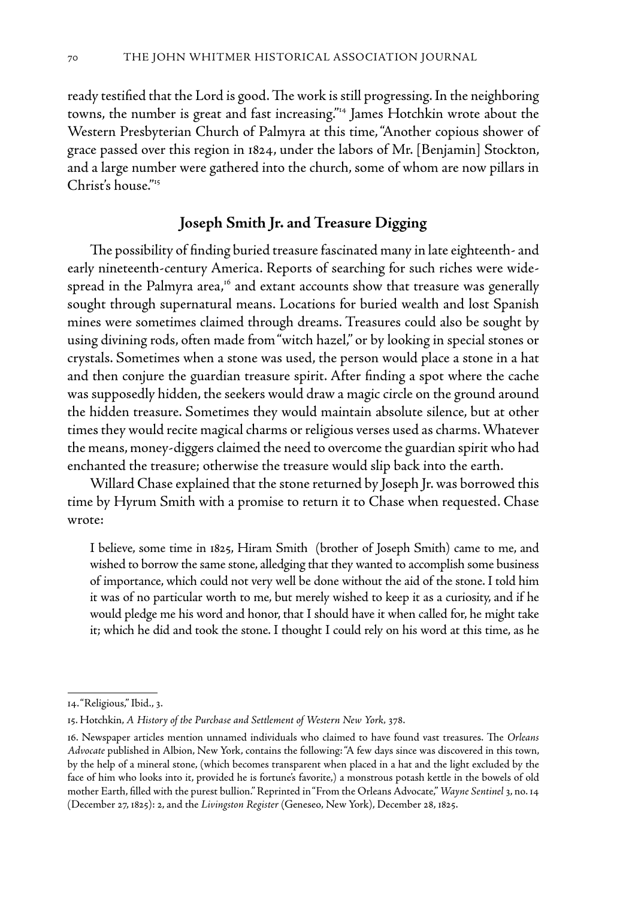ready testified that the Lord is good. The work is still progressing. In the neighboring towns, the number is great and fast increasing."[14] James Hotchkin wrote about the Western Presbyterian Church of Palmyra at this time, "Another copious shower of grace passed over this region in 1824, under the labors of Mr. [Benjamin] Stockton, and a large number were gathered into the church, some of whom are now pillars in Christ's house."[15]

## Joseph Smith Jr. and Treasure Digging

The possibility of finding buried treasure fascinated many in late eighteenth- and early nineteenth-century America. Reports of searching for such riches were widespread in the Palmyra area,[16] and extant accounts show that treasure was generally sought through supernatural means. Locations for buried wealth and lost Spanish mines were sometimes claimed through dreams. Treasures could also be sought by using divining rods, often made from "witch hazel," or by looking in special stones or crystals. Sometimes when a stone was used, the person would place a stone in a hat and then conjure the guardian treasure spirit. After finding a spot where the cache was supposedly hidden, the seekers would draw a magic circle on the ground around the hidden treasure. Sometimes they would maintain absolute silence, but at other times they would recite magical charms or religious verses used as charms. Whatever the means, money-diggers claimed the need to overcome the guardian spirit who had enchanted the treasure; otherwise the treasure would slip back into the earth.

Willard Chase explained that the stone returned by Joseph Jr. was borrowed this time by Hyrum Smith with a promise to return it to Chase when requested. Chase wrote:

> I believe, some time in 1825, Hiram Smith (brother of Joseph Smith) came to me, and wished to borrow the same stone, alledging that they wanted to accomplish some business of importance, which could not very well be done without the aid of the stone. I told him it was of no particular worth to me, but merely wished to keep it as a curiosity, and if he would pledge me his word and honor, that I should have it when called for, he might take it; which he did and took the stone. I thought I could rely on his word at this time, as he

---

14. "Religious," Ibid., 3.

15. Hotchkin, *A History of the Purchase and Settlement of Western New York*, 378.

16. Newspaper articles mention unnamed individuals who claimed to have found vast treasures. The *Orleans Advocate* published in Albion, New York, contains the following: "A few days since was discovered in this town, by the help of a mineral stone, (which becomes transparent when placed in a hat and the light excluded by the face of him who looks into it, provided he is fortune's favorite,) a monstrous potash kettle in the bowels of old mother Earth, filled with the purest bullion." Reprinted in "From the Orleans Advocate," *Wayne Sentinel* 3, no. 14 (December 27, 1825): 2, and the *Livingston Register* (Geneseo, New York), December 28, 1825.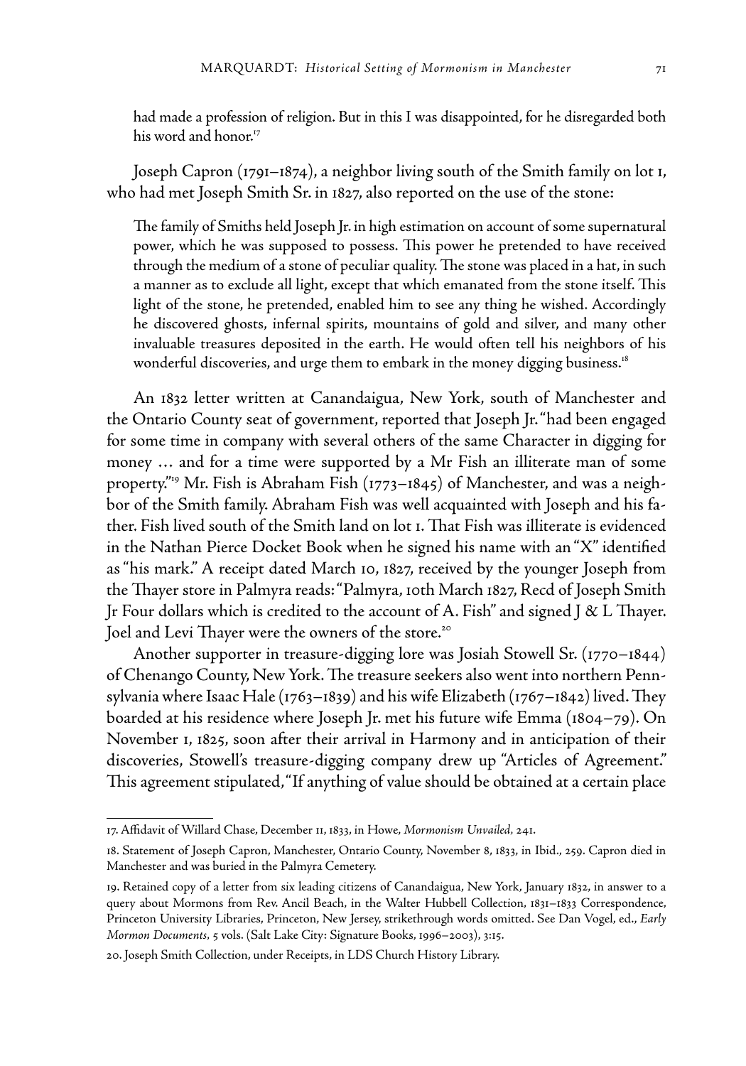had made a profession of religion. But in this I was disappointed, for he disregarded both his word and honor.[17]

Joseph Capron (1791–1874), a neighbor living south of the Smith family on lot 1, who had met Joseph Smith Sr. in 1827, also reported on the use of the stone:

> The family of Smiths held Joseph Jr. in high estimation on account of some supernatural power, which he was supposed to possess. This power he pretended to have received through the medium of a stone of peculiar quality. The stone was placed in a hat, in such a manner as to exclude all light, except that which emanated from the stone itself. This light of the stone, he pretended, enabled him to see any thing he wished. Accordingly he discovered ghosts, infernal spirits, mountains of gold and silver, and many other invaluable treasures deposited in the earth. He would often tell his neighbors of his wonderful discoveries, and urge them to embark in the money digging business.[18]

An 1832 letter written at Canandaigua, New York, south of Manchester and the Ontario County seat of government, reported that Joseph Jr. "had been engaged for some time in company with several others of the same Character in digging for money … and for a time were supported by a Mr Fish an illiterate man of some property."[19] Mr. Fish is Abraham Fish (1773–1845) of Manchester, and was a neighbor of the Smith family. Abraham Fish was well acquainted with Joseph and his father. Fish lived south of the Smith land on lot 1. That Fish was illiterate is evidenced in the Nathan Pierce Docket Book when he signed his name with an "X" identified as "his mark." A receipt dated March 10, 1827, received by the younger Joseph from the Thayer store in Palmyra reads: "Palmyra, 10th March 1827, Recd of Joseph Smith Jr Four dollars which is credited to the account of A. Fish" and signed J & L Thayer. Joel and Levi Thayer were the owners of the store.[20]

Another supporter in treasure-digging lore was Josiah Stowell Sr. (1770–1844) of Chenango County, New York. The treasure seekers also went into northern Pennsylvania where Isaac Hale (1763–1839) and his wife Elizabeth (1767–1842) lived. They boarded at his residence where Joseph Jr. met his future wife Emma (1804–79). On November 1, 1825, soon after their arrival in Harmony and in anticipation of their discoveries, Stowell's treasure-digging company drew up "Articles of Agreement." This agreement stipulated, "If anything of value should be obtained at a certain place

---

17. Affidavit of Willard Chase, December 11, 1833, in Howe, *Mormonism Unvailed*, 241.

18. Statement of Joseph Capron, Manchester, Ontario County, November 8, 1833, in Ibid., 259. Capron died in Manchester and was buried in the Palmyra Cemetery.

19. Retained copy of a letter from six leading citizens of Canandaigua, New York, January 1832, in answer to a query about Mormons from Rev. Ancil Beach, in the Walter Hubbell Collection, 1831–1833 Correspondence, Princeton University Libraries, Princeton, New Jersey, strikethrough words omitted. See Dan Vogel, ed., *Early Mormon Documents*, 5 vols. (Salt Lake City: Signature Books, 1996–2003), 3:15.

20. Joseph Smith Collection, under Receipts, in LDS Church History Library.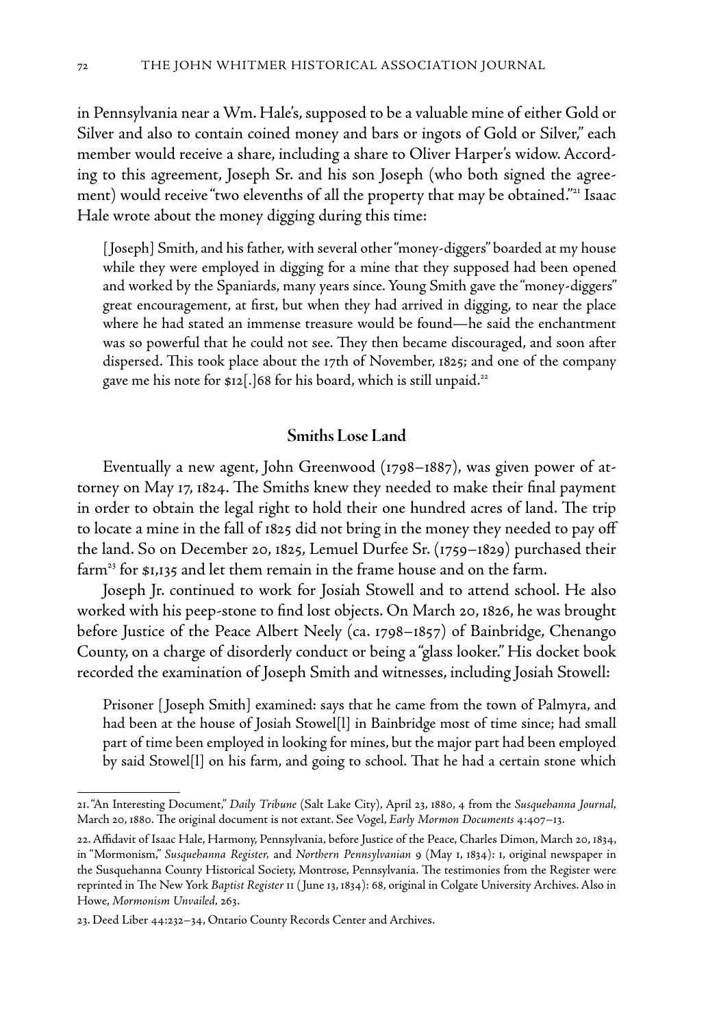in Pennsylvania near a Wm. Hale's, supposed to be a valuable mine of either Gold or Silver and also to contain coined money and bars or ingots of Gold or Silver," each member would receive a share, including a share to Oliver Harper's widow. According to this agreement, Joseph Sr. and his son Joseph (who both signed the agreement) would receive "two elevenths of all the property that may be obtained."[21] Isaac Hale wrote about the money digging during this time:

> [Joseph] Smith, and his father, with several other "money-diggers" boarded at my house while they were employed in digging for a mine that they supposed had been opened and worked by the Spaniards, many years since. Young Smith gave the "money-diggers" great encouragement, at first, but when they had arrived in digging, to near the place where he had stated an immense treasure would be found—he said the enchantment was so powerful that he could not see. They then became discouraged, and soon after dispersed. This took place about the 17th of November, 1825; and one of the company gave me his note for $12[.]68 for his board, which is still unpaid.[22]

## Smiths Lose Land

Eventually a new agent, John Greenwood (1798–1887), was given power of attorney on May 17, 1824. The Smiths knew they needed to make their final payment in order to obtain the legal right to hold their one hundred acres of land. The trip to locate a mine in the fall of 1825 did not bring in the money they needed to pay off the land. So on December 20, 1825, Lemuel Durfee Sr. (1759–1829) purchased their farm[23] for $1,135 and let them remain in the frame house and on the farm.

Joseph Jr. continued to work for Josiah Stowell and to attend school. He also worked with his peep-stone to find lost objects. On March 20, 1826, he was brought before Justice of the Peace Albert Neely (ca. 1798–1857) of Bainbridge, Chenango County, on a charge of disorderly conduct or being a "glass looker." His docket book recorded the examination of Joseph Smith and witnesses, including Josiah Stowell:

> Prisoner [Joseph Smith] examined: says that he came from the town of Palmyra, and had been at the house of Josiah Stowel[l] in Bainbridge most of time since; had small part of time been employed in looking for mines, but the major part had been employed by said Stowel[l] on his farm, and going to school. That he had a certain stone which

---

21. "An Interesting Document," *Daily Tribune* (Salt Lake City), April 23, 1880, 4 from the *Susquehanna Journal*, March 20, 1880. The original document is not extant. See Vogel, *Early Mormon Documents* 4:407–13.

22. Affidavit of Isaac Hale, Harmony, Pennsylvania, before Justice of the Peace, Charles Dimon, March 20, 1834, in "Mormonism," *Susquehanna Register,* and *Northern Pennsylvanian* 9 (May 1, 1834): 1, original newspaper in the Susquehanna County Historical Society, Montrose, Pennsylvania. The testimonies from the Register were reprinted in The New York *Baptist Register* 11 (June 13, 1834): 68, original in Colgate University Archives. Also in Howe, *Mormonism Unvailed*, 263.

23. Deed Liber 44:232–34, Ontario County Records Center and Archives.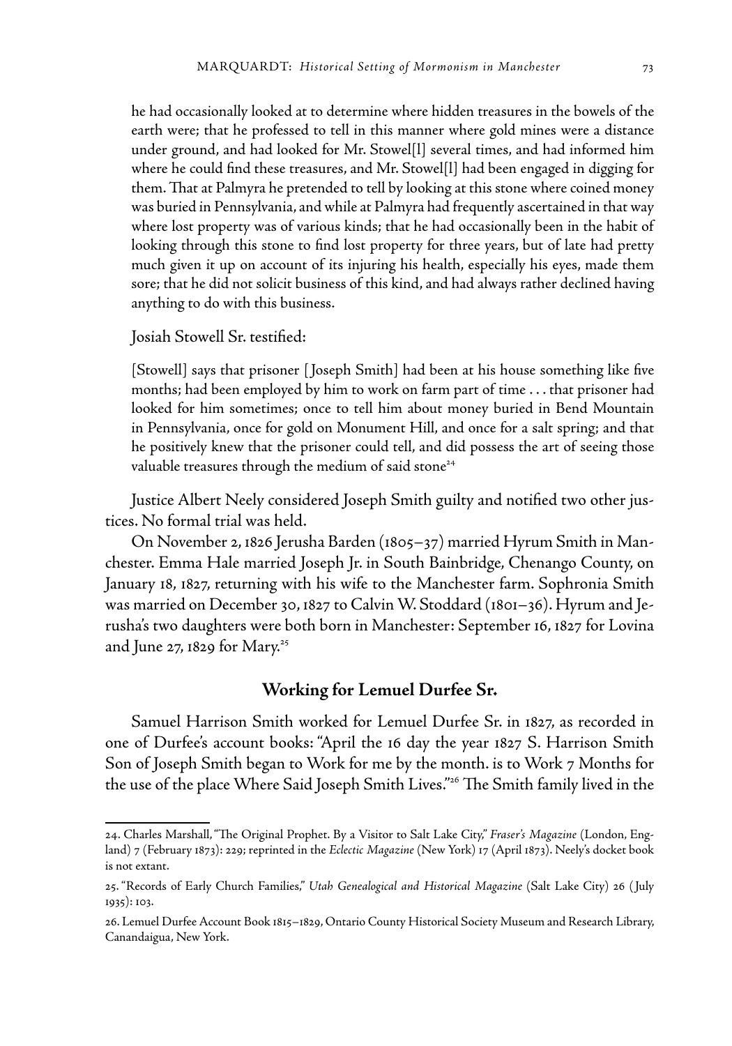he had occasionally looked at to determine where hidden treasures in the bowels of the earth were; that he professed to tell in this manner where gold mines were a distance under ground, and had looked for Mr. Stowel[l] several times, and had informed him where he could find these treasures, and Mr. Stowel[l] had been engaged in digging for them. That at Palmyra he pretended to tell by looking at this stone where coined money was buried in Pennsylvania, and while at Palmyra had frequently ascertained in that way where lost property was of various kinds; that he had occasionally been in the habit of looking through this stone to find lost property for three years, but of late had pretty much given it up on account of its injuring his health, especially his eyes, made them sore; that he did not solicit business of this kind, and had always rather declined having anything to do with this business.

Josiah Stowell Sr. testified:

> [Stowell] says that prisoner [Joseph Smith] had been at his house something like five months; had been employed by him to work on farm part of time . . . that prisoner had looked for him sometimes; once to tell him about money buried in Bend Mountain in Pennsylvania, once for gold on Monument Hill, and once for a salt spring; and that he positively knew that the prisoner could tell, and did possess the art of seeing those valuable treasures through the medium of said stone[24]

Justice Albert Neely considered Joseph Smith guilty and notified two other justices. No formal trial was held.

On November 2, 1826 Jerusha Barden (1805–37) married Hyrum Smith in Manchester. Emma Hale married Joseph Jr. in South Bainbridge, Chenango County, on January 18, 1827, returning with his wife to the Manchester farm. Sophronia Smith was married on December 30, 1827 to Calvin W. Stoddard (1801–36). Hyrum and Jerusha's two daughters were both born in Manchester: September 16, 1827 for Lovina and June 27, 1829 for Mary.[25]

## Working for Lemuel Durfee Sr.

Samuel Harrison Smith worked for Lemuel Durfee Sr. in 1827, as recorded in one of Durfee's account books: "April the 16 day the year 1827 S. Harrison Smith Son of Joseph Smith began to Work for me by the month. is to Work 7 Months for the use of the place Where Said Joseph Smith Lives."[26] The Smith family lived in the

---

24. Charles Marshall, "The Original Prophet. By a Visitor to Salt Lake City," *Fraser's Magazine* (London, England) 7 (February 1873): 229; reprinted in the *Eclectic Magazine* (New York) 17 (April 1873). Neely's docket book is not extant.

25. "Records of Early Church Families," *Utah Genealogical and Historical Magazine* (Salt Lake City) 26 (July 1935): 103.

26. Lemuel Durfee Account Book 1815–1829, Ontario County Historical Society Museum and Research Library, Canandaigua, New York.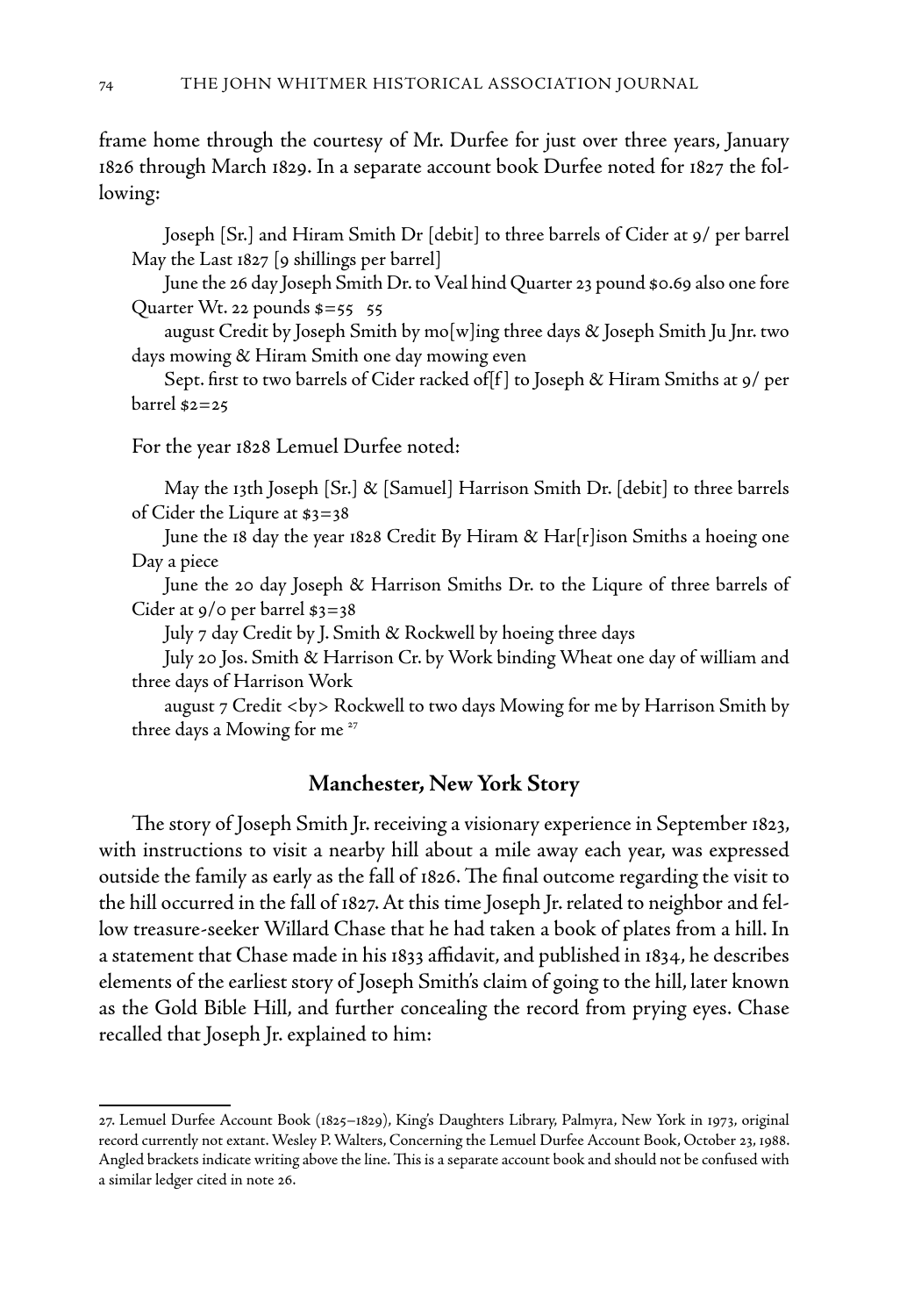frame home through the courtesy of Mr. Durfee for just over three years, January 1826 through March 1829. In a separate account book Durfee noted for 1827 the following:

> Joseph [Sr.] and Hiram Smith Dr [debit] to three barrels of Cider at 9/ per barrel May the Last 1827 [9 shillings per barrel]
>
> June the 26 day Joseph Smith Dr. to Veal hind Quarter 23 pound $0.69 also one fore Quarter Wt. 22 pounds $=55 55
>
> august Credit by Joseph Smith by mo[w]ing three days & Joseph Smith Ju Jnr. two days mowing & Hiram Smith one day mowing even
>
> Sept. first to two barrels of Cider racked of[f] to Joseph & Hiram Smiths at 9/ per barrel $2=25

For the year 1828 Lemuel Durfee noted:

> May the 13th Joseph [Sr.] & [Samuel] Harrison Smith Dr. [debit] to three barrels of Cider the Liqure at $3=38
>
> June the 18 day the year 1828 Credit By Hiram & Har[r]ison Smiths a hoeing one Day a piece
>
> June the 20 day Joseph & Harrison Smiths Dr. to the Liqure of three barrels of Cider at 9/0 per barrel $3=38
>
> July 7 day Credit by J. Smith & Rockwell by hoeing three days
>
> July 20 Jos. Smith & Harrison Cr. by Work binding Wheat one day of william and three days of Harrison Work
>
> august 7 Credit <by> Rockwell to two days Mowing for me by Harrison Smith by three days a Mowing for me [27]

## Manchester, New York Story

The story of Joseph Smith Jr. receiving a visionary experience in September 1823, with instructions to visit a nearby hill about a mile away each year, was expressed outside the family as early as the fall of 1826. The final outcome regarding the visit to the hill occurred in the fall of 1827. At this time Joseph Jr. related to neighbor and fellow treasure-seeker Willard Chase that he had taken a book of plates from a hill. In a statement that Chase made in his 1833 affidavit, and published in 1834, he describes elements of the earliest story of Joseph Smith's claim of going to the hill, later known as the Gold Bible Hill, and further concealing the record from prying eyes. Chase recalled that Joseph Jr. explained to him:

---

27. Lemuel Durfee Account Book (1825–1829), King's Daughters Library, Palmyra, New York in 1973, original record currently not extant. Wesley P. Walters, Concerning the Lemuel Durfee Account Book, October 23, 1988. Angled brackets indicate writing above the line. This is a separate account book and should not be confused with a similar ledger cited in note 26.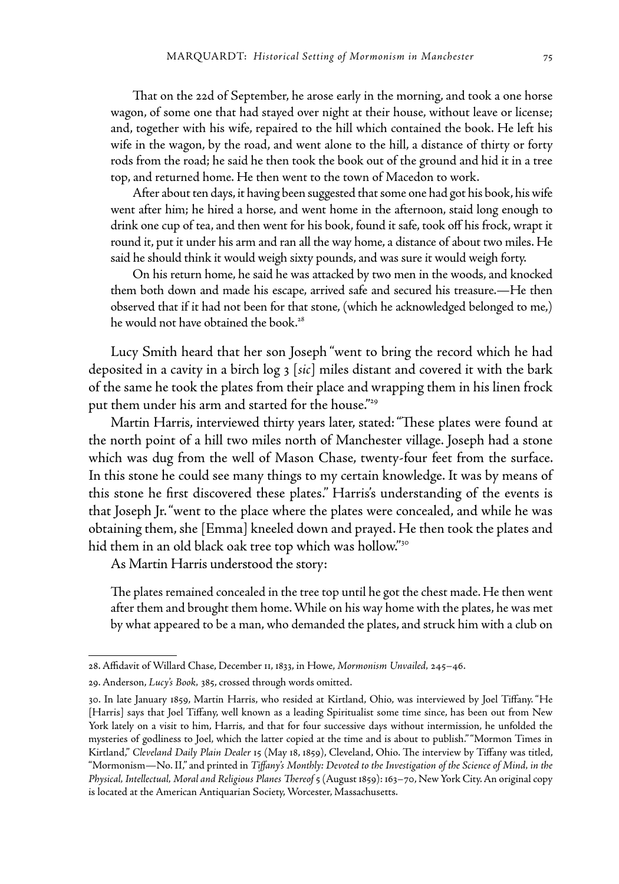That on the 22d of September, he arose early in the morning, and took a one horse wagon, of some one that had stayed over night at their house, without leave or license; and, together with his wife, repaired to the hill which contained the book. He left his wife in the wagon, by the road, and went alone to the hill, a distance of thirty or forty rods from the road; he said he then took the book out of the ground and hid it in a tree top, and returned home. He then went to the town of Macedon to work.

After about ten days, it having been suggested that some one had got his book, his wife went after him; he hired a horse, and went home in the afternoon, staid long enough to drink one cup of tea, and then went for his book, found it safe, took off his frock, wrapt it round it, put it under his arm and ran all the way home, a distance of about two miles. He said he should think it would weigh sixty pounds, and was sure it would weigh forty.

On his return home, he said he was attacked by two men in the woods, and knocked them both down and made his escape, arrived safe and secured his treasure.—He then observed that if it had not been for that stone, (which he acknowledged belonged to me,) he would not have obtained the book.[28]

Lucy Smith heard that her son Joseph "went to bring the record which he had deposited in a cavity in a birch log 3 [*sic*] miles distant and covered it with the bark of the same he took the plates from their place and wrapping them in his linen frock put them under his arm and started for the house."[29]

Martin Harris, interviewed thirty years later, stated: "These plates were found at the north point of a hill two miles north of Manchester village. Joseph had a stone which was dug from the well of Mason Chase, twenty-four feet from the surface. In this stone he could see many things to my certain knowledge. It was by means of this stone he first discovered these plates." Harris's understanding of the events is that Joseph Jr. "went to the place where the plates were concealed, and while he was obtaining them, she [Emma] kneeled down and prayed. He then took the plates and hid them in an old black oak tree top which was hollow."[30]

As Martin Harris understood the story:

> The plates remained concealed in the tree top until he got the chest made. He then went after them and brought them home. While on his way home with the plates, he was met by what appeared to be a man, who demanded the plates, and struck him with a club on

---

28. Affidavit of Willard Chase, December 11, 1833, in Howe, *Mormonism Unvailed,* 245–46.

29. Anderson, *Lucy's Book,* 385, crossed through words omitted.

30. In late January 1859, Martin Harris, who resided at Kirtland, Ohio, was interviewed by Joel Tiffany. "He [Harris] says that Joel Tiffany, well known as a leading Spiritualist some time since, has been out from New York lately on a visit to him, Harris, and that for four successive days without intermission, he unfolded the mysteries of godliness to Joel, which the latter copied at the time and is about to publish." "Mormon Times in Kirtland," *Cleveland Daily Plain Dealer* 15 (May 18, 1859), Cleveland, Ohio. The interview by Tiffany was titled, "Mormonism—No. II," and printed in *Tiffany's Monthly: Devoted to the Investigation of the Science of Mind, in the Physical, Intellectual, Moral and Religious Planes Thereof* 5 (August 1859): 163–70, New York City. An original copy is located at the American Antiquarian Society, Worcester, Massachusetts.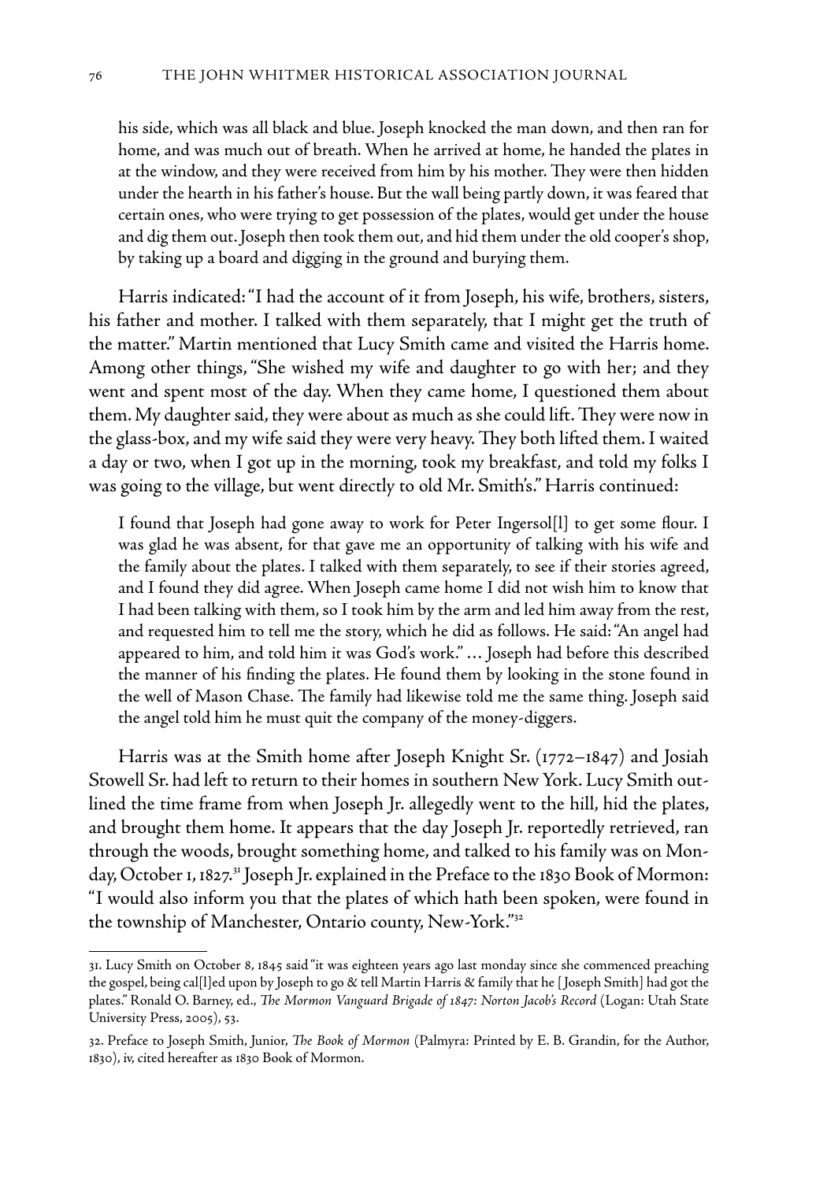his side, which was all black and blue. Joseph knocked the man down, and then ran for home, and was much out of breath. When he arrived at home, he handed the plates in at the window, and they were received from him by his mother. They were then hidden under the hearth in his father's house. But the wall being partly down, it was feared that certain ones, who were trying to get possession of the plates, would get under the house and dig them out. Joseph then took them out, and hid them under the old cooper's shop, by taking up a board and digging in the ground and burying them.

Harris indicated: "I had the account of it from Joseph, his wife, brothers, sisters, his father and mother. I talked with them separately, that I might get the truth of the matter." Martin mentioned that Lucy Smith came and visited the Harris home. Among other things, "She wished my wife and daughter to go with her; and they went and spent most of the day. When they came home, I questioned them about them. My daughter said, they were about as much as she could lift. They were now in the glass-box, and my wife said they were very heavy. They both lifted them. I waited a day or two, when I got up in the morning, took my breakfast, and told my folks I was going to the village, but went directly to old Mr. Smith's." Harris continued:

> I found that Joseph had gone away to work for Peter Ingersol[l] to get some flour. I was glad he was absent, for that gave me an opportunity of talking with his wife and the family about the plates. I talked with them separately, to see if their stories agreed, and I found they did agree. When Joseph came home I did not wish him to know that I had been talking with them, so I took him by the arm and led him away from the rest, and requested him to tell me the story, which he did as follows. He said: "An angel had appeared to him, and told him it was God's work." … Joseph had before this described the manner of his finding the plates. He found them by looking in the stone found in the well of Mason Chase. The family had likewise told me the same thing. Joseph said the angel told him he must quit the company of the money-diggers.

Harris was at the Smith home after Joseph Knight Sr. (1772–1847) and Josiah Stowell Sr. had left to return to their homes in southern New York. Lucy Smith outlined the time frame from when Joseph Jr. allegedly went to the hill, hid the plates, and brought them home. It appears that the day Joseph Jr. reportedly retrieved, ran through the woods, brought something home, and talked to his family was on Monday, October 1, 1827.[31] Joseph Jr. explained in the Preface to the 1830 Book of Mormon: "I would also inform you that the plates of which hath been spoken, were found in the township of Manchester, Ontario county, New-York."[32]

---

31. Lucy Smith on October 8, 1845 said "it was eighteen years ago last monday since she commenced preaching the gospel, being cal[l]ed upon by Joseph to go & tell Martin Harris & family that he [Joseph Smith] had got the plates." Ronald O. Barney, ed., *The Mormon Vanguard Brigade of 1847: Norton Jacob's Record* (Logan: Utah State University Press, 2005), 53.

32. Preface to Joseph Smith, Junior, *The Book of Mormon* (Palmyra: Printed by E. B. Grandin, for the Author, 1830), iv, cited hereafter as 1830 Book of Mormon.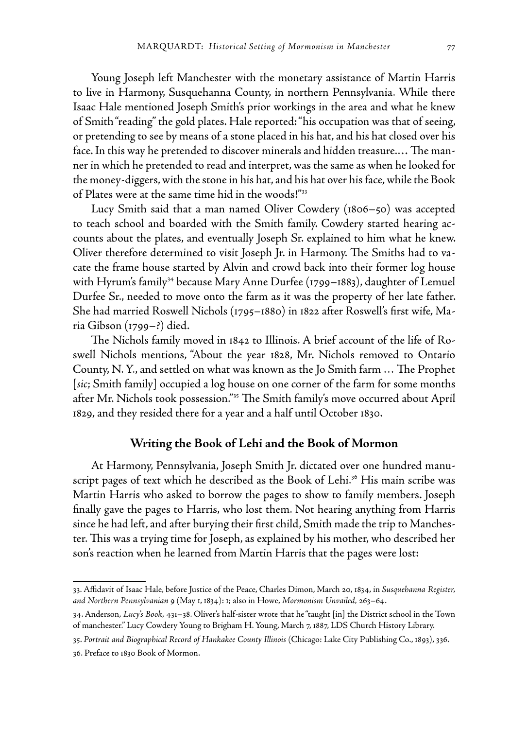Young Joseph left Manchester with the monetary assistance of Martin Harris to live in Harmony, Susquehanna County, in northern Pennsylvania. While there Isaac Hale mentioned Joseph Smith's prior workings in the area and what he knew of Smith "reading" the gold plates. Hale reported: "his occupation was that of seeing, or pretending to see by means of a stone placed in his hat, and his hat closed over his face. In this way he pretended to discover minerals and hidden treasure.… The manner in which he pretended to read and interpret, was the same as when he looked for the money-diggers, with the stone in his hat, and his hat over his face, while the Book of Plates were at the same time hid in the woods!"[33]

Lucy Smith said that a man named Oliver Cowdery (1806–50) was accepted to teach school and boarded with the Smith family. Cowdery started hearing accounts about the plates, and eventually Joseph Sr. explained to him what he knew. Oliver therefore determined to visit Joseph Jr. in Harmony. The Smiths had to vacate the frame house started by Alvin and crowd back into their former log house with Hyrum's family[34] because Mary Anne Durfee (1799–1883), daughter of Lemuel Durfee Sr., needed to move onto the farm as it was the property of her late father. She had married Roswell Nichols (1795–1880) in 1822 after Roswell's first wife, Maria Gibson (1799–?) died.

The Nichols family moved in 1842 to Illinois. A brief account of the life of Roswell Nichols mentions, "About the year 1828, Mr. Nichols removed to Ontario County, N. Y., and settled on what was known as the Jo Smith farm … The Prophet [*sic*; Smith family] occupied a log house on one corner of the farm for some months after Mr. Nichols took possession."[35] The Smith family's move occurred about April 1829, and they resided there for a year and a half until October 1830.

## Writing the Book of Lehi and the Book of Mormon

At Harmony, Pennsylvania, Joseph Smith Jr. dictated over one hundred manuscript pages of text which he described as the Book of Lehi.[36] His main scribe was Martin Harris who asked to borrow the pages to show to family members. Joseph finally gave the pages to Harris, who lost them. Not hearing anything from Harris since he had left, and after burying their first child, Smith made the trip to Manchester. This was a trying time for Joseph, as explained by his mother, who described her son's reaction when he learned from Martin Harris that the pages were lost:

---

33. Affidavit of Isaac Hale, before Justice of the Peace, Charles Dimon, March 20, 1834, in *Susquehanna Register, and Northern Pennsylvanian* 9 (May 1, 1834): 1; also in Howe, *Mormonism Unvailed*, 263–64.

34. Anderson, *Lucy's Book*, 431–38. Oliver's half-sister wrote that he "taught [in] the District school in the Town of manchester." Lucy Cowdery Young to Brigham H. Young, March 7, 1887, LDS Church History Library.

35. *Portrait and Biographical Record of Hankakee County Illinois* (Chicago: Lake City Publishing Co., 1893), 336.

36. Preface to 1830 Book of Mormon.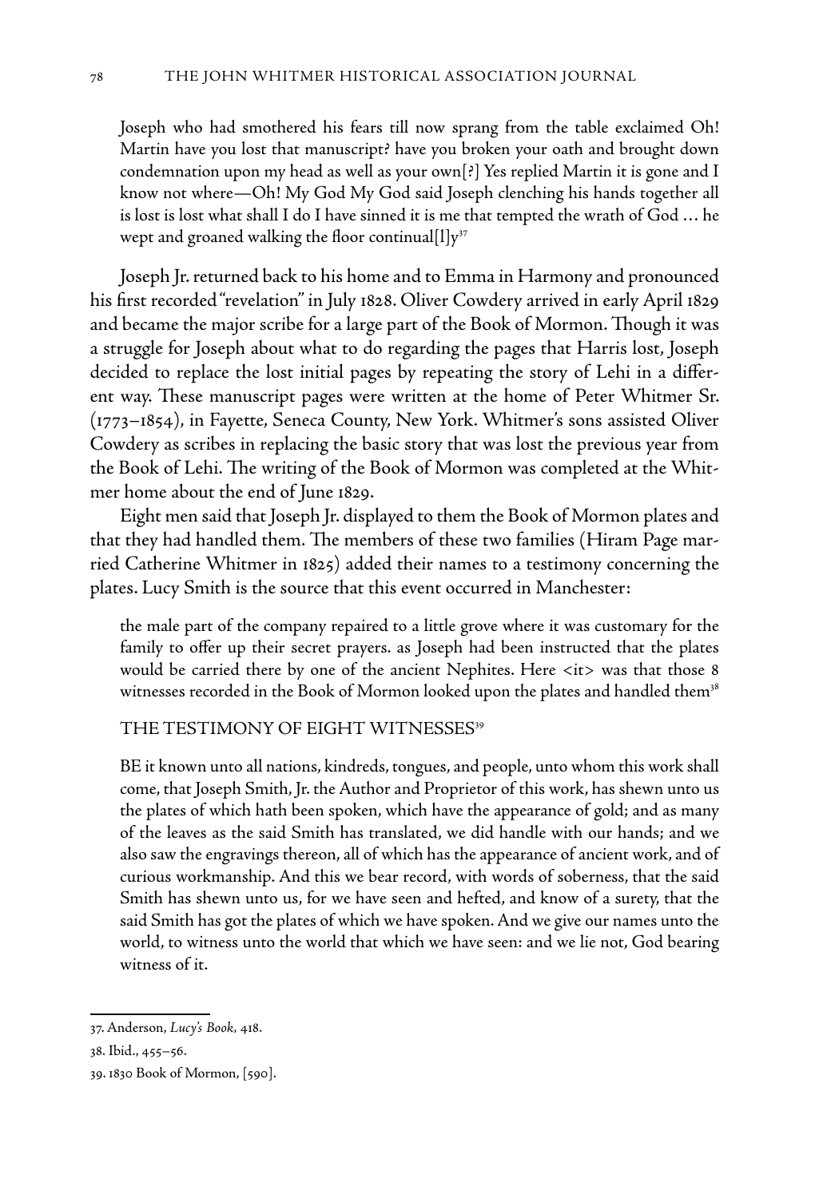> Joseph who had smothered his fears till now sprang from the table exclaimed Oh! Martin have you lost that manuscript? have you broken your oath and brought down condemnation upon my head as well as your own[?] Yes replied Martin it is gone and I know not where—Oh! My God My God said Joseph clenching his hands together all is lost is lost what shall I do I have sinned it is me that tempted the wrath of God … he wept and groaned walking the floor continual[l]y[37]

Joseph Jr. returned back to his home and to Emma in Harmony and pronounced his first recorded "revelation" in July 1828. Oliver Cowdery arrived in early April 1829 and became the major scribe for a large part of the Book of Mormon. Though it was a struggle for Joseph about what to do regarding the pages that Harris lost, Joseph decided to replace the lost initial pages by repeating the story of Lehi in a different way. These manuscript pages were written at the home of Peter Whitmer Sr. (1773–1854), in Fayette, Seneca County, New York. Whitmer's sons assisted Oliver Cowdery as scribes in replacing the basic story that was lost the previous year from the Book of Lehi. The writing of the Book of Mormon was completed at the Whitmer home about the end of June 1829.

Eight men said that Joseph Jr. displayed to them the Book of Mormon plates and that they had handled them. The members of these two families (Hiram Page married Catherine Whitmer in 1825) added their names to a testimony concerning the plates. Lucy Smith is the source that this event occurred in Manchester:

> the male part of the company repaired to a little grove where it was customary for the family to offer up their secret prayers. as Joseph had been instructed that the plates would be carried there by one of the ancient Nephites. Here <it> was that those 8 witnesses recorded in the Book of Mormon looked upon the plates and handled them[38]

> THE TESTIMONY OF EIGHT WITNESSES[39]
>
> BE it known unto all nations, kindreds, tongues, and people, unto whom this work shall come, that Joseph Smith, Jr. the Author and Proprietor of this work, has shewn unto us the plates of which hath been spoken, which have the appearance of gold; and as many of the leaves as the said Smith has translated, we did handle with our hands; and we also saw the engravings thereon, all of which has the appearance of ancient work, and of curious workmanship. And this we bear record, with words of soberness, that the said Smith has shewn unto us, for we have seen and hefted, and know of a surety, that the said Smith has got the plates of which we have spoken. And we give our names unto the world, to witness unto the world that which we have seen: and we lie not, God bearing witness of it.

---

37. Anderson, *Lucy's Book,* 418.

38. Ibid., 455–56.

39. 1830 Book of Mormon, [590].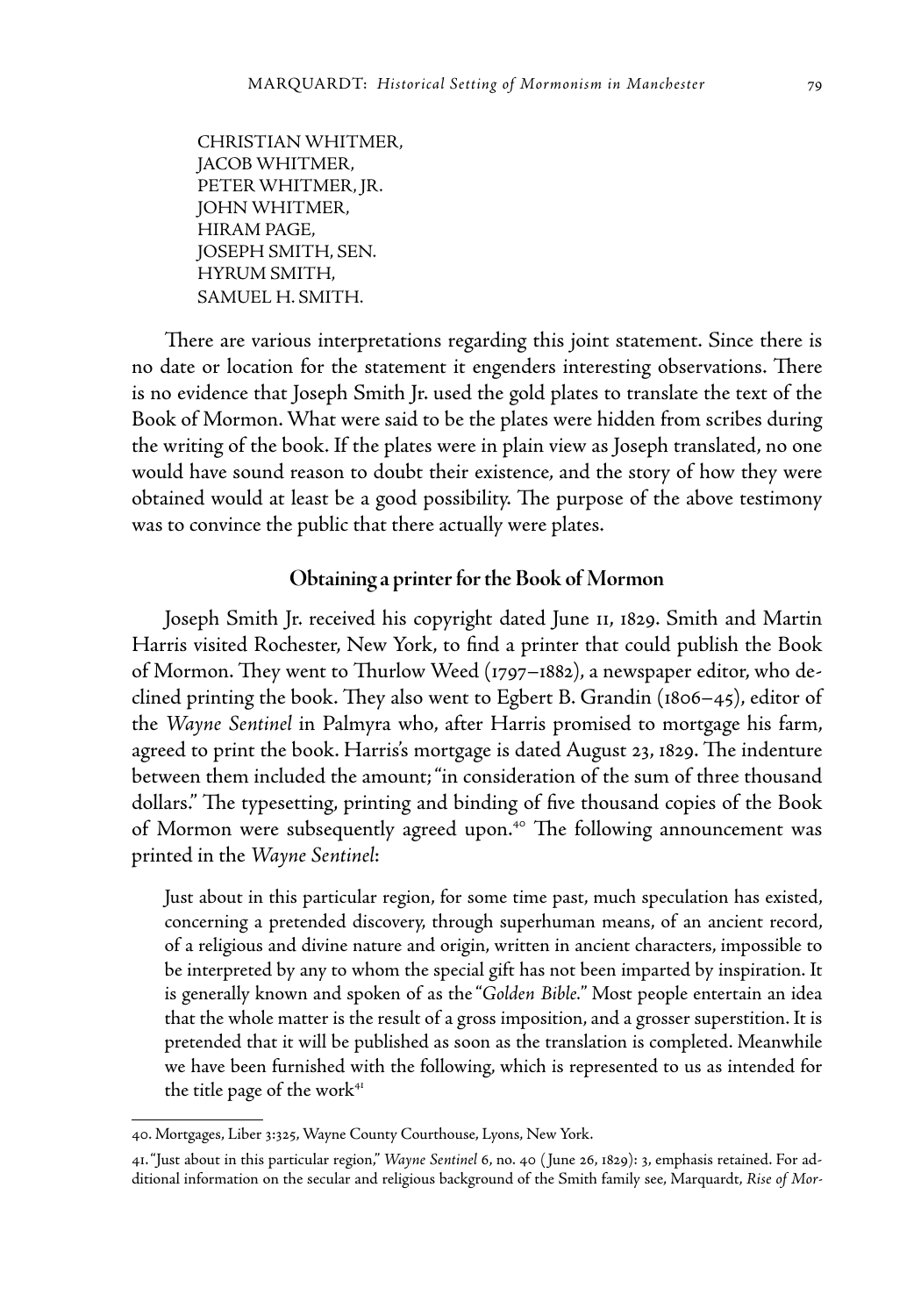CHRISTIAN WHITMER,  
JACOB WHITMER,  
PETER WHITMER, JR.  
JOHN WHITMER,  
HIRAM PAGE,  
JOSEPH SMITH, SEN.  
HYRUM SMITH,  
SAMUEL H. SMITH.

There are various interpretations regarding this joint statement. Since there is no date or location for the statement it engenders interesting observations. There is no evidence that Joseph Smith Jr. used the gold plates to translate the text of the Book of Mormon. What were said to be the plates were hidden from scribes during the writing of the book. If the plates were in plain view as Joseph translated, no one would have sound reason to doubt their existence, and the story of how they were obtained would at least be a good possibility. The purpose of the above testimony was to convince the public that there actually were plates.

### Obtaining a printer for the Book of Mormon

Joseph Smith Jr. received his copyright dated June 11, 1829. Smith and Martin Harris visited Rochester, New York, to find a printer that could publish the Book of Mormon. They went to Thurlow Weed (1797–1882), a newspaper editor, who declined printing the book. They also went to Egbert B. Grandin (1806–45), editor of the *Wayne Sentinel* in Palmyra who, after Harris promised to mortgage his farm, agreed to print the book. Harris's mortgage is dated August 23, 1829. The indenture between them included the amount; "in consideration of the sum of three thousand dollars." The typesetting, printing and binding of five thousand copies of the Book of Mormon were subsequently agreed upon.[40] The following announcement was printed in the *Wayne Sentinel*:

> Just about in this particular region, for some time past, much speculation has existed, concerning a pretended discovery, through superhuman means, of an ancient record, of a religious and divine nature and origin, written in ancient characters, impossible to be interpreted by any to whom the special gift has not been imparted by inspiration. It is generally known and spoken of as the "*Golden Bible.*" Most people entertain an idea that the whole matter is the result of a gross imposition, and a grosser superstition. It is pretended that it will be published as soon as the translation is completed. Meanwhile we have been furnished with the following, which is represented to us as intended for the title page of the work[41]

---

40. Mortgages, Liber 3:325, Wayne County Courthouse, Lyons, New York.

41. "Just about in this particular region," *Wayne Sentinel* 6, no. 40 (June 26, 1829): 3, emphasis retained. For additional information on the secular and religious background of the Smith family see, Marquardt, *Rise of Mor-*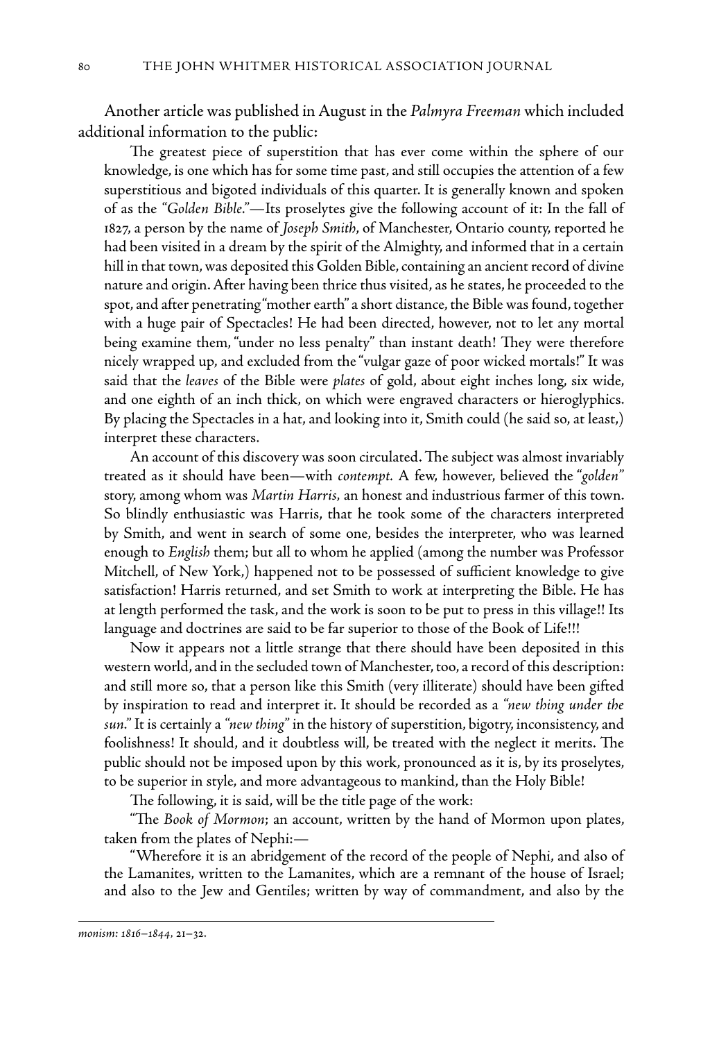Another article was published in August in the *Palmyra Freeman* which included additional information to the public:

> The greatest piece of superstition that has ever come within the sphere of our knowledge, is one which has for some time past, and still occupies the attention of a few superstitious and bigoted individuals of this quarter. It is generally known and spoken of as the *"Golden Bible."*—Its proselytes give the following account of it: In the fall of 1827, a person by the name of *Joseph Smith*, of Manchester, Ontario county, reported he had been visited in a dream by the spirit of the Almighty, and informed that in a certain hill in that town, was deposited this Golden Bible, containing an ancient record of divine nature and origin. After having been thrice thus visited, as he states, he proceeded to the spot, and after penetrating "mother earth" a short distance, the Bible was found, together with a huge pair of Spectacles! He had been directed, however, not to let any mortal being examine them, "under no less penalty" than instant death! They were therefore nicely wrapped up, and excluded from the "vulgar gaze of poor wicked mortals!" It was said that the *leaves* of the Bible were *plates* of gold, about eight inches long, six wide, and one eighth of an inch thick, on which were engraved characters or hieroglyphics. By placing the Spectacles in a hat, and looking into it, Smith could (he said so, at least,) interpret these characters.
>
> An account of this discovery was soon circulated. The subject was almost invariably treated as it should have been—with *contempt*. A few, however, believed the "*golden*" story, among whom was *Martin Harris*, an honest and industrious farmer of this town. So blindly enthusiastic was Harris, that he took some of the characters interpreted by Smith, and went in search of some one, besides the interpreter, who was learned enough to *English* them; but all to whom he applied (among the number was Professor Mitchell, of New York,) happened not to be possessed of sufficient knowledge to give satisfaction! Harris returned, and set Smith to work at interpreting the Bible. He has at length performed the task, and the work is soon to be put to press in this village!! Its language and doctrines are said to be far superior to those of the Book of Life!!!
>
> Now it appears not a little strange that there should have been deposited in this western world, and in the secluded town of Manchester, too, a record of this description: and still more so, that a person like this Smith (very illiterate) should have been gifted by inspiration to read and interpret it. It should be recorded as a *"new thing under the sun."* It is certainly a *"new thing"* in the history of superstition, bigotry, inconsistency, and foolishness! It should, and it doubtless will, be treated with the neglect it merits. The public should not be imposed upon by this work, pronounced as it is, by its proselytes, to be superior in style, and more advantageous to mankind, than the Holy Bible!
>
> The following, it is said, will be the title page of the work:
>
> "The *Book of Mormon*; an account, written by the hand of Mormon upon plates, taken from the plates of Nephi:—
>
> "Wherefore it is an abridgement of the record of the people of Nephi, and also of the Lamanites, written to the Lamanites, which are a remnant of the house of Israel; and also to the Jew and Gentiles; written by way of commandment, and also by the

---

*monism: 1816–1844*, 21–32.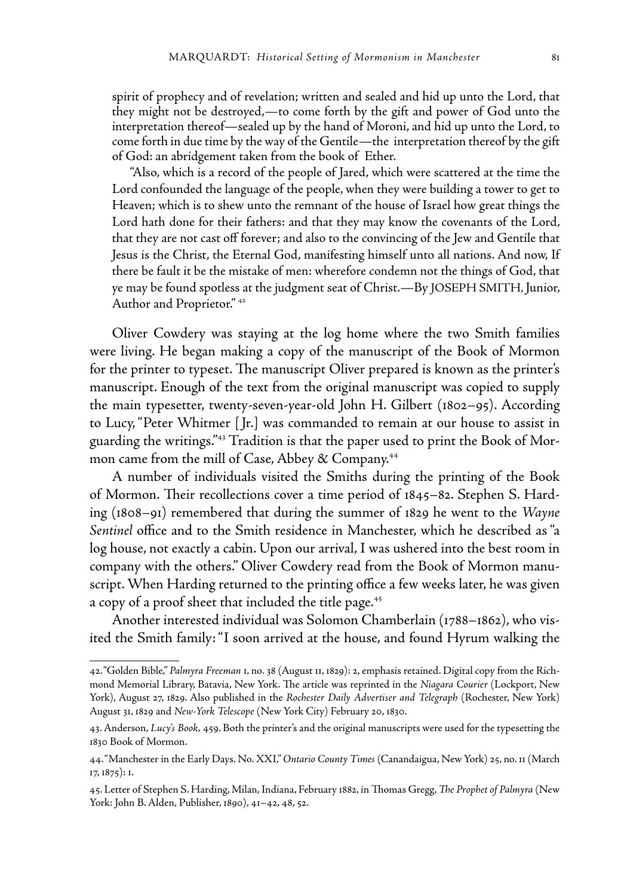spirit of prophecy and of revelation; written and sealed and hid up unto the Lord, that they might not be destroyed,—to come forth by the gift and power of God unto the interpretation thereof—sealed up by the hand of Moroni, and hid up unto the Lord, to come forth in due time by the way of the Gentile—the interpretation thereof by the gift of God: an abridgement taken from the book of Ether.

"Also, which is a record of the people of Jared, which were scattered at the time the Lord confounded the language of the people, when they were building a tower to get to Heaven; which is to shew unto the remnant of the house of Israel how great things the Lord hath done for their fathers: and that they may know the covenants of the Lord, that they are not cast off forever; and also to the convincing of the Jew and Gentile that Jesus is the Christ, the Eternal God, manifesting himself unto all nations. And now, If there be fault it be the mistake of men: wherefore condemn not the things of God, that ye may be found spotless at the judgment seat of Christ.—By JOSEPH SMITH, Junior, Author and Proprietor."[42]

Oliver Cowdery was staying at the log home where the two Smith families were living. He began making a copy of the manuscript of the Book of Mormon for the printer to typeset. The manuscript Oliver prepared is known as the printer's manuscript. Enough of the text from the original manuscript was copied to supply the main typesetter, twenty-seven-year-old John H. Gilbert (1802–95). According to Lucy, "Peter Whitmer [Jr.] was commanded to remain at our house to assist in guarding the writings."[43] Tradition is that the paper used to print the Book of Mormon came from the mill of Case, Abbey & Company.[44]

A number of individuals visited the Smiths during the printing of the Book of Mormon. Their recollections cover a time period of 1845–82. Stephen S. Harding (1808–91) remembered that during the summer of 1829 he went to the *Wayne Sentinel* office and to the Smith residence in Manchester, which he described as "a log house, not exactly a cabin. Upon our arrival, I was ushered into the best room in company with the others." Oliver Cowdery read from the Book of Mormon manuscript. When Harding returned to the printing office a few weeks later, he was given a copy of a proof sheet that included the title page.[45]

Another interested individual was Solomon Chamberlain (1788–1862), who visited the Smith family: "I soon arrived at the house, and found Hyrum walking the

---

42. "Golden Bible," *Palmyra Freeman* 1, no. 38 (August 11, 1829): 2, emphasis retained. Digital copy from the Richmond Memorial Library, Batavia, New York. The article was reprinted in the *Niagara Courier* (Lockport, New York), August 27, 1829. Also published in the *Rochester Daily Advertiser and Telegraph* (Rochester, New York) August 31, 1829 and *New-York Telescope* (New York City) February 20, 1830.

43. Anderson, *Lucy's Book*, 459. Both the printer's and the original manuscripts were used for the typesetting the 1830 Book of Mormon.

44. "Manchester in the Early Days. No. XXI," *Ontario County Times* (Canandaigua, New York) 25, no. 11 (March 17, 1875): 1.

45. Letter of Stephen S. Harding, Milan, Indiana, February 1882, in Thomas Gregg, *The Prophet of Palmyra* (New York: John B. Alden, Publisher, 1890), 41–42, 48, 52.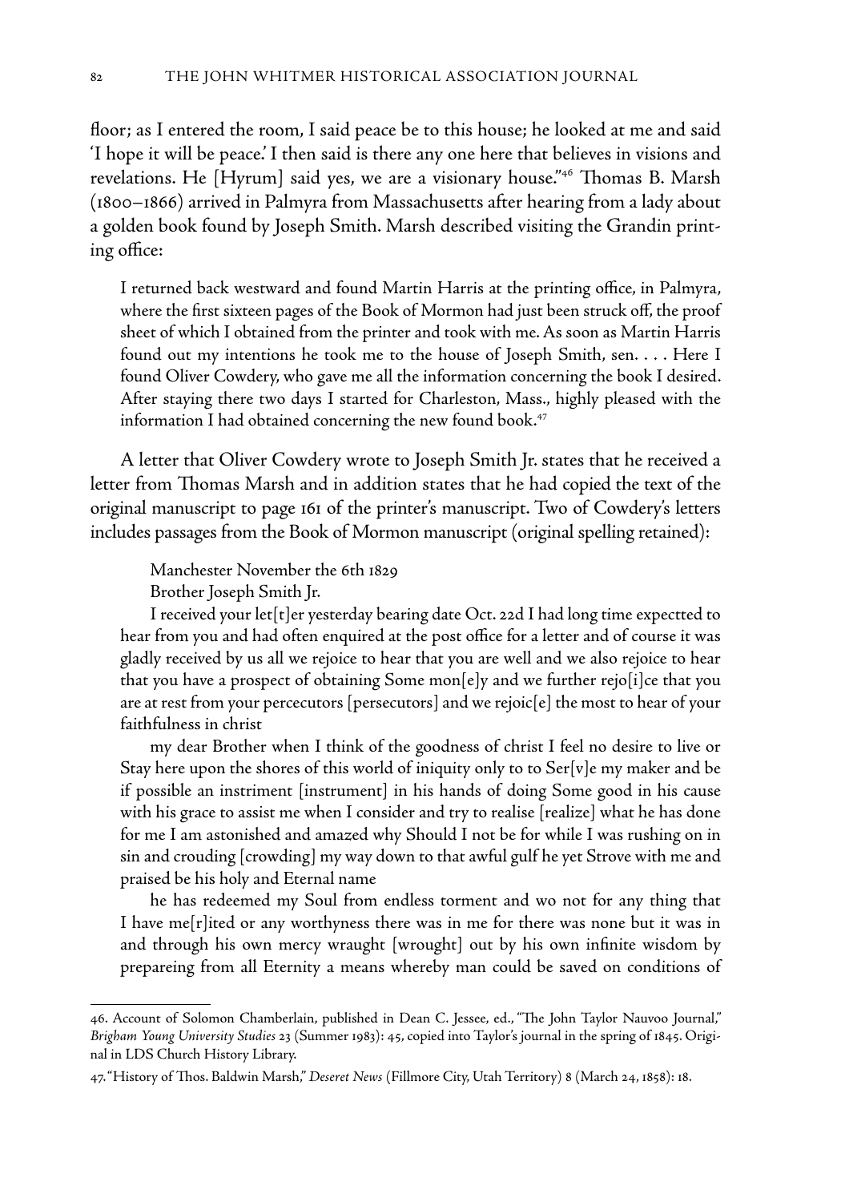floor; as I entered the room, I said peace be to this house; he looked at me and said 'I hope it will be peace.' I then said is there any one here that believes in visions and revelations. He [Hyrum] said yes, we are a visionary house."[46] Thomas B. Marsh (1800–1866) arrived in Palmyra from Massachusetts after hearing from a lady about a golden book found by Joseph Smith. Marsh described visiting the Grandin printing office:

> I returned back westward and found Martin Harris at the printing office, in Palmyra, where the first sixteen pages of the Book of Mormon had just been struck off, the proof sheet of which I obtained from the printer and took with me. As soon as Martin Harris found out my intentions he took me to the house of Joseph Smith, sen. . . . Here I found Oliver Cowdery, who gave me all the information concerning the book I desired. After staying there two days I started for Charleston, Mass., highly pleased with the information I had obtained concerning the new found book.[47]

A letter that Oliver Cowdery wrote to Joseph Smith Jr. states that he received a letter from Thomas Marsh and in addition states that he had copied the text of the original manuscript to page 161 of the printer's manuscript. Two of Cowdery's letters includes passages from the Book of Mormon manuscript (original spelling retained):

> Manchester November the 6th 1829
>
> Brother Joseph Smith Jr.
>
> I received your let[t]er yesterday bearing date Oct. 22d I had long time expectted to hear from you and had often enquired at the post office for a letter and of course it was gladly received by us all we rejoice to hear that you are well and we also rejoice to hear that you have a prospect of obtaining Some mon[e]y and we further rejo[i]ce that you are at rest from your percecutors [persecutors] and we rejoic[e] the most to hear of your faithfulness in christ
>
> my dear Brother when I think of the goodness of christ I feel no desire to live or Stay here upon the shores of this world of iniquity only to to Ser[v]e my maker and be if possible an instriment [instrument] in his hands of doing Some good in his cause with his grace to assist me when I consider and try to realise [realize] what he has done for me I am astonished and amazed why Should I not be for while I was rushing on in sin and crouding [crowding] my way down to that awful gulf he yet Strove with me and praised be his holy and Eternal name
>
> he has redeemed my Soul from endless torment and wo not for any thing that I have me[r]ited or any worthyness there was in me for there was none but it was in and through his own mercy wraught [wrought] out by his own infinite wisdom by prepareing from all Eternity a means whereby man could be saved on conditions of

46. Account of Solomon Chamberlain, published in Dean C. Jessee, ed., "The John Taylor Nauvoo Journal," *Brigham Young University Studies* 23 (Summer 1983): 45, copied into Taylor's journal in the spring of 1845. Original in LDS Church History Library.

47. "History of Thos. Baldwin Marsh," *Deseret News* (Fillmore City, Utah Territory) 8 (March 24, 1858): 18.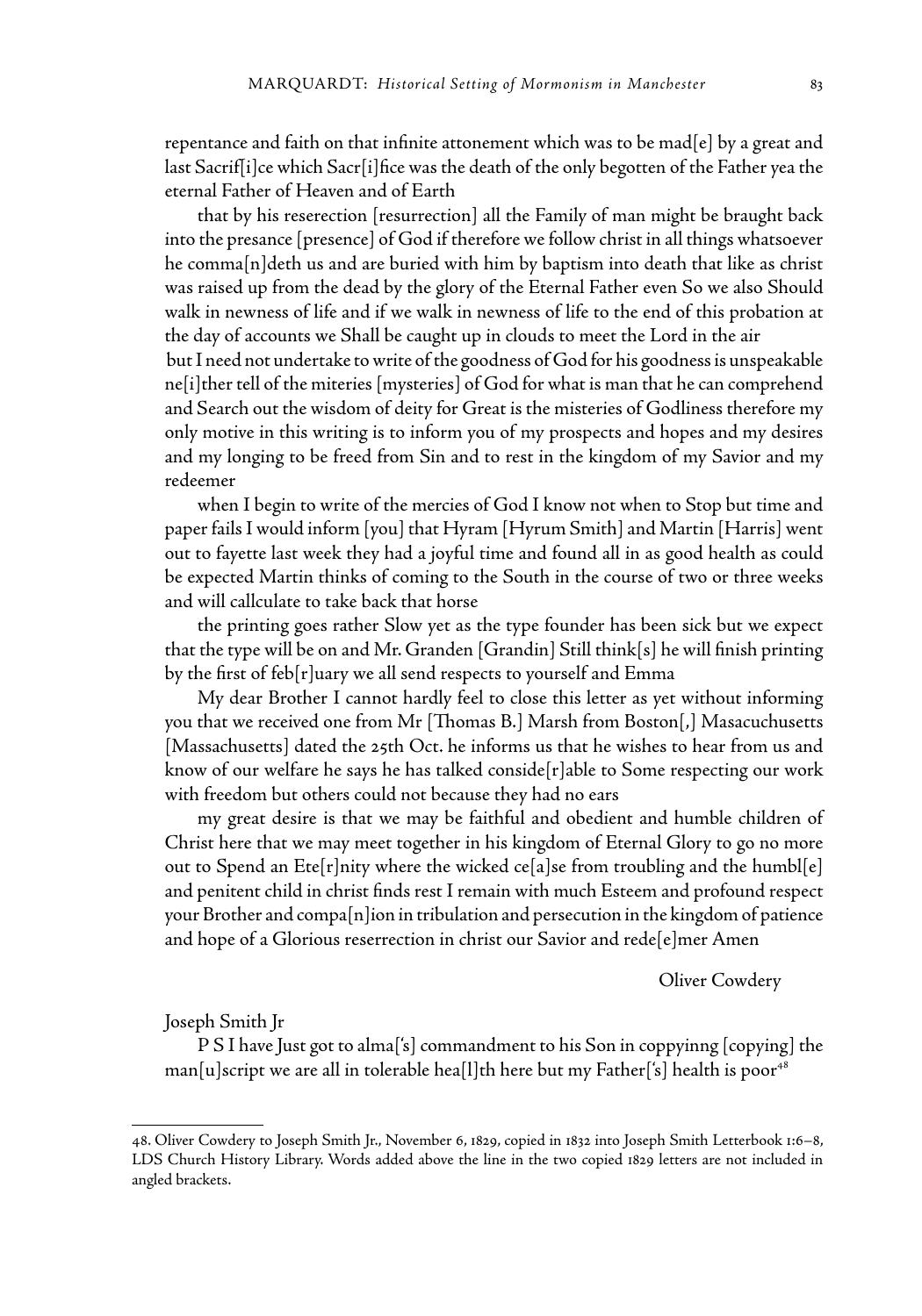repentance and faith on that infinite attonement which was to be mad[e] by a great and last Sacrif[i]ce which Sacr[i]fice was the death of the only begotten of the Father yea the eternal Father of Heaven and of Earth

that by his reserection [resurrection] all the Family of man might be braught back into the presance [presence] of God if therefore we follow christ in all things whatsoever he comma[n]deth us and are buried with him by baptism into death that like as christ was raised up from the dead by the glory of the Eternal Father even So we also Should walk in newness of life and if we walk in newness of life to the end of this probation at the day of accounts we Shall be caught up in clouds to meet the Lord in the air

but I need not undertake to write of the goodness of God for his goodness is unspeakable ne[i]ther tell of the miteries [mysteries] of God for what is man that he can comprehend and Search out the wisdom of deity for Great is the misteries of Godliness therefore my only motive in this writing is to inform you of my prospects and hopes and my desires and my longing to be freed from Sin and to rest in the kingdom of my Savior and my redeemer

when I begin to write of the mercies of God I know not when to Stop but time and paper fails I would inform [you] that Hyram [Hyrum Smith] and Martin [Harris] went out to fayette last week they had a joyful time and found all in as good health as could be expected Martin thinks of coming to the South in the course of two or three weeks and will callculate to take back that horse

the printing goes rather Slow yet as the type founder has been sick but we expect that the type will be on and Mr. Granden [Grandin] Still think[s] he will finish printing by the first of feb[r]uary we all send respects to yourself and Emma

My dear Brother I cannot hardly feel to close this letter as yet without informing you that we received one from Mr [Thomas B.] Marsh from Boston[,] Masacuchusetts [Massachusetts] dated the 25th Oct. he informs us that he wishes to hear from us and know of our welfare he says he has talked conside[r]able to Some respecting our work with freedom but others could not because they had no ears

my great desire is that we may be faithful and obedient and humble children of Christ here that we may meet together in his kingdom of Eternal Glory to go no more out to Spend an Ete[r]nity where the wicked ce[a]se from troubling and the humbl[e] and penitent child in christ finds rest I remain with much Esteem and profound respect your Brother and compa[n]ion in tribulation and persecution in the kingdom of patience and hope of a Glorious reserrection in christ our Savior and rede[e]mer Amen

Oliver Cowdery

Joseph Smith Jr

P S I have Just got to alma['s] commandment to his Son in coppyinng [copying] the man[u]script we are all in tolerable hea[l]th here but my Father['s] health is poor[48]

---

48. Oliver Cowdery to Joseph Smith Jr., November 6, 1829, copied in 1832 into Joseph Smith Letterbook 1:6–8, LDS Church History Library. Words added above the line in the two copied 1829 letters are not included in angled brackets.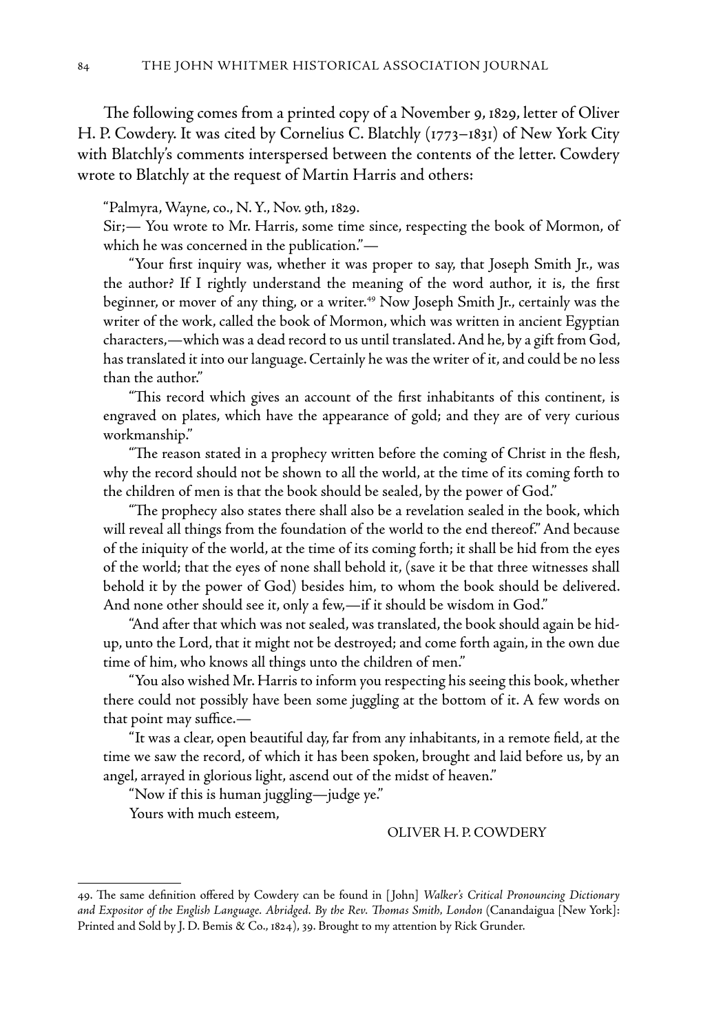The following comes from a printed copy of a November 9, 1829, letter of Oliver H. P. Cowdery. It was cited by Cornelius C. Blatchly (1773–1831) of New York City with Blatchly's comments interspersed between the contents of the letter. Cowdery wrote to Blatchly at the request of Martin Harris and others:

> "Palmyra, Wayne, co., N. Y., Nov. 9th, 1829.
>
> Sir;— You wrote to Mr. Harris, some time since, respecting the book of Mormon, of which he was concerned in the publication."—
>
> "Your first inquiry was, whether it was proper to say, that Joseph Smith Jr., was the author? If I rightly understand the meaning of the word author, it is, the first beginner, or mover of any thing, or a writer.[49] Now Joseph Smith Jr., certainly was the writer of the work, called the book of Mormon, which was written in ancient Egyptian characters,—which was a dead record to us until translated. And he, by a gift from God, has translated it into our language. Certainly he was the writer of it, and could be no less than the author."
>
> "This record which gives an account of the first inhabitants of this continent, is engraved on plates, which have the appearance of gold; and they are of very curious workmanship."
>
> "The reason stated in a prophecy written before the coming of Christ in the flesh, why the record should not be shown to all the world, at the time of its coming forth to the children of men is that the book should be sealed, by the power of God."
>
> "The prophecy also states there shall also be a revelation sealed in the book, which will reveal all things from the foundation of the world to the end thereof." And because of the iniquity of the world, at the time of its coming forth; it shall be hid from the eyes of the world; that the eyes of none shall behold it, (save it be that three witnesses shall behold it by the power of God) besides him, to whom the book should be delivered. And none other should see it, only a few,—if it should be wisdom in God."
>
> "And after that which was not sealed, was translated, the book should again be hid-up, unto the Lord, that it might not be destroyed; and come forth again, in the own due time of him, who knows all things unto the children of men."
>
> "You also wished Mr. Harris to inform you respecting his seeing this book, whether there could not possibly have been some juggling at the bottom of it. A few words on that point may suffice.—
>
> "It was a clear, open beautiful day, far from any inhabitants, in a remote field, at the time we saw the record, of which it has been spoken, brought and laid before us, by an angel, arrayed in glorious light, ascend out of the midst of heaven."
>
> "Now if this is human juggling—judge ye."
>
> Yours with much esteem,
>
> OLIVER H. P. COWDERY

---

49. The same definition offered by Cowdery can be found in [John] *Walker's Critical Pronouncing Dictionary and Expositor of the English Language. Abridged. By the Rev. Thomas Smith, London* (Canandaigua [New York]: Printed and Sold by J. D. Bemis & Co., 1824), 39. Brought to my attention by Rick Grunder.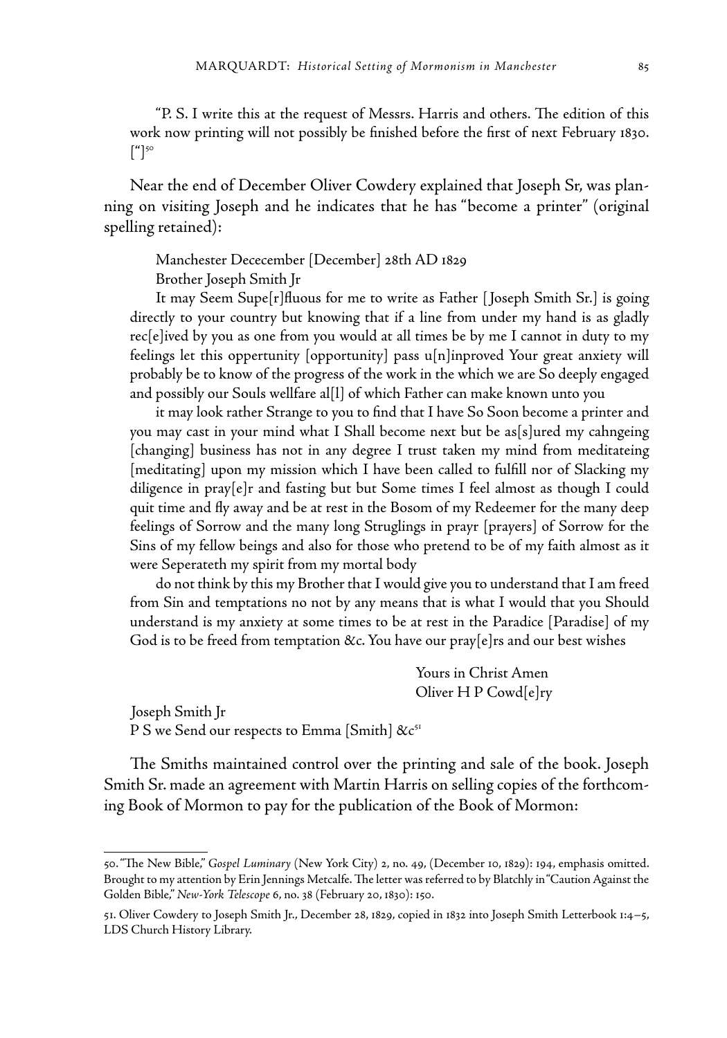"P. S. I write this at the request of Messrs. Harris and others. The edition of this work now printing will not possibly be finished before the first of next February 1830. ["][50]

Near the end of December Oliver Cowdery explained that Joseph Sr, was planning on visiting Joseph and he indicates that he has "become a printer" (original spelling retained):

> Manchester Dececember [December] 28th AD 1829
> Brother Joseph Smith Jr
>
> It may Seem Supe[r]fluous for me to write as Father [Joseph Smith Sr.] is going directly to your country but knowing that if a line from under my hand is as gladly rec[e]ived by you as one from you would at all times be by me I cannot in duty to my feelings let this oppertunity [opportunity] pass u[n]inproved Your great anxiety will probably be to know of the progress of the work in the which we are So deeply engaged and possibly our Souls wellfare al[l] of which Father can make known unto you
>
> it may look rather Strange to you to find that I have So Soon become a printer and you may cast in your mind what I Shall become next but be as[s]ured my cahngeing [changing] business has not in any degree I trust taken my mind from meditateing [meditating] upon my mission which I have been called to fulfill nor of Slacking my diligence in pray[e]r and fasting but but Some times I feel almost as though I could quit time and fly away and be at rest in the Bosom of my Redeemer for the many deep feelings of Sorrow and the many long Struglings in prayr [prayers] of Sorrow for the Sins of my fellow beings and also for those who pretend to be of my faith almost as it were Seperateth my spirit from my mortal body
>
> do not think by this my Brother that I would give you to understand that I am freed from Sin and temptations no not by any means that is what I would that you Should understand is my anxiety at some times to be at rest in the Paradice [Paradise] of my God is to be freed from temptation &c. You have our pray[e]rs and our best wishes
>
> Yours in Christ Amen
> Oliver H P Cowd[e]ry
>
> Joseph Smith Jr
> P S we Send our respects to Emma [Smith] &c[51]

The Smiths maintained control over the printing and sale of the book. Joseph Smith Sr. made an agreement with Martin Harris on selling copies of the forthcoming Book of Mormon to pay for the publication of the Book of Mormon:

---

50. "The New Bible," *Gospel Luminary* (New York City) 2, no. 49, (December 10, 1829): 194, emphasis omitted. Brought to my attention by Erin Jennings Metcalfe. The letter was referred to by Blatchly in "Caution Against the Golden Bible," *New-York Telescope* 6, no. 38 (February 20, 1830): 150.

51. Oliver Cowdery to Joseph Smith Jr., December 28, 1829, copied in 1832 into Joseph Smith Letterbook 1:4–5, LDS Church History Library.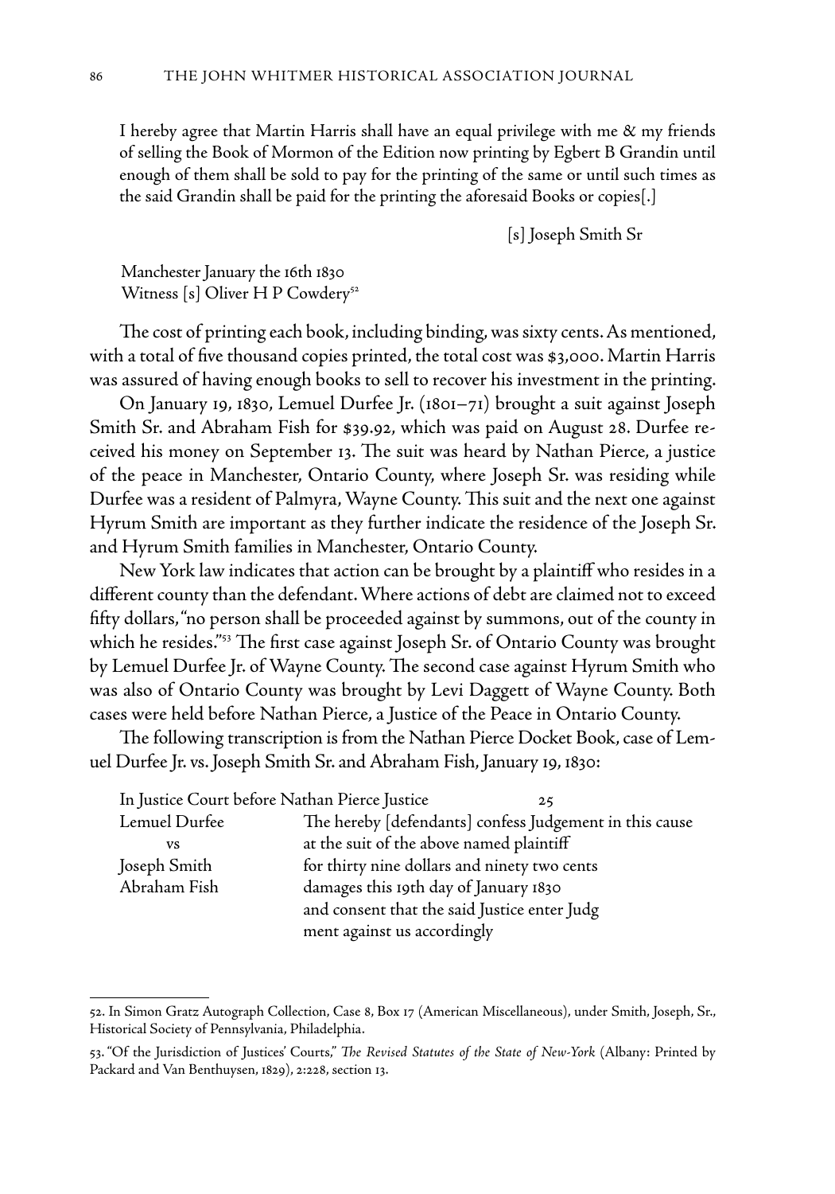I hereby agree that Martin Harris shall have an equal privilege with me & my friends of selling the Book of Mormon of the Edition now printing by Egbert B Grandin until enough of them shall be sold to pay for the printing of the same or until such times as the said Grandin shall be paid for the printing the aforesaid Books or copies[.]

[s] Joseph Smith Sr

Manchester January the 16th 1830
Witness [s] Oliver H P Cowdery[52]

The cost of printing each book, including binding, was sixty cents. As mentioned, with a total of five thousand copies printed, the total cost was $3,000. Martin Harris was assured of having enough books to sell to recover his investment in the printing.

On January 19, 1830, Lemuel Durfee Jr. (1801–71) brought a suit against Joseph Smith Sr. and Abraham Fish for $39.92, which was paid on August 28. Durfee received his money on September 13. The suit was heard by Nathan Pierce, a justice of the peace in Manchester, Ontario County, where Joseph Sr. was residing while Durfee was a resident of Palmyra, Wayne County. This suit and the next one against Hyrum Smith are important as they further indicate the residence of the Joseph Sr. and Hyrum Smith families in Manchester, Ontario County.

New York law indicates that action can be brought by a plaintiff who resides in a different county than the defendant. Where actions of debt are claimed not to exceed fifty dollars, "no person shall be proceeded against by summons, out of the county in which he resides."[53] The first case against Joseph Sr. of Ontario County was brought by Lemuel Durfee Jr. of Wayne County. The second case against Hyrum Smith who was also of Ontario County was brought by Levi Daggett of Wayne County. Both cases were held before Nathan Pierce, a Justice of the Peace in Ontario County.

The following transcription is from the Nathan Pierce Docket Book, case of Lemuel Durfee Jr. vs. Joseph Smith Sr. and Abraham Fish, January 19, 1830:

| In Justice Court before Nathan Pierce Justice | 25 |
|---|---|
| Lemuel Durfee | The hereby [defendants] confess Judgement in this cause |
| vs | at the suit of the above named plaintiff |
| Joseph Smith | for thirty nine dollars and ninety two cents |
| Abraham Fish | damages this 19th day of January 1830 |
| | and consent that the said Justice enter Judg |
| | ment against us accordingly |

52. In Simon Gratz Autograph Collection, Case 8, Box 17 (American Miscellaneous), under Smith, Joseph, Sr., Historical Society of Pennsylvania, Philadelphia.

53. "Of the Jurisdiction of Justices' Courts," *The Revised Statutes of the State of New-York* (Albany: Printed by Packard and Van Benthuysen, 1829), 2:228, section 13.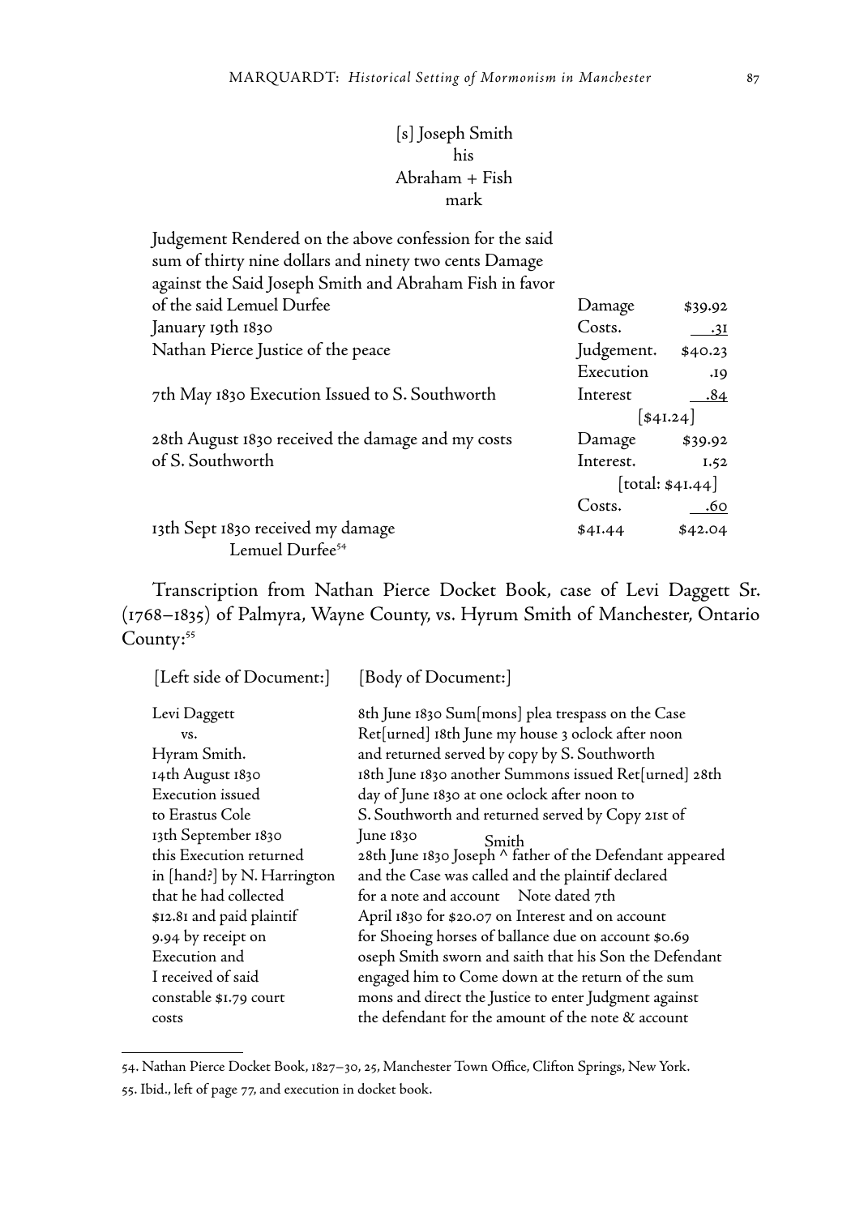[s] Joseph Smith
his
Abraham + Fish
mark

| | | |
|---|---|---|
| Judgement Rendered on the above confession for the said sum of thirty nine dollars and ninety two cents Damage against the Said Joseph Smith and Abraham Fish in favor of the said Lemuel Durfee | Damage | $39.92 |
| January 19th 1830 | Costs. | .31 |
| Nathan Pierce Justice of the peace | Judgement. | $40.23 |
| | Execution | .19 |
| 7th May 1830 Execution Issued to S. Southworth | Interest | .84 |
| | [$41.24] | |
| 28th August 1830 received the damage and my costs | Damage | $39.92 |
| of S. Southworth | Interest. | 1.52 |
| | [total: $41.44] | |
| | Costs. | .60 |
| 13th Sept 1830 received my damage | $41.44 | $42.04 |
| Lemuel Durfee[54] | | |

Transcription from Nathan Pierce Docket Book, case of Levi Daggett Sr. (1768–1835) of Palmyra, Wayne County, vs. Hyrum Smith of Manchester, Ontario County:[55]

| [Left side of Document:] | [Body of Document:] |
|---|---|
| Levi Daggett | 8th June 1830 Sum[mons] plea trespass on the Case |
| vs. | Ret[urned] 18th June my house 3 oclock after noon |
| Hyram Smith. | and returned served by copy by S. Southworth |
| 14th August 1830 | 18th June 1830 another Summons issued Ret[urned] 28th |
| Execution issued | day of June 1830 at one oclock after noon to |
| to Erastus Cole | S. Southworth and returned served by Copy 21st of |
| 13th September 1830 | June 1830 |
| this Execution returned | 28th June 1830 Joseph ^Smith^ father of the Defendant appeared |
| in [hand?] by N. Harrington | and the Case was called and the plaintif declared |
| that he had collected | for a note and account Note dated 7th |
| $12.81 and paid plaintif | April 1830 for $20.07 on Interest and on account |
| 9.94 by receipt on | for Shoeing horses of ballance due on account $0.69 |
| Execution and | oseph Smith sworn and saith that his Son the Defendant |
| I received of said | engaged him to Come down at the return of the sum |
| constable $1.79 court | mons and direct the Justice to enter Judgment against |
| costs | the defendant for the amount of the note & account |

54. Nathan Pierce Docket Book, 1827–30, 25, Manchester Town Office, Clifton Springs, New York.

55. Ibid., left of page 77, and execution in docket book.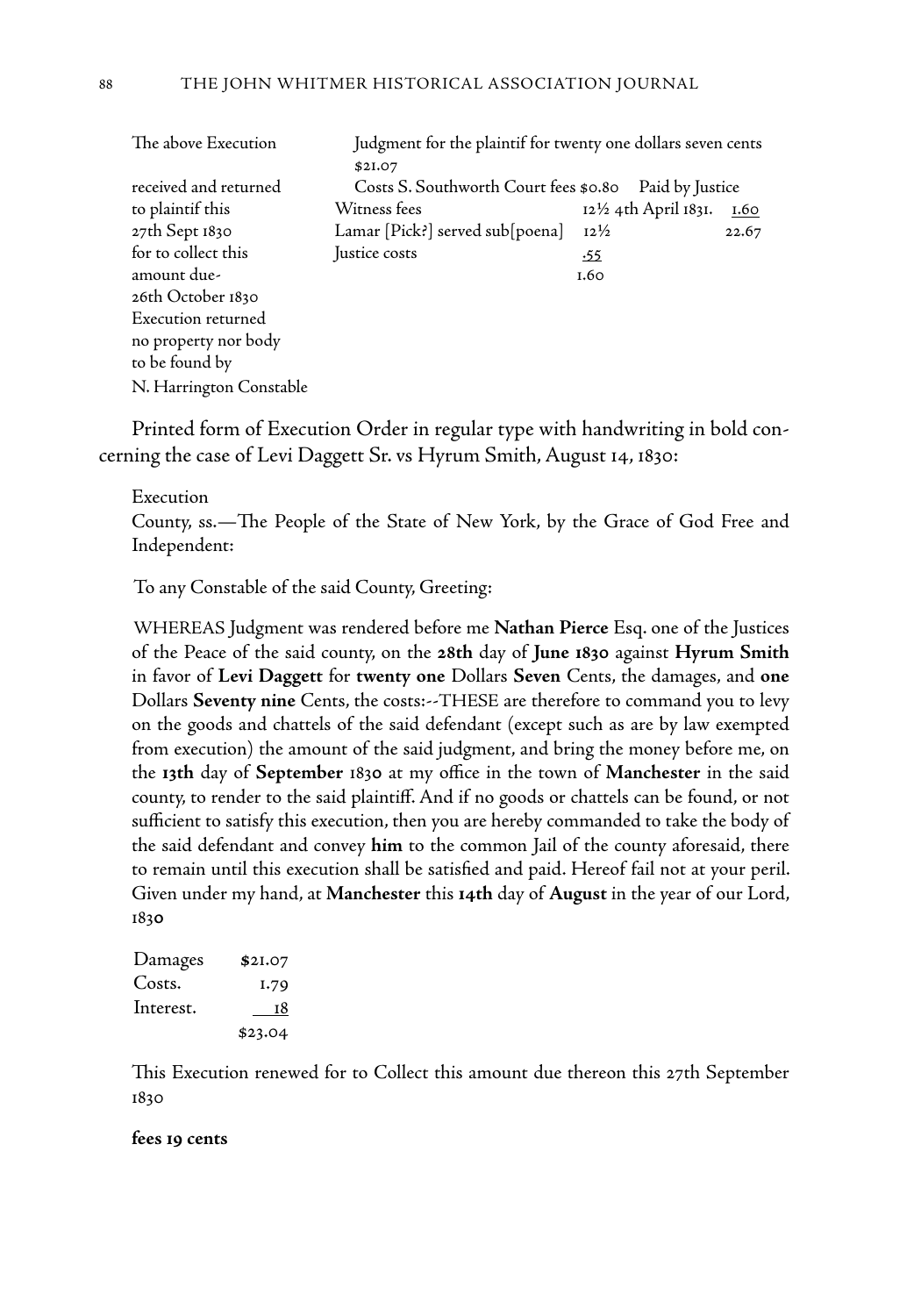| | | | |
|---|---|---|---|
| The above Execution | Judgment for the plaintif for twenty one dollars seven cents $21.07 | | |
| received and returned | Costs S. Southworth Court fees $0.80 | Paid by Justice | |
| to plaintif this | Witness fees | 12½ 4th April 1831. | 1.60 |
| 27th Sept 1830 | Lamar [Pick?] served sub[poena] | 12½ | 22.67 |
| for to collect this | Justice costs | .55 | |
| amount due- | | 1.60 | |
| 26th October 1830 | | | |
| Execution returned | | | |
| no property nor body | | | |
| to be found by | | | |
| N. Harrington Constable | | | |

Printed form of Execution Order in regular type with handwriting in bold concerning the case of Levi Daggett Sr. vs Hyrum Smith, August 14, 1830:

Execution

County, ss.—The People of the State of New York, by the Grace of God Free and Independent:

To any Constable of the said County, Greeting:

WHEREAS Judgment was rendered before me **Nathan Pierce** Esq. one of the Justices of the Peace of the said county, on the **28th** day of **June 1830** against **Hyrum Smith** in favor of **Levi Daggett** for **twenty one** Dollars **Seven** Cents, the damages, and **one** Dollars **Seventy nine** Cents, the costs:--THESE are therefore to command you to levy on the goods and chattels of the said defendant (except such as are by law exempted from execution) the amount of the said judgment, and bring the money before me, on the **13th** day of **September** 1830 at my office in the town of **Manchester** in the said county, to render to the said plaintiff. And if no goods or chattels can be found, or not sufficient to satisfy this execution, then you are hereby commanded to take the body of the said defendant and convey **him** to the common Jail of the county aforesaid, there to remain until this execution shall be satisfied and paid. Hereof fail not at your peril. Given under my hand, at **Manchester** this **14th** day of **August** in the year of our Lord, 183**0**

| | |
|---|---|
| Damages | **$21.07** |
| Costs. | 1.79 |
| Interest. | 18 |
| | $23.04 |

This Execution renewed for to Collect this amount due thereon this 27th September 1830

**fees 19 cents**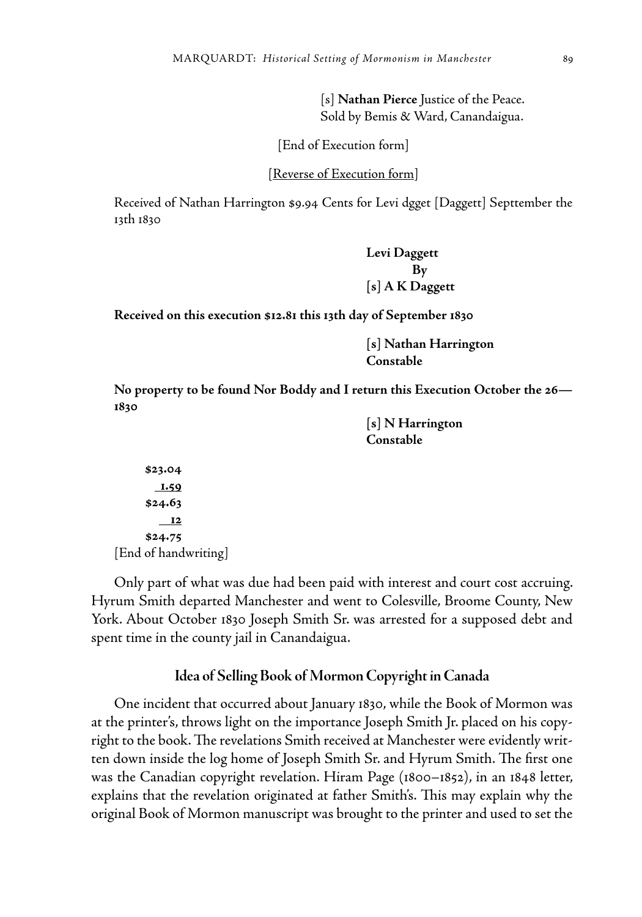[s] **Nathan Pierce** Justice of the Peace.
Sold by Bemis & Ward, Canandaigua.

[End of Execution form]

[Reverse of Execution form]

Received of Nathan Harrington $9.94 Cents for Levi dgget [Daggett] Septtember the 13th 1830

**Levi Daggett**
**By**
**[s] A K Daggett**

**Received on this execution $12.81 this 13th day of September 1830**

**[s] Nathan Harrington**
**Constable**

**No property to be found Nor Boddy and I return this Execution October the 26—1830**

**[s] N Harrington**
**Constable**

**$23.04**
**1.59**
**$24.63**
**12**
**$24.75**

[End of handwriting]

Only part of what was due had been paid with interest and court cost accruing. Hyrum Smith departed Manchester and went to Colesville, Broome County, New York. About October 1830 Joseph Smith Sr. was arrested for a supposed debt and spent time in the county jail in Canandaigua.

## Idea of Selling Book of Mormon Copyright in Canada

One incident that occurred about January 1830, while the Book of Mormon was at the printer's, throws light on the importance Joseph Smith Jr. placed on his copyright to the book. The revelations Smith received at Manchester were evidently written down inside the log home of Joseph Smith Sr. and Hyrum Smith. The first one was the Canadian copyright revelation. Hiram Page (1800–1852), in an 1848 letter, explains that the revelation originated at father Smith's. This may explain why the original Book of Mormon manuscript was brought to the printer and used to set the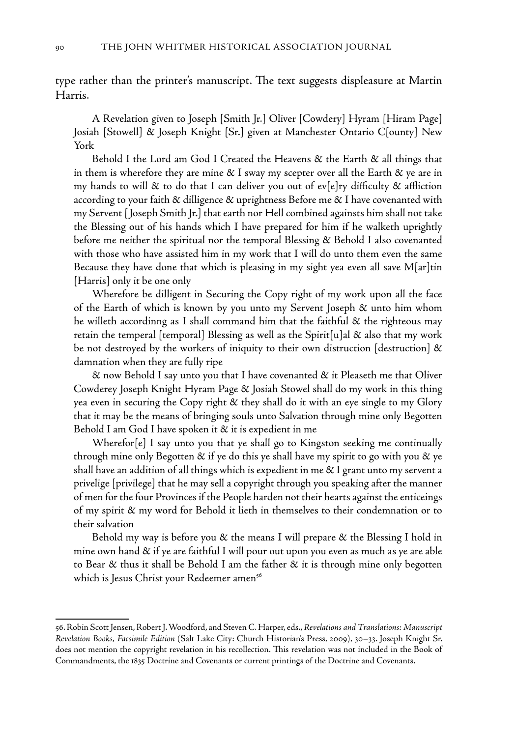type rather than the printer's manuscript. The text suggests displeasure at Martin Harris.

> A Revelation given to Joseph [Smith Jr.] Oliver [Cowdery] Hyram [Hiram Page] Josiah [Stowell] & Joseph Knight [Sr.] given at Manchester Ontario C[ounty] New York
>
> Behold I the Lord am God I Created the Heavens & the Earth & all things that in them is wherefore they are mine & I sway my scepter over all the Earth & ye are in my hands to will & to do that I can deliver you out of ev[e]ry difficulty & affliction according to your faith & dilligence & uprightness Before me & I have covenanted with my Servent [Joseph Smith Jr.] that earth nor Hell combined againsts him shall not take the Blessing out of his hands which I have prepared for him if he walketh uprightly before me neither the spiritual nor the temporal Blessing & Behold I also covenanted with those who have assisted him in my work that I will do unto them even the same Because they have done that which is pleasing in my sight yea even all save M[ar]tin [Harris] only it be one only
>
> Wherefore be dilligent in Securing the Copy right of my work upon all the face of the Earth of which is known by you unto my Servent Joseph & unto him whom he willeth accordinng as I shall command him that the faithful & the righteous may retain the temperal [temporal] Blessing as well as the Spirit[u]al & also that my work be not destroyed by the workers of iniquity to their own distruction [destruction] & damnation when they are fully ripe
>
> & now Behold I say unto you that I have covenanted & it Pleaseth me that Oliver Cowderey Joseph Knight Hyram Page & Josiah Stowel shall do my work in this thing yea even in securing the Copy right & they shall do it with an eye single to my Glory that it may be the means of bringing souls unto Salvation through mine only Begotten Behold I am God I have spoken it & it is expedient in me
>
> Wherefor[e] I say unto you that ye shall go to Kingston seeking me continually through mine only Begotten & if ye do this ye shall have my spirit to go with you & ye shall have an addition of all things which is expedient in me & I grant unto my servent a privelige [privilege] that he may sell a copyright through you speaking after the manner of men for the four Provinces if the People harden not their hearts against the enticeings of my spirit & my word for Behold it lieth in themselves to their condemnation or to their salvation
>
> Behold my way is before you & the means I will prepare & the Blessing I hold in mine own hand & if ye are faithful I will pour out upon you even as much as ye are able to Bear & thus it shall be Behold I am the father & it is through mine only begotten which is Jesus Christ your Redeemer amen[56]

---

56. Robin Scott Jensen, Robert J. Woodford, and Steven C. Harper, eds., *Revelations and Translations: Manuscript Revelation Books, Facsimile Edition* (Salt Lake City: Church Historian's Press, 2009), 30–33. Joseph Knight Sr. does not mention the copyright revelation in his recollection. This revelation was not included in the Book of Commandments, the 1835 Doctrine and Covenants or current printings of the Doctrine and Covenants.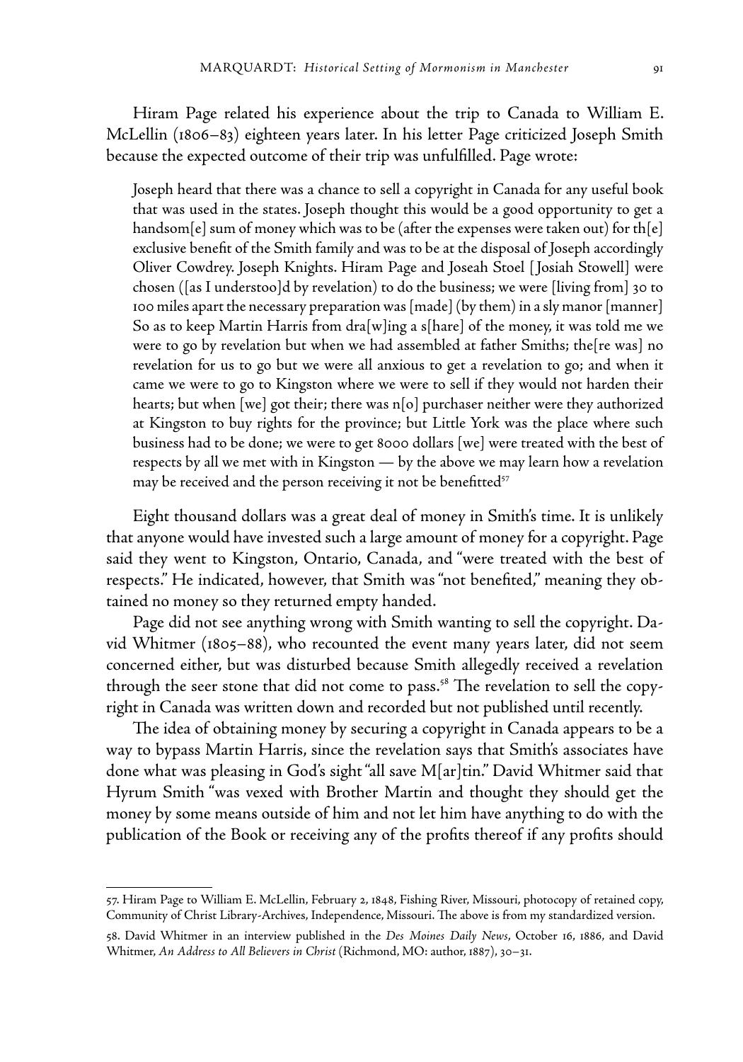Hiram Page related his experience about the trip to Canada to William E. McLellin (1806–83) eighteen years later. In his letter Page criticized Joseph Smith because the expected outcome of their trip was unfulfilled. Page wrote:

> Joseph heard that there was a chance to sell a copyright in Canada for any useful book that was used in the states. Joseph thought this would be a good opportunity to get a handsom[e] sum of money which was to be (after the expenses were taken out) for th[e] exclusive benefit of the Smith family and was to be at the disposal of Joseph accordingly Oliver Cowdrey. Joseph Knights. Hiram Page and Joseah Stoel [Josiah Stowell] were chosen ([as I understoo]d by revelation) to do the business; we were [living from] 30 to 100 miles apart the necessary preparation was [made] (by them) in a sly manor [manner] So as to keep Martin Harris from dra[w]ing a s[hare] of the money, it was told me we were to go by revelation but when we had assembled at father Smiths; the[re was] no revelation for us to go but we were all anxious to get a revelation to go; and when it came we were to go to Kingston where we were to sell if they would not harden their hearts; but when [we] got their; there was n[o] purchaser neither were they authorized at Kingston to buy rights for the province; but Little York was the place where such business had to be done; we were to get 8000 dollars [we] were treated with the best of respects by all we met with in Kingston — by the above we may learn how a revelation may be received and the person receiving it not be benefitted[57]

Eight thousand dollars was a great deal of money in Smith's time. It is unlikely that anyone would have invested such a large amount of money for a copyright. Page said they went to Kingston, Ontario, Canada, and "were treated with the best of respects." He indicated, however, that Smith was "not benefited," meaning they obtained no money so they returned empty handed.

Page did not see anything wrong with Smith wanting to sell the copyright. David Whitmer (1805–88), who recounted the event many years later, did not seem concerned either, but was disturbed because Smith allegedly received a revelation through the seer stone that did not come to pass.[58] The revelation to sell the copyright in Canada was written down and recorded but not published until recently.

The idea of obtaining money by securing a copyright in Canada appears to be a way to bypass Martin Harris, since the revelation says that Smith's associates have done what was pleasing in God's sight "all save M[ar]tin." David Whitmer said that Hyrum Smith "was vexed with Brother Martin and thought they should get the money by some means outside of him and not let him have anything to do with the publication of the Book or receiving any of the profits thereof if any profits should

---

57. Hiram Page to William E. McLellin, February 2, 1848, Fishing River, Missouri, photocopy of retained copy, Community of Christ Library-Archives, Independence, Missouri. The above is from my standardized version.

58. David Whitmer in an interview published in the *Des Moines Daily News*, October 16, 1886, and David Whitmer, *An Address to All Believers in Christ* (Richmond, MO: author, 1887), 30–31.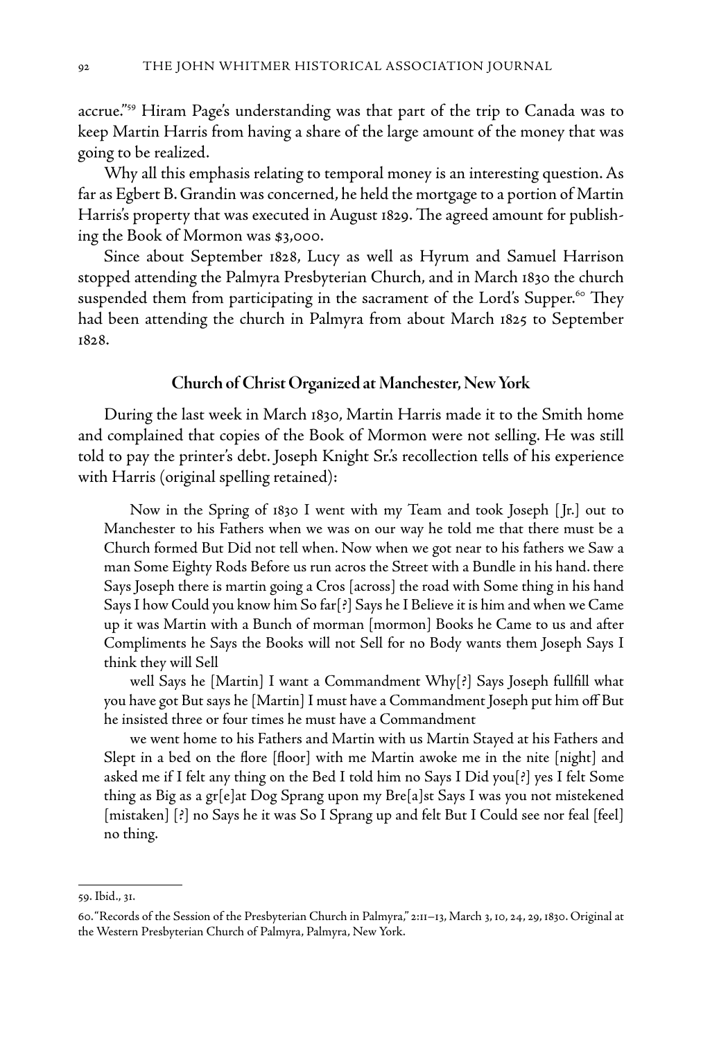accrue."[59] Hiram Page's understanding was that part of the trip to Canada was to keep Martin Harris from having a share of the large amount of the money that was going to be realized.

Why all this emphasis relating to temporal money is an interesting question. As far as Egbert B. Grandin was concerned, he held the mortgage to a portion of Martin Harris's property that was executed in August 1829. The agreed amount for publishing the Book of Mormon was $3,000.

Since about September 1828, Lucy as well as Hyrum and Samuel Harrison stopped attending the Palmyra Presbyterian Church, and in March 1830 the church suspended them from participating in the sacrament of the Lord's Supper.[60] They had been attending the church in Palmyra from about March 1825 to September 1828.

## Church of Christ Organized at Manchester, New York

During the last week in March 1830, Martin Harris made it to the Smith home and complained that copies of the Book of Mormon were not selling. He was still told to pay the printer's debt. Joseph Knight Sr.'s recollection tells of his experience with Harris (original spelling retained):

> Now in the Spring of 1830 I went with my Team and took Joseph [Jr.] out to Manchester to his Fathers when we was on our way he told me that there must be a Church formed But Did not tell when. Now when we got near to his fathers we Saw a man Some Eighty Rods Before us run acros the Street with a Bundle in his hand. there Says Joseph there is martin going a Cros [across] the road with Some thing in his hand Says I how Could you know him So far[?] Says he I Believe it is him and when we Came up it was Martin with a Bunch of morman [mormon] Books he Came to us and after Compliments he Says the Books will not Sell for no Body wants them Joseph Says I think they will Sell
>
> well Says he [Martin] I want a Commandment Why[?] Says Joseph fullfill what you have got But says he [Martin] I must have a Commandment Joseph put him off But he insisted three or four times he must have a Commandment
>
> we went home to his Fathers and Martin with us Martin Stayed at his Fathers and Slept in a bed on the flore [floor] with me Martin awoke me in the nite [night] and asked me if I felt any thing on the Bed I told him no Says I Did you[?] yes I felt Some thing as Big as a gr[e]at Dog Sprang upon my Bre[a]st Says I was you not mistekened [mistaken] [?] no Says he it was So I Sprang up and felt But I Could see nor feal [feel] no thing.

---

59. Ibid., 31.

60. "Records of the Session of the Presbyterian Church in Palmyra," 2:11–13, March 3, 10, 24, 29, 1830. Original at the Western Presbyterian Church of Palmyra, Palmyra, New York.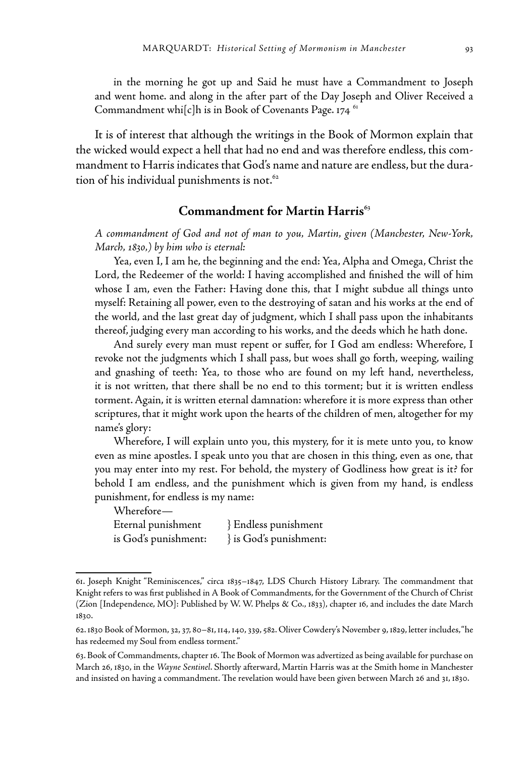in the morning he got up and Said he must have a Commandment to Joseph and went home. and along in the after part of the Day Joseph and Oliver Received a Commandment whi[c]h is in Book of Covenants Page. 174 [61]

It is of interest that although the writings in the Book of Mormon explain that the wicked would expect a hell that had no end and was therefore endless, this commandment to Harris indicates that God's name and nature are endless, but the duration of his individual punishments is not.[62]

## Commandment for Martin Harris[63]

*A commandment of God and not of man to you, Martin, given (Manchester, New-York, March, 1830,) by him who is eternal:*

Yea, even I, I am he, the beginning and the end: Yea, Alpha and Omega, Christ the Lord, the Redeemer of the world: I having accomplished and finished the will of him whose I am, even the Father: Having done this, that I might subdue all things unto myself: Retaining all power, even to the destroying of satan and his works at the end of the world, and the last great day of judgment, which I shall pass upon the inhabitants thereof, judging every man according to his works, and the deeds which he hath done.

And surely every man must repent or suffer, for I God am endless: Wherefore, I revoke not the judgments which I shall pass, but woes shall go forth, weeping, wailing and gnashing of teeth: Yea, to those who are found on my left hand, nevertheless, it is not written, that there shall be no end to this torment; but it is written endless torment. Again, it is written eternal damnation: wherefore it is more express than other scriptures, that it might work upon the hearts of the children of men, altogether for my name's glory:

Wherefore, I will explain unto you, this mystery, for it is mete unto you, to know even as mine apostles. I speak unto you that are chosen in this thing, even as one, that you may enter into my rest. For behold, the mystery of Godliness how great is it? for behold I am endless, and the punishment which is given from my hand, is endless punishment, for endless is my name:

Wherefore—
Eternal punishment } Endless punishment
is God's punishment: } is God's punishment:

---

61. Joseph Knight "Reminiscences," circa 1835–1847, LDS Church History Library. The commandment that Knight refers to was first published in A Book of Commandments, for the Government of the Church of Christ (Zion [Independence, MO]: Published by W. W. Phelps & Co., 1833), chapter 16, and includes the date March 1830.

62. 1830 Book of Mormon, 32, 37, 80–81, 114, 140, 339, 582. Oliver Cowdery's November 9, 1829, letter includes, "he has redeemed my Soul from endless torment."

63. Book of Commandments, chapter 16. The Book of Mormon was advertized as being available for purchase on March 26, 1830, in the *Wayne Sentinel*. Shortly afterward, Martin Harris was at the Smith home in Manchester and insisted on having a commandment. The revelation would have been given between March 26 and 31, 1830.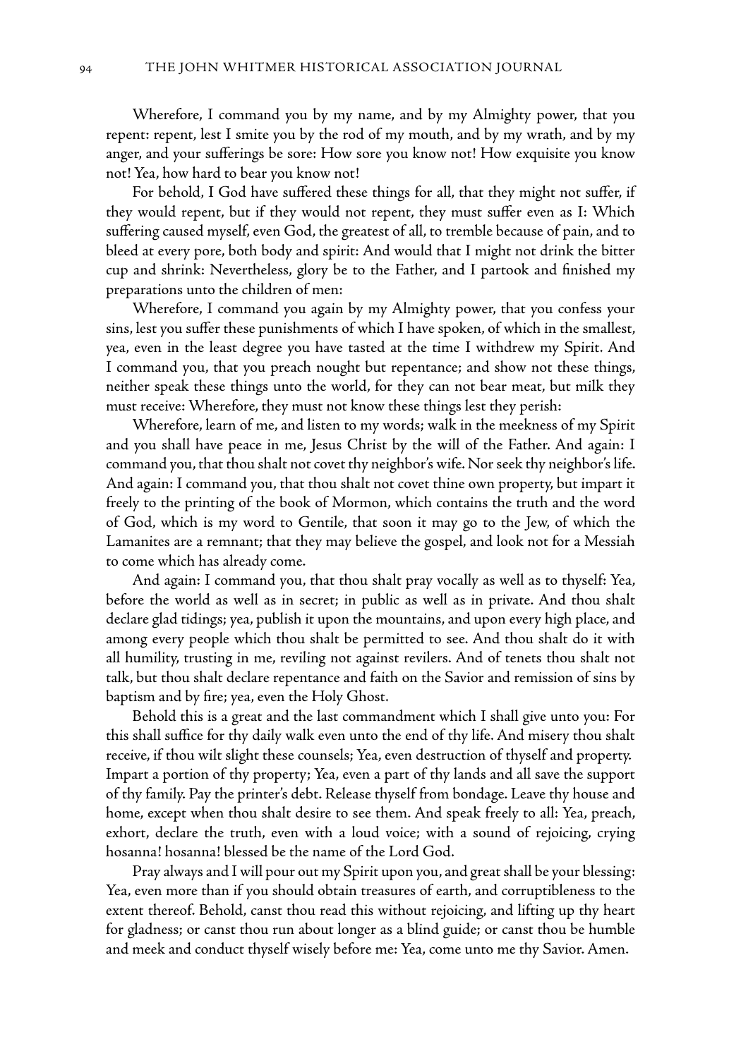Wherefore, I command you by my name, and by my Almighty power, that you repent: repent, lest I smite you by the rod of my mouth, and by my wrath, and by my anger, and your sufferings be sore: How sore you know not! How exquisite you know not! Yea, how hard to bear you know not!

For behold, I God have suffered these things for all, that they might not suffer, if they would repent, but if they would not repent, they must suffer even as I: Which suffering caused myself, even God, the greatest of all, to tremble because of pain, and to bleed at every pore, both body and spirit: And would that I might not drink the bitter cup and shrink: Nevertheless, glory be to the Father, and I partook and finished my preparations unto the children of men:

Wherefore, I command you again by my Almighty power, that you confess your sins, lest you suffer these punishments of which I have spoken, of which in the smallest, yea, even in the least degree you have tasted at the time I withdrew my Spirit. And I command you, that you preach nought but repentance; and show not these things, neither speak these things unto the world, for they can not bear meat, but milk they must receive: Wherefore, they must not know these things lest they perish:

Wherefore, learn of me, and listen to my words; walk in the meekness of my Spirit and you shall have peace in me, Jesus Christ by the will of the Father. And again: I command you, that thou shalt not covet thy neighbor's wife. Nor seek thy neighbor's life. And again: I command you, that thou shalt not covet thine own property, but impart it freely to the printing of the book of Mormon, which contains the truth and the word of God, which is my word to Gentile, that soon it may go to the Jew, of which the Lamanites are a remnant; that they may believe the gospel, and look not for a Messiah to come which has already come.

And again: I command you, that thou shalt pray vocally as well as to thyself: Yea, before the world as well as in secret; in public as well as in private. And thou shalt declare glad tidings; yea, publish it upon the mountains, and upon every high place, and among every people which thou shalt be permitted to see. And thou shalt do it with all humility, trusting in me, reviling not against revilers. And of tenets thou shalt not talk, but thou shalt declare repentance and faith on the Savior and remission of sins by baptism and by fire; yea, even the Holy Ghost.

Behold this is a great and the last commandment which I shall give unto you: For this shall suffice for thy daily walk even unto the end of thy life. And misery thou shalt receive, if thou wilt slight these counsels; Yea, even destruction of thyself and property. Impart a portion of thy property; Yea, even a part of thy lands and all save the support of thy family. Pay the printer's debt. Release thyself from bondage. Leave thy house and home, except when thou shalt desire to see them. And speak freely to all: Yea, preach, exhort, declare the truth, even with a loud voice; with a sound of rejoicing, crying hosanna! hosanna! blessed be the name of the Lord God.

Pray always and I will pour out my Spirit upon you, and great shall be your blessing: Yea, even more than if you should obtain treasures of earth, and corruptibleness to the extent thereof. Behold, canst thou read this without rejoicing, and lifting up thy heart for gladness; or canst thou run about longer as a blind guide; or canst thou be humble and meek and conduct thyself wisely before me: Yea, come unto me thy Savior. Amen.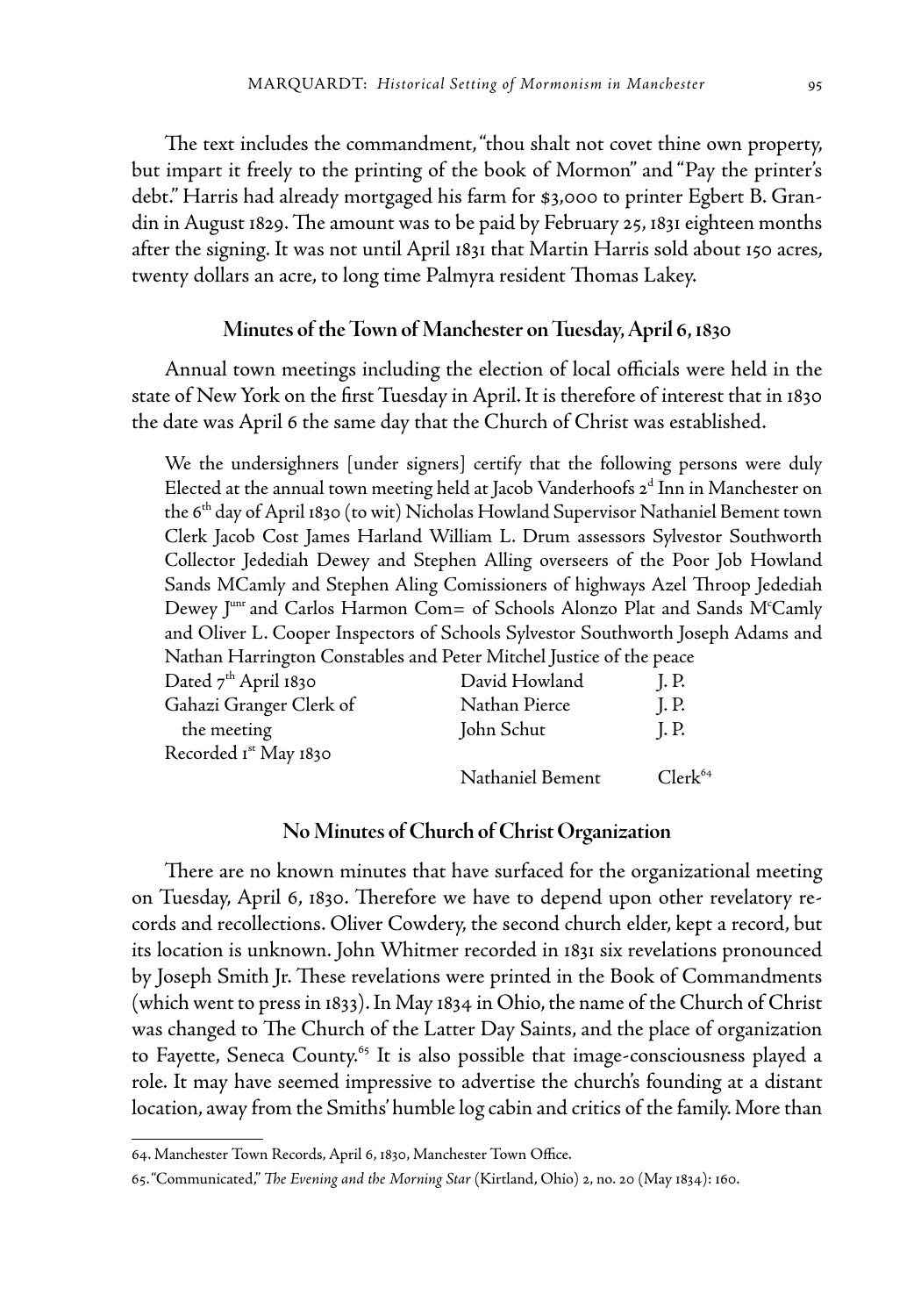The text includes the commandment, "thou shalt not covet thine own property, but impart it freely to the printing of the book of Mormon" and "Pay the printer's debt." Harris had already mortgaged his farm for $3,000 to printer Egbert B. Grandin in August 1829. The amount was to be paid by February 25, 1831 eighteen months after the signing. It was not until April 1831 that Martin Harris sold about 150 acres, twenty dollars an acre, to long time Palmyra resident Thomas Lakey.

### Minutes of the Town of Manchester on Tuesday, April 6, 1830

Annual town meetings including the election of local officials were held in the state of New York on the first Tuesday in April. It is therefore of interest that in 1830 the date was April 6 the same day that the Church of Christ was established.

> We the undersighners [under signers] certify that the following persons were duly Elected at the annual town meeting held at Jacob Vanderhoofs 2^d Inn in Manchester on the 6^th day of April 1830 (to wit) Nicholas Howland Supervisor Nathaniel Bement town Clerk Jacob Cost James Harland William L. Drum assessors Sylvestor Southworth Collector Jedediah Dewey and Stephen Alling overseers of the Poor Job Howland Sands MCamly and Stephen Aling Comissioners of highways Azel Throop Jedediah Dewey J^unr and Carlos Harmon Com= of Schools Alonzo Plat and Sands M^cCamly and Oliver L. Cooper Inspectors of Schools Sylvestor Southworth Joseph Adams and Nathan Harrington Constables and Peter Mitchel Justice of the peace
>
> | | | |
> |---|---|---|
> | Dated 7^th April 1830 | David Howland | J. P. |
> | Gahazi Granger Clerk of the meeting | Nathan Pierce | J. P. |
> | | John Schut | J. P. |
> | Recorded 1^st May 1830 | | |
> | | Nathaniel Bement | Clerk[64] |

### No Minutes of Church of Christ Organization

There are no known minutes that have surfaced for the organizational meeting on Tuesday, April 6, 1830. Therefore we have to depend upon other revelatory records and recollections. Oliver Cowdery, the second church elder, kept a record, but its location is unknown. John Whitmer recorded in 1831 six revelations pronounced by Joseph Smith Jr. These revelations were printed in the Book of Commandments (which went to press in 1833). In May 1834 in Ohio, the name of the Church of Christ was changed to The Church of the Latter Day Saints, and the place of organization to Fayette, Seneca County.[65] It is also possible that image-consciousness played a role. It may have seemed impressive to advertise the church's founding at a distant location, away from the Smiths' humble log cabin and critics of the family. More than

---

64. Manchester Town Records, April 6, 1830, Manchester Town Office.

65. "Communicated," *The Evening and the Morning Star* (Kirtland, Ohio) 2, no. 20 (May 1834): 160.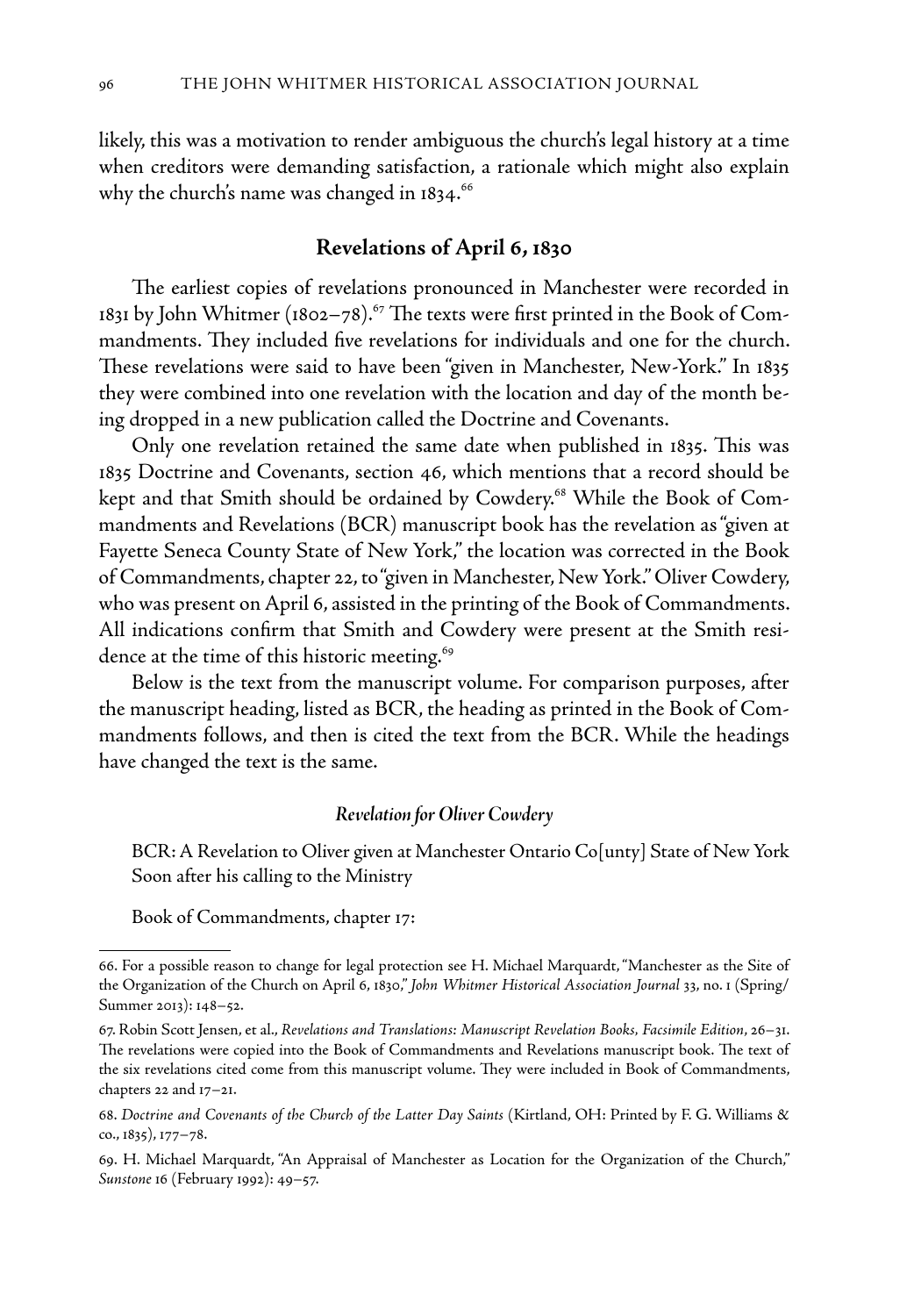likely, this was a motivation to render ambiguous the church's legal history at a time when creditors were demanding satisfaction, a rationale which might also explain why the church's name was changed in 1834.[66]

## Revelations of April 6, 1830

The earliest copies of revelations pronounced in Manchester were recorded in 1831 by John Whitmer (1802–78).[67] The texts were first printed in the Book of Commandments. They included five revelations for individuals and one for the church. These revelations were said to have been "given in Manchester, New-York." In 1835 they were combined into one revelation with the location and day of the month being dropped in a new publication called the Doctrine and Covenants.

Only one revelation retained the same date when published in 1835. This was 1835 Doctrine and Covenants, section 46, which mentions that a record should be kept and that Smith should be ordained by Cowdery.[68] While the Book of Commandments and Revelations (BCR) manuscript book has the revelation as "given at Fayette Seneca County State of New York," the location was corrected in the Book of Commandments, chapter 22, to "given in Manchester, New York." Oliver Cowdery, who was present on April 6, assisted in the printing of the Book of Commandments. All indications confirm that Smith and Cowdery were present at the Smith residence at the time of this historic meeting.[69]

Below is the text from the manuscript volume. For comparison purposes, after the manuscript heading, listed as BCR, the heading as printed in the Book of Commandments follows, and then is cited the text from the BCR. While the headings have changed the text is the same.

### *Revelation for Oliver Cowdery*

BCR: A Revelation to Oliver given at Manchester Ontario Co[unty] State of New York Soon after his calling to the Ministry

Book of Commandments, chapter 17:

---

66. For a possible reason to change for legal protection see H. Michael Marquardt, "Manchester as the Site of the Organization of the Church on April 6, 1830," *John Whitmer Historical Association Journal* 33, no. 1 (Spring/Summer 2013): 148–52.

67. Robin Scott Jensen, et al., *Revelations and Translations: Manuscript Revelation Books, Facsimile Edition*, 26–31. The revelations were copied into the Book of Commandments and Revelations manuscript book. The text of the six revelations cited come from this manuscript volume. They were included in Book of Commandments, chapters 22 and 17–21.

68. *Doctrine and Covenants of the Church of the Latter Day Saints* (Kirtland, OH: Printed by F. G. Williams & co., 1835), 177–78.

69. H. Michael Marquardt, "An Appraisal of Manchester as Location for the Organization of the Church," *Sunstone* 16 (February 1992): 49–57.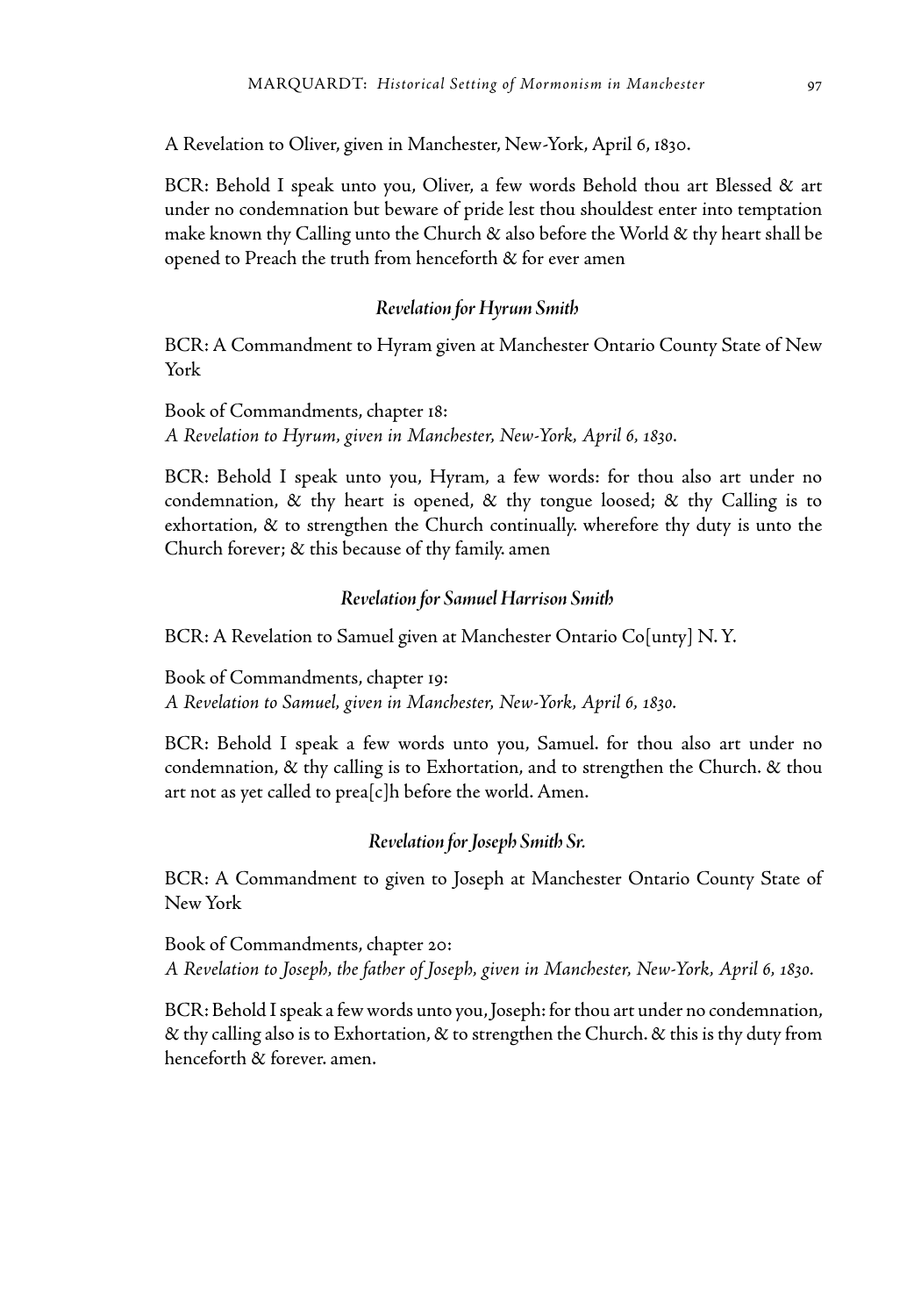A Revelation to Oliver, given in Manchester, New-York, April 6, 1830.

BCR: Behold I speak unto you, Oliver, a few words Behold thou art Blessed & art under no condemnation but beware of pride lest thou shouldest enter into temptation make known thy Calling unto the Church & also before the World & thy heart shall be opened to Preach the truth from henceforth & for ever amen

### *Revelation for Hyrum Smith*

BCR: A Commandment to Hyram given at Manchester Ontario County State of New York

Book of Commandments, chapter 18:
*A Revelation to Hyrum, given in Manchester, New-York, April 6, 1830.*

BCR: Behold I speak unto you, Hyram, a few words: for thou also art under no condemnation, & thy heart is opened, & thy tongue loosed; & thy Calling is to exhortation, & to strengthen the Church continually. wherefore thy duty is unto the Church forever; & this because of thy family. amen

### *Revelation for Samuel Harrison Smith*

BCR: A Revelation to Samuel given at Manchester Ontario Co[unty] N. Y.

Book of Commandments, chapter 19:
*A Revelation to Samuel, given in Manchester, New-York, April 6, 1830.*

BCR: Behold I speak a few words unto you, Samuel. for thou also art under no condemnation, & thy calling is to Exhortation, and to strengthen the Church. & thou art not as yet called to prea[c]h before the world. Amen.

### *Revelation for Joseph Smith Sr.*

BCR: A Commandment to given to Joseph at Manchester Ontario County State of New York

Book of Commandments, chapter 20:
*A Revelation to Joseph, the father of Joseph, given in Manchester, New-York, April 6, 1830.*

BCR: Behold I speak a few words unto you, Joseph: for thou art under no condemnation, & thy calling also is to Exhortation, & to strengthen the Church. & this is thy duty from henceforth & forever. amen.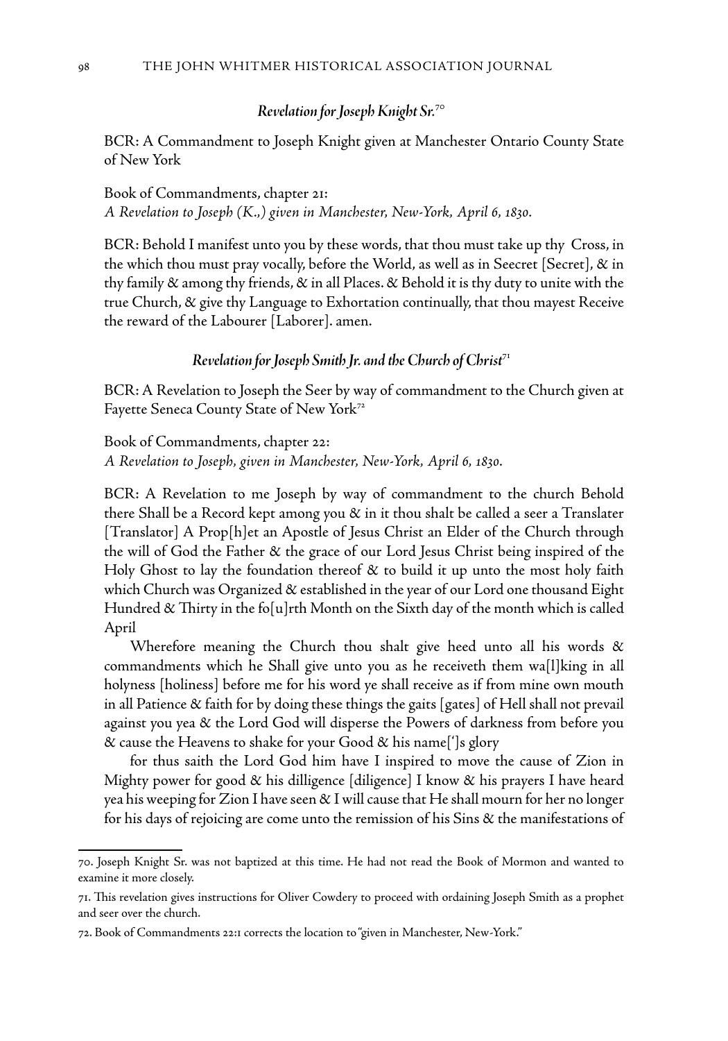### *Revelation for Joseph Knight Sr.*[70]

BCR: A Commandment to Joseph Knight given at Manchester Ontario County State of New York

Book of Commandments, chapter 21:
*A Revelation to Joseph (K.,) given in Manchester, New-York, April 6, 1830.*

BCR: Behold I manifest unto you by these words, that thou must take up thy Cross, in the which thou must pray vocally, before the World, as well as in Seecret [Secret], & in thy family & among thy friends, & in all Places. & Behold it is thy duty to unite with the true Church, & give thy Language to Exhortation continually, that thou mayest Receive the reward of the Labourer [Laborer]. amen.

### *Revelation for Joseph Smith Jr. and the Church of Christ*[71]

BCR: A Revelation to Joseph the Seer by way of commandment to the Church given at Fayette Seneca County State of New York[72]

Book of Commandments, chapter 22:
*A Revelation to Joseph, given in Manchester, New-York, April 6, 1830.*

BCR: A Revelation to me Joseph by way of commandment to the church Behold there Shall be a Record kept among you & in it thou shalt be called a seer a Translater [Translator] A Prop[h]et an Apostle of Jesus Christ an Elder of the Church through the will of God the Father & the grace of our Lord Jesus Christ being inspired of the Holy Ghost to lay the foundation thereof & to build it up unto the most holy faith which Church was Organized & established in the year of our Lord one thousand Eight Hundred & Thirty in the fo[u]rth Month on the Sixth day of the month which is called April

Wherefore meaning the Church thou shalt give heed unto all his words & commandments which he Shall give unto you as he receiveth them wa[l]king in all holyness [holiness] before me for his word ye shall receive as if from mine own mouth in all Patience & faith for by doing these things the gaits [gates] of Hell shall not prevail against you yea & the Lord God will disperse the Powers of darkness from before you & cause the Heavens to shake for your Good & his name['] s glory

for thus saith the Lord God him have I inspired to move the cause of Zion in Mighty power for good & his dilligence [diligence] I know & his prayers I have heard yea his weeping for Zion I have seen & I will cause that He shall mourn for her no longer for his days of rejoicing are come unto the remission of his Sins & the manifestations of

---

70. Joseph Knight Sr. was not baptized at this time. He had not read the Book of Mormon and wanted to examine it more closely.

71. This revelation gives instructions for Oliver Cowdery to proceed with ordaining Joseph Smith as a prophet and seer over the church.

72. Book of Commandments 22:1 corrects the location to "given in Manchester, New-York."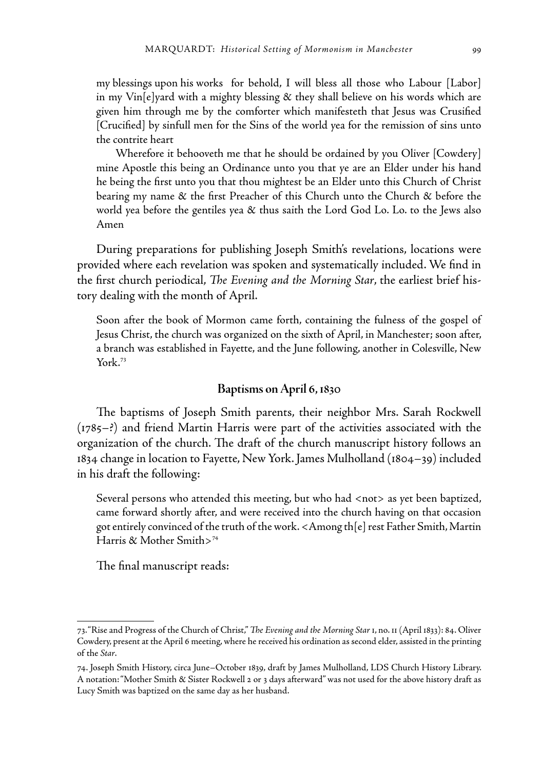my blessings upon his works for behold, I will bless all those who Labour [Labor] in my Vin[e]yard with a mighty blessing & they shall believe on his words which are given him through me by the comforter which manifesteth that Jesus was Crusified [Crucified] by sinfull men for the Sins of the world yea for the remission of sins unto the contrite heart

Wherefore it behooveth me that he should be ordained by you Oliver [Cowdery] mine Apostle this being an Ordinance unto you that ye are an Elder under his hand he being the first unto you that thou mightest be an Elder unto this Church of Christ bearing my name & the first Preacher of this Church unto the Church & before the world yea before the gentiles yea & thus saith the Lord God Lo. Lo. to the Jews also Amen

During preparations for publishing Joseph Smith's revelations, locations were provided where each revelation was spoken and systematically included. We find in the first church periodical, *The Evening and the Morning Star*, the earliest brief history dealing with the month of April.

> Soon after the book of Mormon came forth, containing the fulness of the gospel of Jesus Christ, the church was organized on the sixth of April, in Manchester; soon after, a branch was established in Fayette, and the June following, another in Colesville, New York.[73]

## Baptisms on April 6, 1830

The baptisms of Joseph Smith parents, their neighbor Mrs. Sarah Rockwell (1785–?) and friend Martin Harris were part of the activities associated with the organization of the church. The draft of the church manuscript history follows an 1834 change in location to Fayette, New York. James Mulholland (1804–39) included in his draft the following:

> Several persons who attended this meeting, but who had <not> as yet been baptized, came forward shortly after, and were received into the church having on that occasion got entirely convinced of the truth of the work. <Among th[e] rest Father Smith, Martin Harris & Mother Smith>[74]

The final manuscript reads:

---

73. "Rise and Progress of the Church of Christ," *The Evening and the Morning Star* 1, no. 11 (April 1833): 84. Oliver Cowdery, present at the April 6 meeting, where he received his ordination as second elder, assisted in the printing of the *Star*.

74. Joseph Smith History, circa June–October 1839, draft by James Mulholland, LDS Church History Library. A notation: "Mother Smith & Sister Rockwell 2 or 3 days afterward" was not used for the above history draft as Lucy Smith was baptized on the same day as her husband.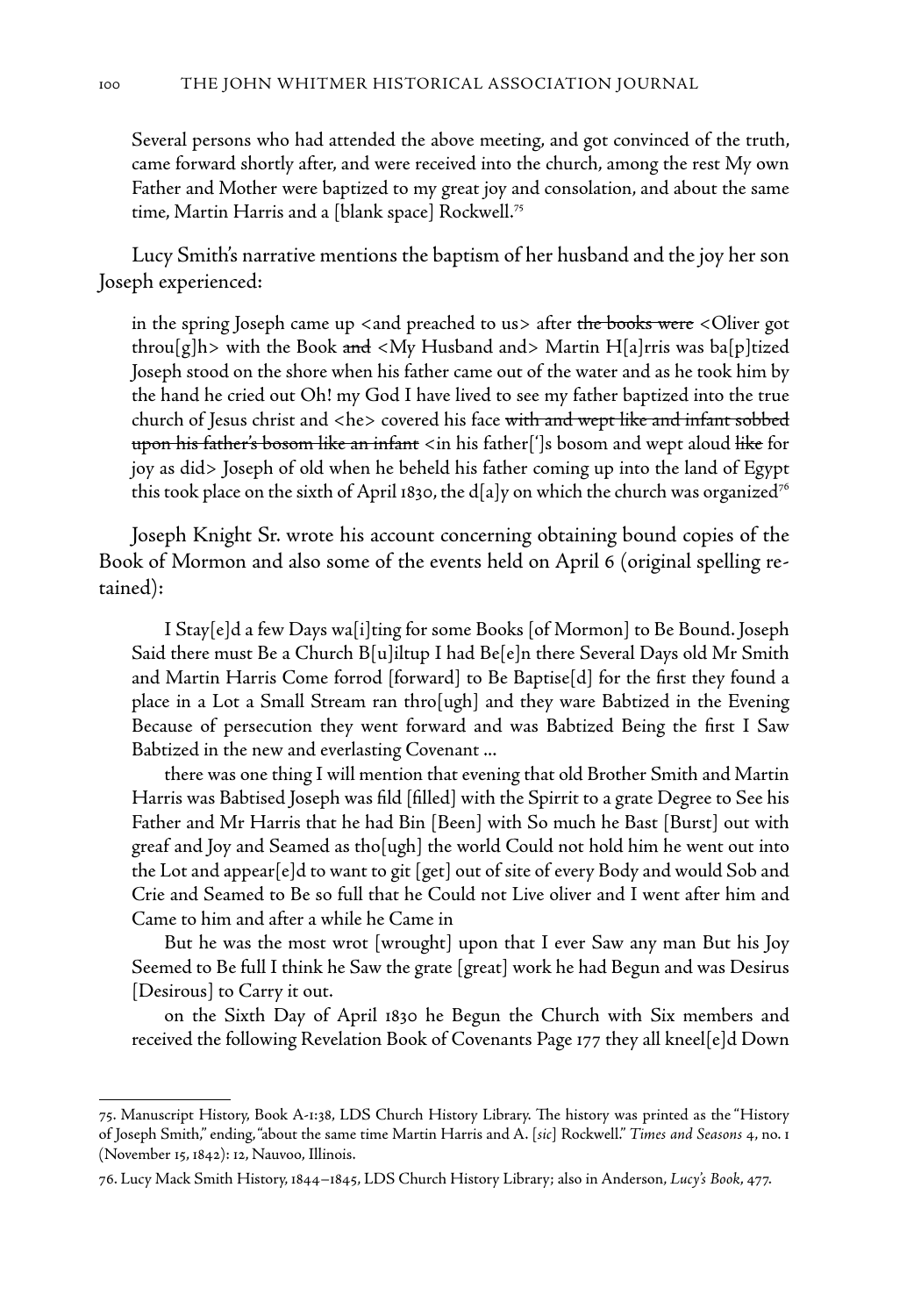> Several persons who had attended the above meeting, and got convinced of the truth, came forward shortly after, and were received into the church, among the rest My own Father and Mother were baptized to my great joy and consolation, and about the same time, Martin Harris and a [blank space] Rockwell.[75]

Lucy Smith's narrative mentions the baptism of her husband and the joy her son Joseph experienced:

> in the spring Joseph came up <and preached to us> after ~~the books were~~ <Oliver got throu[g]h> with the Book ~~and~~ <My Husband and> Martin H[a]rris was ba[p]tized Joseph stood on the shore when his father came out of the water and as he took him by the hand he cried out Oh! my God I have lived to see my father baptized into the true church of Jesus christ and <he> covered his face ~~with and wept like and infant sobbed upon his father's bosom like an infant~~ <in his father[']s bosom and wept aloud ~~like~~ for joy as did> Joseph of old when he beheld his father coming up into the land of Egypt this took place on the sixth of April 1830, the d[a]y on which the church was organized[76]

Joseph Knight Sr. wrote his account concerning obtaining bound copies of the Book of Mormon and also some of the events held on April 6 (original spelling retained):

> I Stay[e]d a few Days wa[i]ting for some Books [of Mormon] to Be Bound. Joseph Said there must Be a Church B[u]iltup I had Be[e]n there Several Days old Mr Smith and Martin Harris Come forrod [forward] to Be Baptise[d] for the first they found a place in a Lot a Small Stream ran thro[ugh] and they ware Babtized in the Evening Because of persecution they went forward and was Babtized Being the first I Saw Babtized in the new and everlasting Covenant ...
>
> there was one thing I will mention that evening that old Brother Smith and Martin Harris was Babtised Joseph was fild [filled] with the Spirrit to a grate Degree to See his Father and Mr Harris that he had Bin [Been] with So much he Bast [Burst] out with greaf and Joy and Seamed as tho[ugh] the world Could not hold him he went out into the Lot and appear[e]d to want to git [get] out of site of every Body and would Sob and Crie and Seamed to Be so full that he Could not Live oliver and I went after him and Came to him and after a while he Came in
>
> But he was the most wrot [wrought] upon that I ever Saw any man But his Joy Seemed to Be full I think he Saw the grate [great] work he had Begun and was Desirus [Desirous] to Carry it out.
>
> on the Sixth Day of April 1830 he Begun the Church with Six members and received the following Revelation Book of Covenants Page 177 they all kneel[e]d Down

---

75. Manuscript History, Book A-1:38, LDS Church History Library. The history was printed as the "History of Joseph Smith," ending, "about the same time Martin Harris and A. [*sic*] Rockwell." *Times and Seasons* 4, no. 1 (November 15, 1842): 12, Nauvoo, Illinois.

76. Lucy Mack Smith History, 1844–1845, LDS Church History Library; also in Anderson, *Lucy's Book*, 477.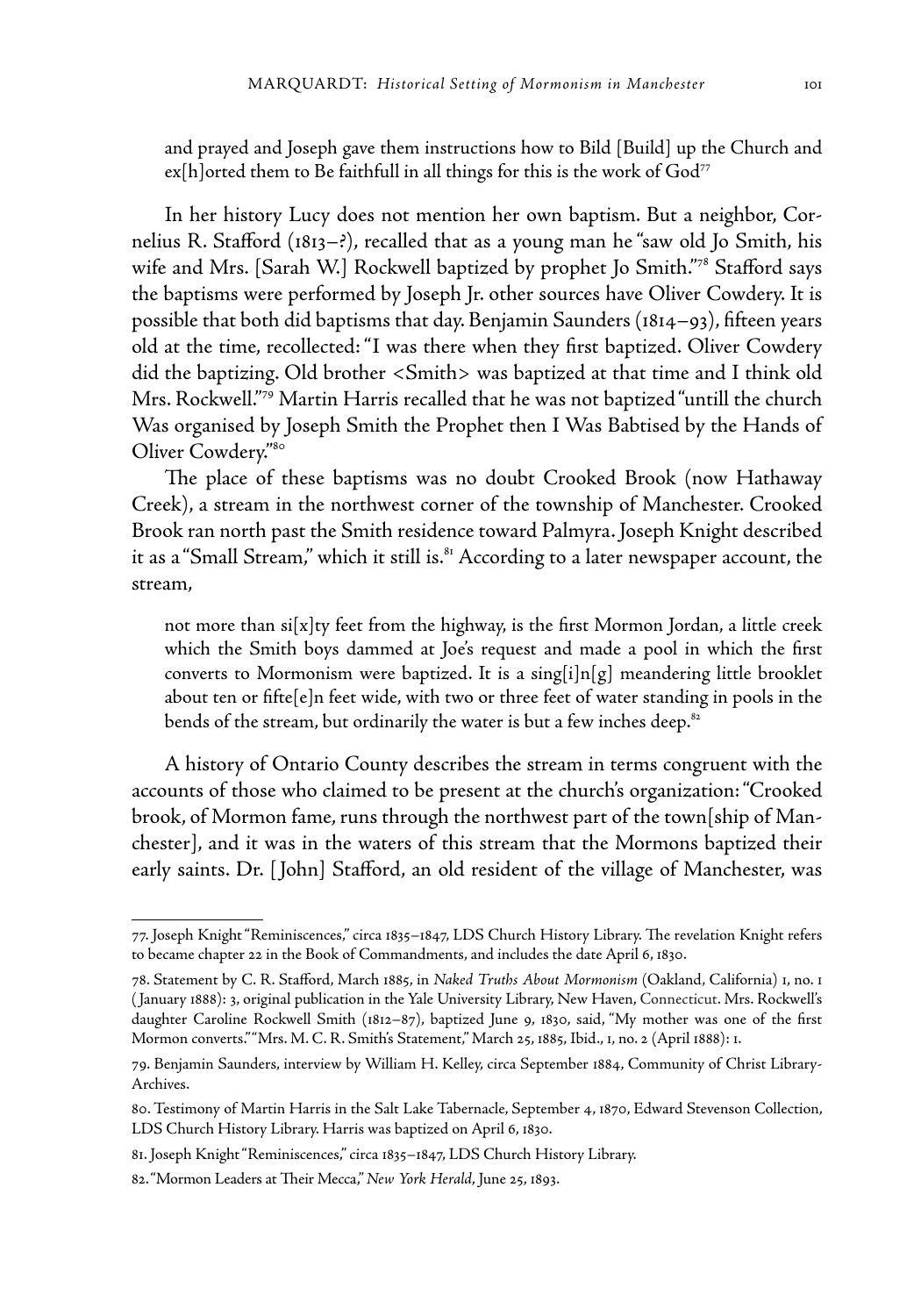and prayed and Joseph gave them instructions how to Bild [Build] up the Church and ex[h]orted them to Be faithfull in all things for this is the work of God[77]

In her history Lucy does not mention her own baptism. But a neighbor, Cornelius R. Stafford (1813–?), recalled that as a young man he "saw old Jo Smith, his wife and Mrs. [Sarah W.] Rockwell baptized by prophet Jo Smith."[78] Stafford says the baptisms were performed by Joseph Jr. other sources have Oliver Cowdery. It is possible that both did baptisms that day. Benjamin Saunders (1814–93), fifteen years old at the time, recollected: "I was there when they first baptized. Oliver Cowdery did the baptizing. Old brother <Smith> was baptized at that time and I think old Mrs. Rockwell."[79] Martin Harris recalled that he was not baptized "untill the church Was organised by Joseph Smith the Prophet then I Was Babtised by the Hands of Oliver Cowdery."[80]

The place of these baptisms was no doubt Crooked Brook (now Hathaway Creek), a stream in the northwest corner of the township of Manchester. Crooked Brook ran north past the Smith residence toward Palmyra. Joseph Knight described it as a "Small Stream," which it still is.[81] According to a later newspaper account, the stream,

> not more than si[x]ty feet from the highway, is the first Mormon Jordan, a little creek which the Smith boys dammed at Joe's request and made a pool in which the first converts to Mormonism were baptized. It is a sing[i]n[g] meandering little brooklet about ten or fifte[e]n feet wide, with two or three feet of water standing in pools in the bends of the stream, but ordinarily the water is but a few inches deep.[82]

A history of Ontario County describes the stream in terms congruent with the accounts of those who claimed to be present at the church's organization: "Crooked brook, of Mormon fame, runs through the northwest part of the town[ship of Manchester], and it was in the waters of this stream that the Mormons baptized their early saints. Dr. [John] Stafford, an old resident of the village of Manchester, was

---

77. Joseph Knight "Reminiscences," circa 1835–1847, LDS Church History Library. The revelation Knight refers to became chapter 22 in the Book of Commandments, and includes the date April 6, 1830.

78. Statement by C. R. Stafford, March 1885, in *Naked Truths About Mormonism* (Oakland, California) 1, no. 1 (January 1888): 3, original publication in the Yale University Library, New Haven, Connecticut. Mrs. Rockwell's daughter Caroline Rockwell Smith (1812–87), baptized June 9, 1830, said, "My mother was one of the first Mormon converts." "Mrs. M. C. R. Smith's Statement," March 25, 1885, Ibid., 1, no. 2 (April 1888): 1.

79. Benjamin Saunders, interview by William H. Kelley, circa September 1884, Community of Christ Library-Archives.

80. Testimony of Martin Harris in the Salt Lake Tabernacle, September 4, 1870, Edward Stevenson Collection, LDS Church History Library. Harris was baptized on April 6, 1830.

81. Joseph Knight "Reminiscences," circa 1835–1847, LDS Church History Library.

82. "Mormon Leaders at Their Mecca," *New York Herald*, June 25, 1893.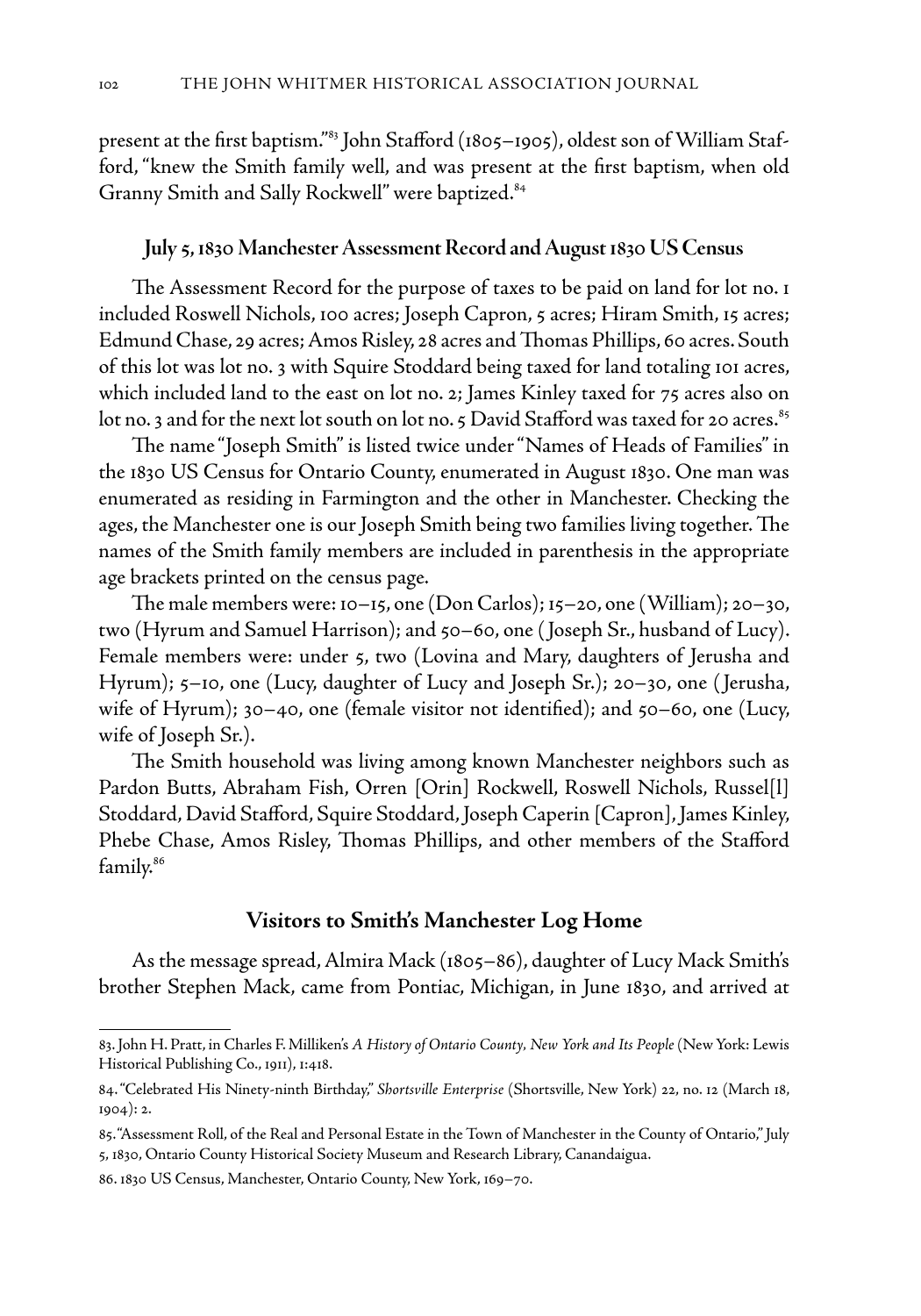present at the first baptism."[83] John Stafford (1805–1905), oldest son of William Stafford, "knew the Smith family well, and was present at the first baptism, when old Granny Smith and Sally Rockwell" were baptized.[84]

### July 5, 1830 Manchester Assessment Record and August 1830 US Census

The Assessment Record for the purpose of taxes to be paid on land for lot no. 1 included Roswell Nichols, 100 acres; Joseph Capron, 5 acres; Hiram Smith, 15 acres; Edmund Chase, 29 acres; Amos Risley, 28 acres and Thomas Phillips, 60 acres. South of this lot was lot no. 3 with Squire Stoddard being taxed for land totaling 101 acres, which included land to the east on lot no. 2; James Kinley taxed for 75 acres also on lot no. 3 and for the next lot south on lot no. 5 David Stafford was taxed for 20 acres.[85]

The name "Joseph Smith" is listed twice under "Names of Heads of Families" in the 1830 US Census for Ontario County, enumerated in August 1830. One man was enumerated as residing in Farmington and the other in Manchester. Checking the ages, the Manchester one is our Joseph Smith being two families living together. The names of the Smith family members are included in parenthesis in the appropriate age brackets printed on the census page.

The male members were: 10–15, one (Don Carlos); 15–20, one (William); 20–30, two (Hyrum and Samuel Harrison); and 50–60, one (Joseph Sr., husband of Lucy). Female members were: under 5, two (Lovina and Mary, daughters of Jerusha and Hyrum); 5–10, one (Lucy, daughter of Lucy and Joseph Sr.); 20–30, one (Jerusha, wife of Hyrum); 30–40, one (female visitor not identified); and 50–60, one (Lucy, wife of Joseph Sr.).

The Smith household was living among known Manchester neighbors such as Pardon Butts, Abraham Fish, Orren [Orin] Rockwell, Roswell Nichols, Russel[l] Stoddard, David Stafford, Squire Stoddard, Joseph Caperin [Capron], James Kinley, Phebe Chase, Amos Risley, Thomas Phillips, and other members of the Stafford family.[86]

### Visitors to Smith's Manchester Log Home

As the message spread, Almira Mack (1805–86), daughter of Lucy Mack Smith's brother Stephen Mack, came from Pontiac, Michigan, in June 1830, and arrived at

---

83. John H. Pratt, in Charles F. Milliken's *A History of Ontario County, New York and Its People* (New York: Lewis Historical Publishing Co., 1911), 1:418.

84. "Celebrated His Ninety-ninth Birthday," *Shortsville Enterprise* (Shortsville, New York) 22, no. 12 (March 18, 1904): 2.

85. "Assessment Roll, of the Real and Personal Estate in the Town of Manchester in the County of Ontario," July 5, 1830, Ontario County Historical Society Museum and Research Library, Canandaigua.

86. 1830 US Census, Manchester, Ontario County, New York, 169–70.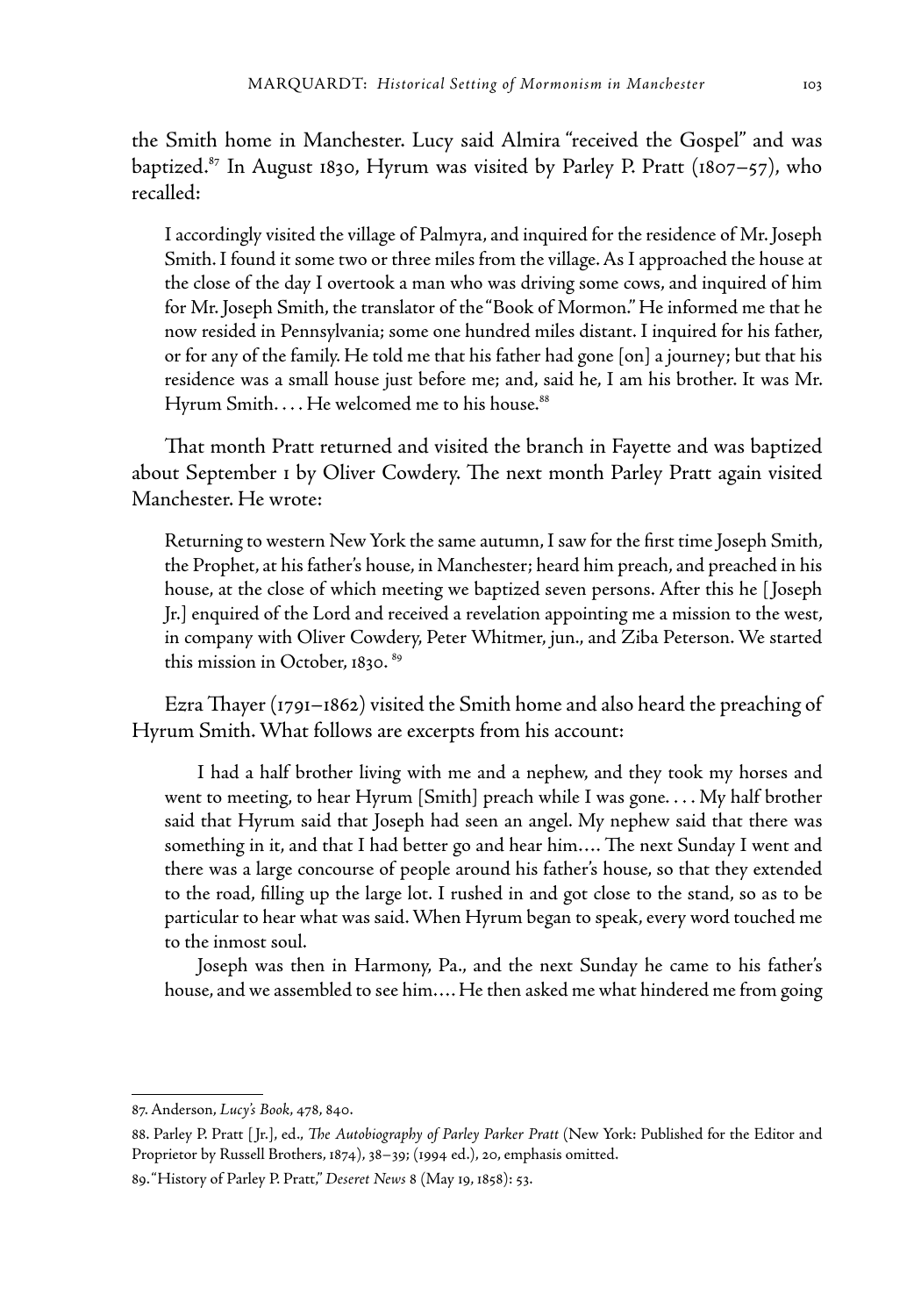the Smith home in Manchester. Lucy said Almira "received the Gospel" and was baptized.[87] In August 1830, Hyrum was visited by Parley P. Pratt (1807–57), who recalled:

> I accordingly visited the village of Palmyra, and inquired for the residence of Mr. Joseph Smith. I found it some two or three miles from the village. As I approached the house at the close of the day I overtook a man who was driving some cows, and inquired of him for Mr. Joseph Smith, the translator of the "Book of Mormon." He informed me that he now resided in Pennsylvania; some one hundred miles distant. I inquired for his father, or for any of the family. He told me that his father had gone [on] a journey; but that his residence was a small house just before me; and, said he, I am his brother. It was Mr. Hyrum Smith. . . . He welcomed me to his house.[88]

That month Pratt returned and visited the branch in Fayette and was baptized about September 1 by Oliver Cowdery. The next month Parley Pratt again visited Manchester. He wrote:

> Returning to western New York the same autumn, I saw for the first time Joseph Smith, the Prophet, at his father's house, in Manchester; heard him preach, and preached in his house, at the close of which meeting we baptized seven persons. After this he [Joseph Jr.] enquired of the Lord and received a revelation appointing me a mission to the west, in company with Oliver Cowdery, Peter Whitmer, jun., and Ziba Peterson. We started this mission in October, 1830. [89]

Ezra Thayer (1791–1862) visited the Smith home and also heard the preaching of Hyrum Smith. What follows are excerpts from his account:

> I had a half brother living with me and a nephew, and they took my horses and went to meeting, to hear Hyrum [Smith] preach while I was gone. . . . My half brother said that Hyrum said that Joseph had seen an angel. My nephew said that there was something in it, and that I had better go and hear him.... The next Sunday I went and there was a large concourse of people around his father's house, so that they extended to the road, filling up the large lot. I rushed in and got close to the stand, so as to be particular to hear what was said. When Hyrum began to speak, every word touched me to the inmost soul.
>
> Joseph was then in Harmony, Pa., and the next Sunday he came to his father's house, and we assembled to see him.... He then asked me what hindered me from going

---

87. Anderson, *Lucy's Book*, 478, 840.

88. Parley P. Pratt [Jr.], ed., *The Autobiography of Parley Parker Pratt* (New York: Published for the Editor and Proprietor by Russell Brothers, 1874), 38–39; (1994 ed.), 20, emphasis omitted.

89. "History of Parley P. Pratt," *Deseret News* 8 (May 19, 1858): 53.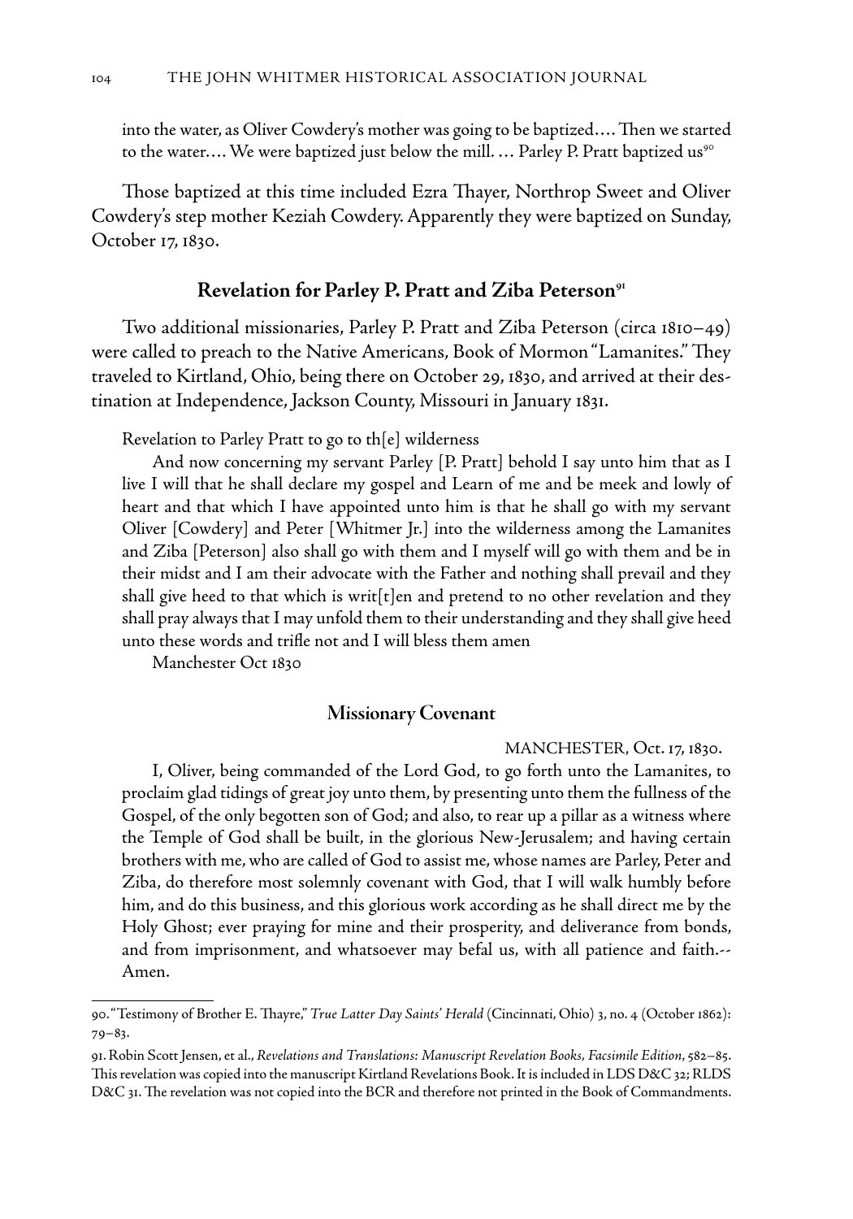into the water, as Oliver Cowdery's mother was going to be baptized.... Then we started to the water.... We were baptized just below the mill. ... Parley P. Pratt baptized us[90]

Those baptized at this time included Ezra Thayer, Northrop Sweet and Oliver Cowdery's step mother Keziah Cowdery. Apparently they were baptized on Sunday, October 17, 1830.

## Revelation for Parley P. Pratt and Ziba Peterson[91]

Two additional missionaries, Parley P. Pratt and Ziba Peterson (circa 1810–49) were called to preach to the Native Americans, Book of Mormon "Lamanites." They traveled to Kirtland, Ohio, being there on October 29, 1830, and arrived at their destination at Independence, Jackson County, Missouri in January 1831.

> Revelation to Parley Pratt to go to th[e] wilderness
>
> And now concerning my servant Parley [P. Pratt] behold I say unto him that as I live I will that he shall declare my gospel and Learn of me and be meek and lowly of heart and that which I have appointed unto him is that he shall go with my servant Oliver [Cowdery] and Peter [Whitmer Jr.] into the wilderness among the Lamanites and Ziba [Peterson] also shall go with them and I myself will go with them and be in their midst and I am their advocate with the Father and nothing shall prevail and they shall give heed to that which is writ[t]en and pretend to no other revelation and they shall pray always that I may unfold them to their understanding and they shall give heed unto these words and trifle not and I will bless them amen
>
> Manchester Oct 1830

### Missionary Covenant

> MANCHESTER, Oct. 17, 1830.
>
> I, Oliver, being commanded of the Lord God, to go forth unto the Lamanites, to proclaim glad tidings of great joy unto them, by presenting unto them the fullness of the Gospel, of the only begotten son of God; and also, to rear up a pillar as a witness where the Temple of God shall be built, in the glorious New-Jerusalem; and having certain brothers with me, who are called of God to assist me, whose names are Parley, Peter and Ziba, do therefore most solemnly covenant with God, that I will walk humbly before him, and do this business, and this glorious work according as he shall direct me by the Holy Ghost; ever praying for mine and their prosperity, and deliverance from bonds, and from imprisonment, and whatsoever may befal us, with all patience and faith.--Amen.

---

90. "Testimony of Brother E. Thayre," *True Latter Day Saints' Herald* (Cincinnati, Ohio) 3, no. 4 (October 1862): 79–83.

91. Robin Scott Jensen, et al., *Revelations and Translations: Manuscript Revelation Books, Facsimile Edition*, 582–85. This revelation was copied into the manuscript Kirtland Revelations Book. It is included in LDS D&C 32; RLDS D&C 31. The revelation was not copied into the BCR and therefore not printed in the Book of Commandments.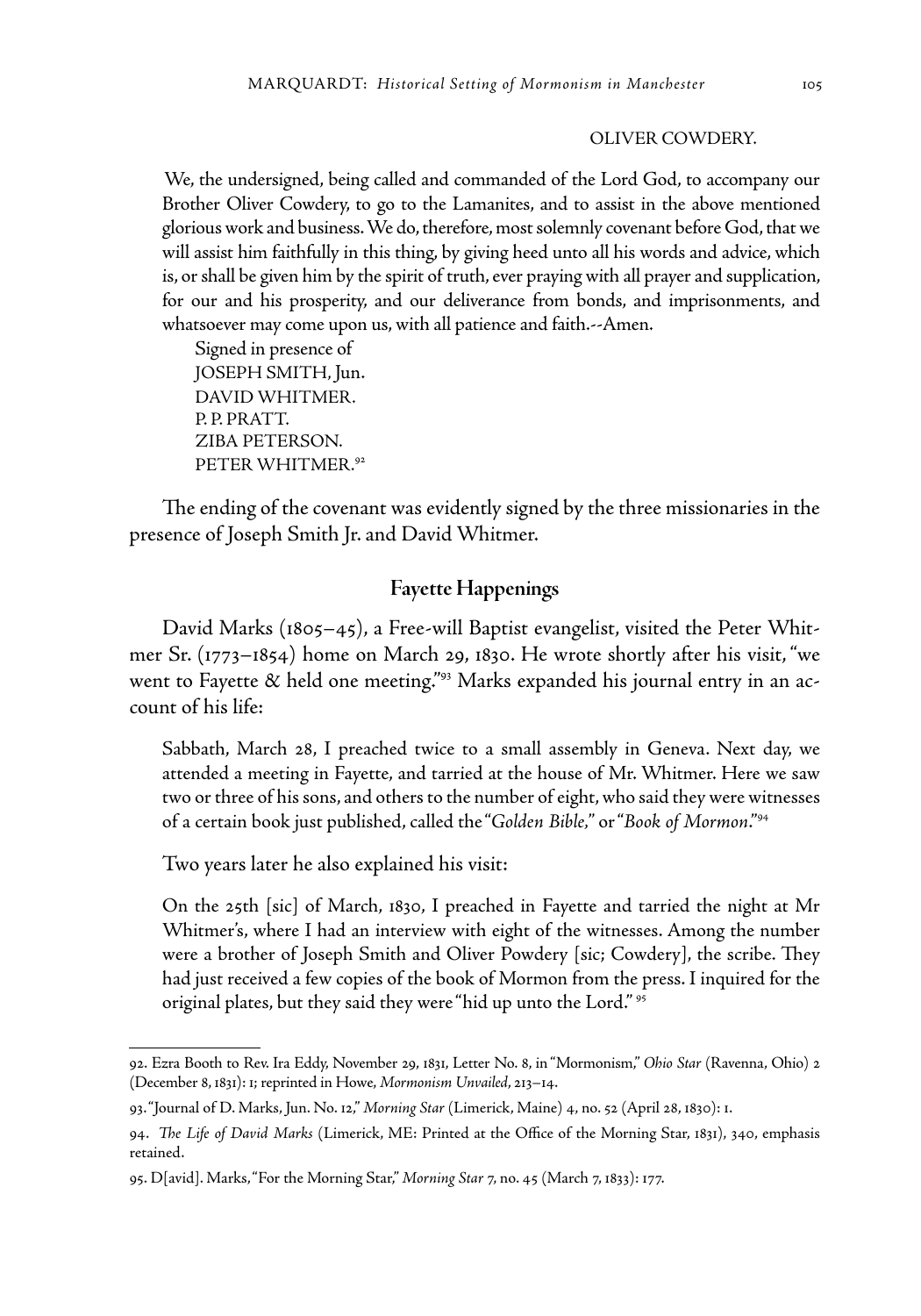OLIVER COWDERY.

We, the undersigned, being called and commanded of the Lord God, to accompany our Brother Oliver Cowdery, to go to the Lamanites, and to assist in the above mentioned glorious work and business. We do, therefore, most solemnly covenant before God, that we will assist him faithfully in this thing, by giving heed unto all his words and advice, which is, or shall be given him by the spirit of truth, ever praying with all prayer and supplication, for our and his prosperity, and our deliverance from bonds, and imprisonments, and whatsoever may come upon us, with all patience and faith.--Amen.

Signed in presence of
JOSEPH SMITH, Jun.
DAVID WHITMER.
P. P. PRATT.
ZIBA PETERSON.
PETER WHITMER.[92]

The ending of the covenant was evidently signed by the three missionaries in the presence of Joseph Smith Jr. and David Whitmer.

## Fayette Happenings

David Marks (1805–45), a Free-will Baptist evangelist, visited the Peter Whitmer Sr. (1773–1854) home on March 29, 1830. He wrote shortly after his visit, "we went to Fayette & held one meeting."[93] Marks expanded his journal entry in an account of his life:

> Sabbath, March 28, I preached twice to a small assembly in Geneva. Next day, we attended a meeting in Fayette, and tarried at the house of Mr. Whitmer. Here we saw two or three of his sons, and others to the number of eight, who said they were witnesses of a certain book just published, called the "*Golden Bible*," or "*Book of Mormon*."[94]

Two years later he also explained his visit:

> On the 25th [sic] of March, 1830, I preached in Fayette and tarried the night at Mr Whitmer's, where I had an interview with eight of the witnesses. Among the number were a brother of Joseph Smith and Oliver Powdery [sic; Cowdery], the scribe. They had just received a few copies of the book of Mormon from the press. I inquired for the original plates, but they said they were "hid up unto the Lord." [95]

---

92. Ezra Booth to Rev. Ira Eddy, November 29, 1831, Letter No. 8, in "Mormonism," *Ohio Star* (Ravenna, Ohio) 2 (December 8, 1831): 1; reprinted in Howe, *Mormonism Unvailed*, 213–14.

93. "Journal of D. Marks, Jun. No. 12," *Morning Star* (Limerick, Maine) 4, no. 52 (April 28, 1830): 1.

94. *The Life of David Marks* (Limerick, ME: Printed at the Office of the Morning Star, 1831), 340, emphasis retained.

95. D[avid]. Marks, "For the Morning Star," *Morning Star* 7, no. 45 (March 7, 1833): 177.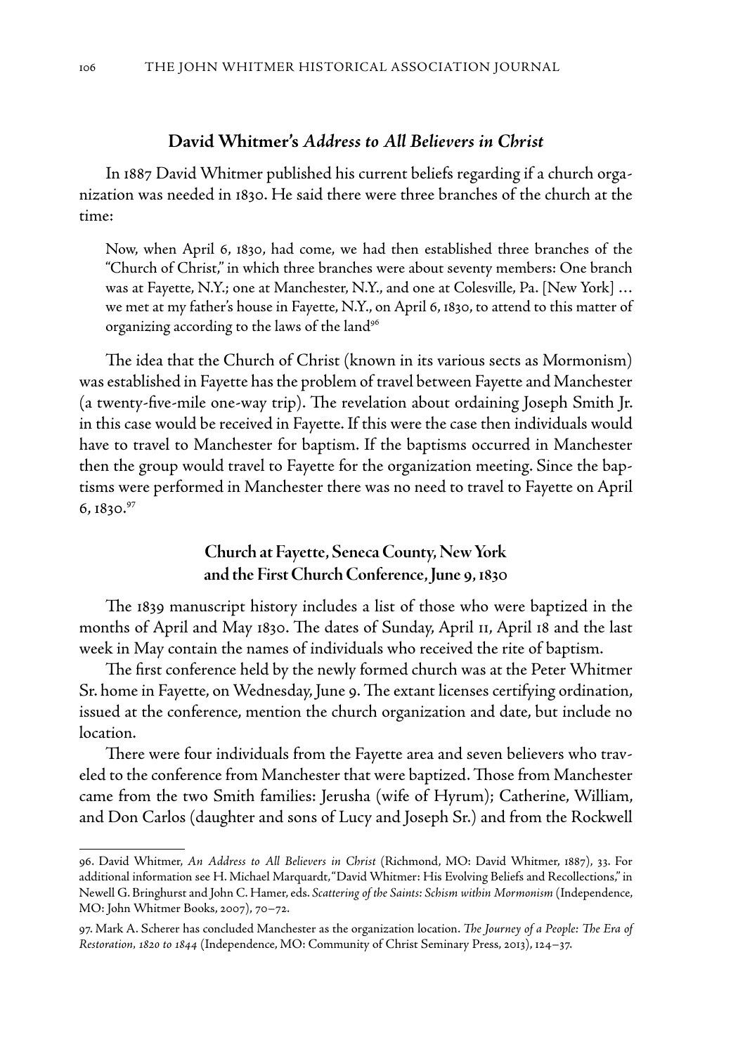### David Whitmer's *Address to All Believers in Christ*

In 1887 David Whitmer published his current beliefs regarding if a church organization was needed in 1830. He said there were three branches of the church at the time:

> Now, when April 6, 1830, had come, we had then established three branches of the "Church of Christ," in which three branches were about seventy members: One branch was at Fayette, N.Y.; one at Manchester, N.Y., and one at Colesville, Pa. [New York] … we met at my father's house in Fayette, N.Y., on April 6, 1830, to attend to this matter of organizing according to the laws of the land[96]

The idea that the Church of Christ (known in its various sects as Mormonism) was established in Fayette has the problem of travel between Fayette and Manchester (a twenty-five-mile one-way trip). The revelation about ordaining Joseph Smith Jr. in this case would be received in Fayette. If this were the case then individuals would have to travel to Manchester for baptism. If the baptisms occurred in Manchester then the group would travel to Fayette for the organization meeting. Since the baptisms were performed in Manchester there was no need to travel to Fayette on April 6, 1830.[97]

### Church at Fayette, Seneca County, New York and the First Church Conference, June 9, 1830

The 1839 manuscript history includes a list of those who were baptized in the months of April and May 1830. The dates of Sunday, April 11, April 18 and the last week in May contain the names of individuals who received the rite of baptism.

The first conference held by the newly formed church was at the Peter Whitmer Sr. home in Fayette, on Wednesday, June 9. The extant licenses certifying ordination, issued at the conference, mention the church organization and date, but include no location.

There were four individuals from the Fayette area and seven believers who traveled to the conference from Manchester that were baptized. Those from Manchester came from the two Smith families: Jerusha (wife of Hyrum); Catherine, William, and Don Carlos (daughter and sons of Lucy and Joseph Sr.) and from the Rockwell

---

96. David Whitmer, *An Address to All Believers in Christ* (Richmond, MO: David Whitmer, 1887), 33. For additional information see H. Michael Marquardt, "David Whitmer: His Evolving Beliefs and Recollections," in Newell G. Bringhurst and John C. Hamer, eds. *Scattering of the Saints: Schism within Mormonism* (Independence, MO: John Whitmer Books, 2007), 70–72.

97. Mark A. Scherer has concluded Manchester as the organization location. *The Journey of a People: The Era of Restoration, 1820 to 1844* (Independence, MO: Community of Christ Seminary Press, 2013), 124–37.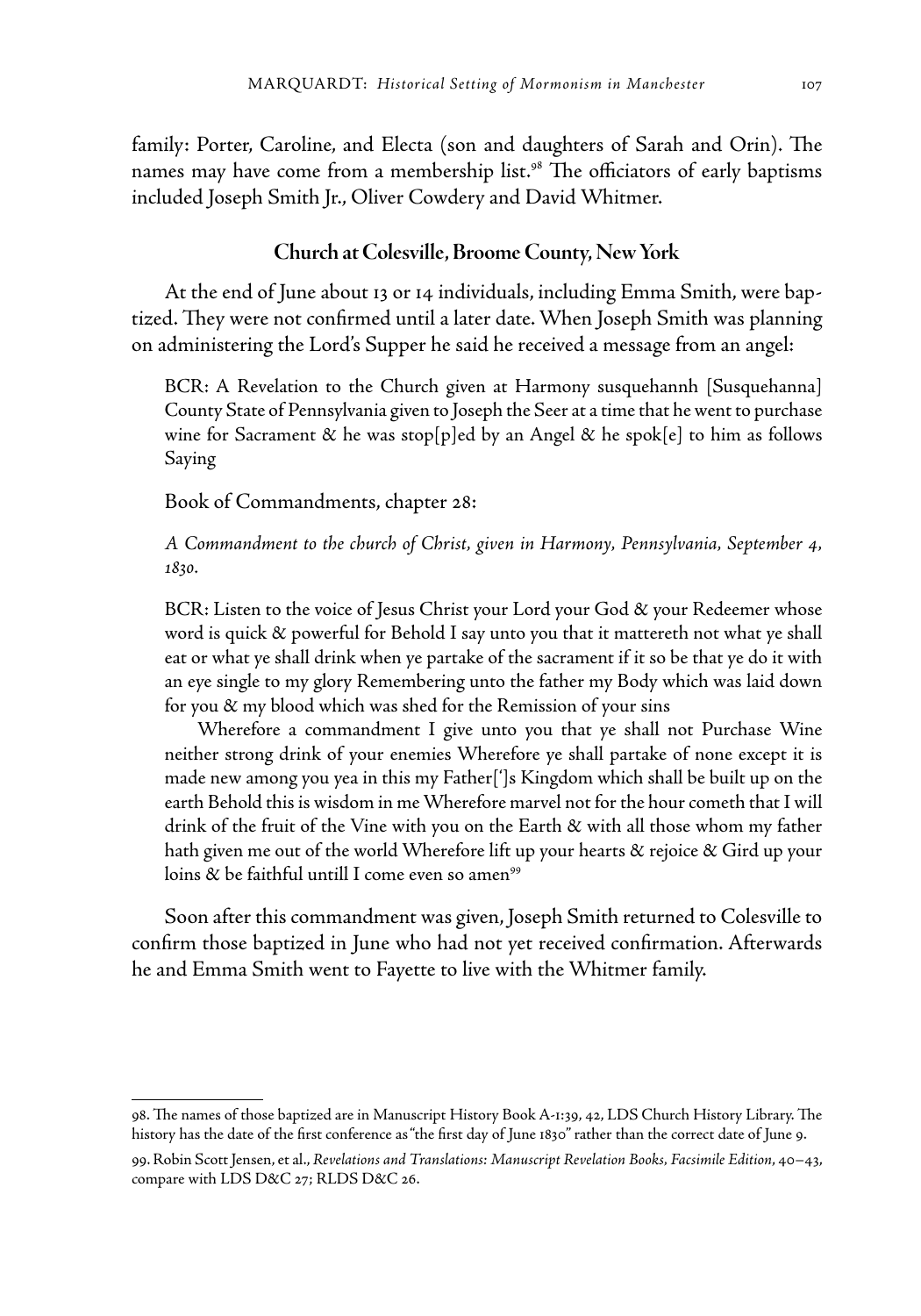family: Porter, Caroline, and Electa (son and daughters of Sarah and Orin). The names may have come from a membership list.[98] The officiators of early baptisms included Joseph Smith Jr., Oliver Cowdery and David Whitmer.

### Church at Colesville, Broome County, New York

At the end of June about 13 or 14 individuals, including Emma Smith, were baptized. They were not confirmed until a later date. When Joseph Smith was planning on administering the Lord's Supper he said he received a message from an angel:

> BCR: A Revelation to the Church given at Harmony susquehannh [Susquehanna] County State of Pennsylvania given to Joseph the Seer at a time that he went to purchase wine for Sacrament & he was stop[p]ed by an Angel & he spok[e] to him as follows Saying

> Book of Commandments, chapter 28:

> *A Commandment to the church of Christ, given in Harmony, Pennsylvania, September 4, 1830.*

> BCR: Listen to the voice of Jesus Christ your Lord your God & your Redeemer whose word is quick & powerful for Behold I say unto you that it mattereth not what ye shall eat or what ye shall drink when ye partake of the sacrament if it so be that ye do it with an eye single to my glory Remembering unto the father my Body which was laid down for you & my blood which was shed for the Remission of your sins

> Wherefore a commandment I give unto you that ye shall not Purchase Wine neither strong drink of your enemies Wherefore ye shall partake of none except it is made new among you yea in this my Father[']s Kingdom which shall be built up on the earth Behold this is wisdom in me Wherefore marvel not for the hour cometh that I will drink of the fruit of the Vine with you on the Earth & with all those whom my father hath given me out of the world Wherefore lift up your hearts & rejoice & Gird up your loins & be faithful untill I come even so amen[99]

Soon after this commandment was given, Joseph Smith returned to Colesville to confirm those baptized in June who had not yet received confirmation. Afterwards he and Emma Smith went to Fayette to live with the Whitmer family.

---

98. The names of those baptized are in Manuscript History Book A-1:39, 42, LDS Church History Library. The history has the date of the first conference as "the first day of June 1830" rather than the correct date of June 9.

99. Robin Scott Jensen, et al., *Revelations and Translations: Manuscript Revelation Books, Facsimile Edition*, 40–43, compare with LDS D&C 27; RLDS D&C 26.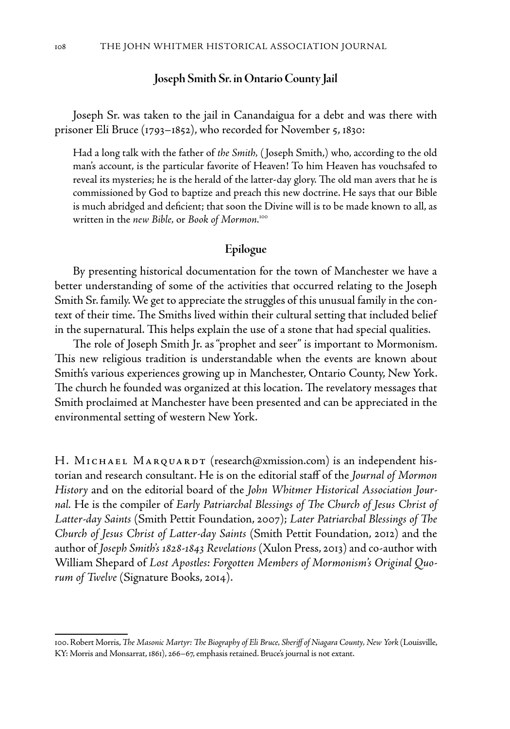## Joseph Smith Sr. in Ontario County Jail

Joseph Sr. was taken to the jail in Canandaigua for a debt and was there with prisoner Eli Bruce (1793–1852), who recorded for November 5, 1830:

> Had a long talk with the father of *the Smith,* (Joseph Smith,) who, according to the old man's account, is the particular favorite of Heaven! To him Heaven has vouchsafed to reveal its mysteries; he is the herald of the latter-day glory. The old man avers that he is commissioned by God to baptize and preach this new doctrine. He says that our Bible is much abridged and deficient; that soon the Divine will is to be made known to all, as written in the *new Bible,* or *Book of Mormon.*[100]

## Epilogue

By presenting historical documentation for the town of Manchester we have a better understanding of some of the activities that occurred relating to the Joseph Smith Sr. family. We get to appreciate the struggles of this unusual family in the context of their time. The Smiths lived within their cultural setting that included belief in the supernatural. This helps explain the use of a stone that had special qualities.

The role of Joseph Smith Jr. as "prophet and seer" is important to Mormonism. This new religious tradition is understandable when the events are known about Smith's various experiences growing up in Manchester, Ontario County, New York. The church he founded was organized at this location. The revelatory messages that Smith proclaimed at Manchester have been presented and can be appreciated in the environmental setting of western New York.

H. Michael Marquardt (research@xmission.com) is an independent historian and research consultant. He is on the editorial staff of the *Journal of Mormon History* and on the editorial board of the *John Whitmer Historical Association Journal.* He is the compiler of *Early Patriarchal Blessings of The Church of Jesus Christ of Latter-day Saints* (Smith Pettit Foundation, 2007); *Later Patriarchal Blessings of The Church of Jesus Christ of Latter-day Saints* (Smith Pettit Foundation, 2012) and the author of *Joseph Smith's 1828-1843 Revelations* (Xulon Press, 2013) and co-author with William Shepard of *Lost Apostles: Forgotten Members of Mormonism's Original Quorum of Twelve* (Signature Books, 2014).

---

100. Robert Morris, *The Masonic Martyr: The Biography of Eli Bruce, Sheriff of Niagara County, New York* (Louisville, KY: Morris and Monsarrat, 1861), 266–67, emphasis retained. Bruce's journal is not extant.